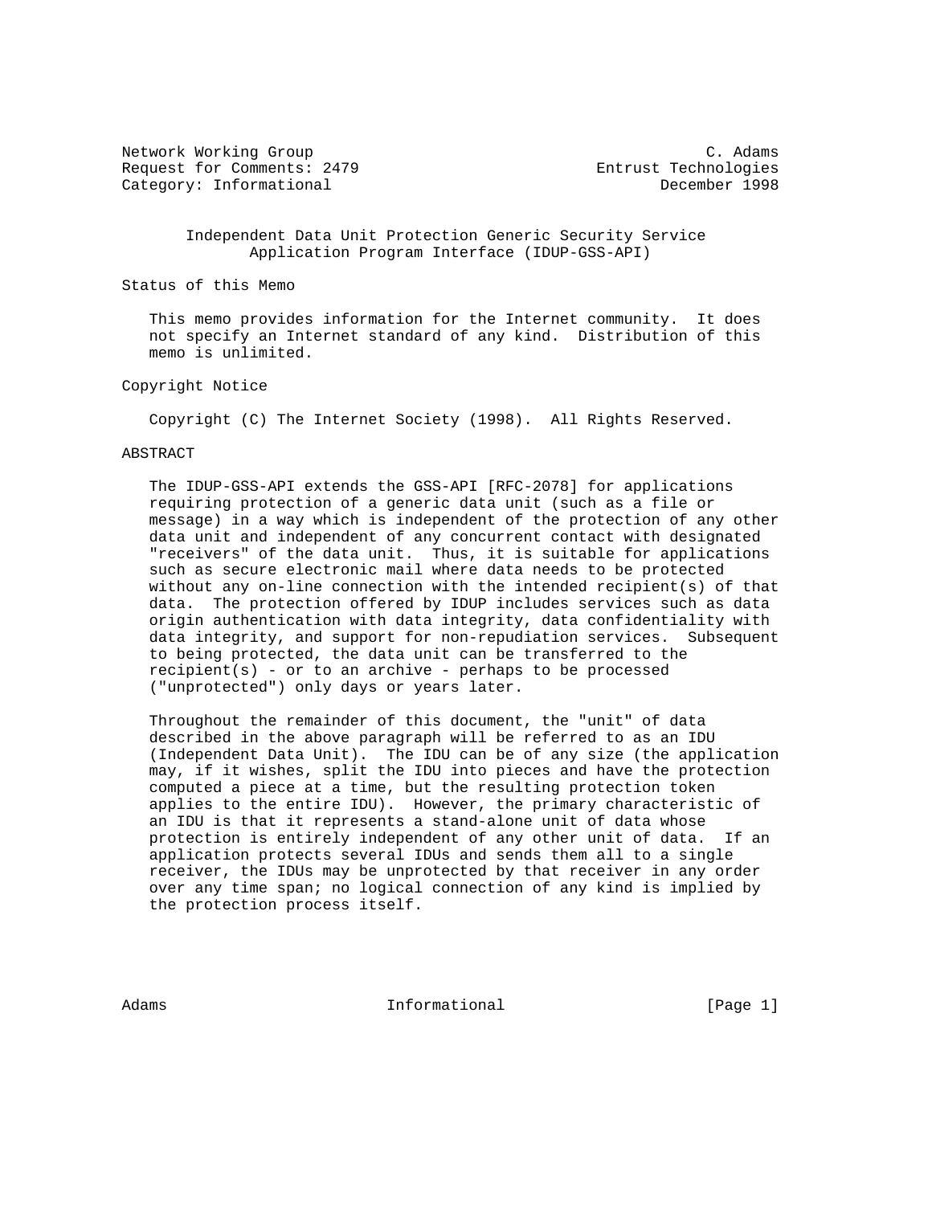Network Working Group C. Adams
Request for Comments: 2479 Entrust Technologies
Category: Informational December 1998

# Independent Data Unit Protection Generic Security Service Application Program Interface (IDUP-GSS-API)

## Status of this Memo

This memo provides information for the Internet community. It does not specify an Internet standard of any kind. Distribution of this memo is unlimited.

## Copyright Notice

Copyright (C) The Internet Society (1998). All Rights Reserved.

## ABSTRACT

The IDUP-GSS-API extends the GSS-API [RFC-2078] for applications requiring protection of a generic data unit (such as a file or message) in a way which is independent of the protection of any other data unit and independent of any concurrent contact with designated "receivers" of the data unit. Thus, it is suitable for applications such as secure electronic mail where data needs to be protected without any on-line connection with the intended recipient(s) of that data. The protection offered by IDUP includes services such as data origin authentication with data integrity, data confidentiality with data integrity, and support for non-repudiation services. Subsequent to being protected, the data unit can be transferred to the recipient(s) - or to an archive - perhaps to be processed ("unprotected") only days or years later.

Throughout the remainder of this document, the "unit" of data described in the above paragraph will be referred to as an IDU (Independent Data Unit). The IDU can be of any size (the application may, if it wishes, split the IDU into pieces and have the protection computed a piece at a time, but the resulting protection token applies to the entire IDU). However, the primary characteristic of an IDU is that it represents a stand-alone unit of data whose protection is entirely independent of any other unit of data. If an application protects several IDUs and sends them all to a single receiver, the IDUs may be unprotected by that receiver in any order over any time span; no logical connection of any kind is implied by the protection process itself.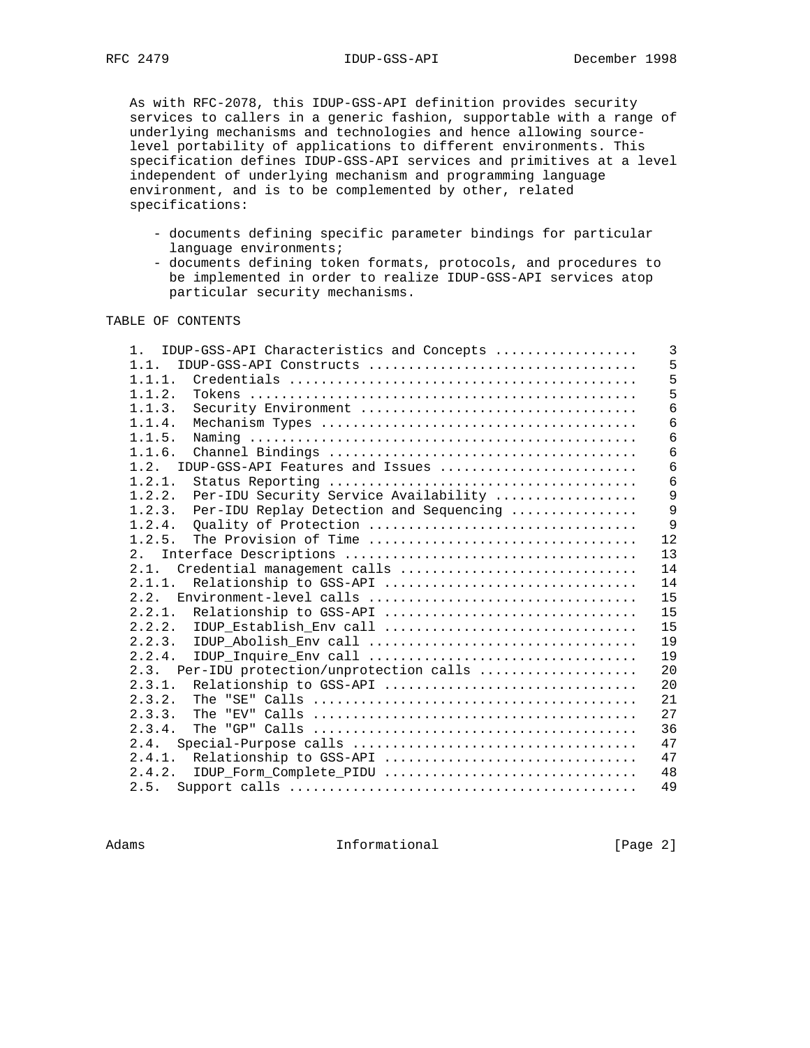As with RFC-2078, this IDUP-GSS-API definition provides security services to callers in a generic fashion, supportable with a range of underlying mechanisms and technologies and hence allowing source-level portability of applications to different environments. This specification defines IDUP-GSS-API services and primitives at a level independent of underlying mechanism and programming language environment, and is to be complemented by other, related specifications:

- documents defining specific parameter bindings for particular language environments;
- documents defining token formats, protocols, and procedures to be implemented in order to realize IDUP-GSS-API services atop particular security mechanisms.

TABLE OF CONTENTS

```
   1.  IDUP-GSS-API Characteristics and Concepts .................    3
   1.1.  IDUP-GSS-API Constructs .................................    5
   1.1.1.  Credentials ...........................................    5
   1.1.2.  Tokens ................................................    5
   1.1.3.  Security Environment ..................................    6
   1.1.4.  Mechanism Types .......................................    6
   1.1.5.  Naming ................................................    6
   1.1.6.  Channel Bindings ......................................    6
   1.2.  IDUP-GSS-API Features and Issues ........................    6
   1.2.1.  Status Reporting ......................................    6
   1.2.2.  Per-IDU Security Service Availability .................    9
   1.2.3.  Per-IDU Replay Detection and Sequencing ...............    9
   1.2.4.  Quality of Protection .................................    9
   1.2.5.  The Provision of Time .................................   12
   2.  Interface Descriptions ....................................   13
   2.1.  Credential management calls .............................   14
   2.1.1.  Relationship to GSS-API ...............................   14
   2.2.  Environment-level calls .................................   15
   2.2.1.  Relationship to GSS-API ...............................   15
   2.2.2.  IDUP_Establish_Env call ...............................   15
   2.2.3.  IDUP_Abolish_Env call .................................   19
   2.2.4.  IDUP_Inquire_Env call .................................   19
   2.3.  Per-IDU protection/unprotection calls ...................   20
   2.3.1.  Relationship to GSS-API ...............................   20
   2.3.2.  The "SE" Calls ........................................   21
   2.3.3.  The "EV" Calls ........................................   27
   2.3.4.  The "GP" Calls ........................................   36
   2.4.  Special-Purpose calls ...................................   47
   2.4.1.  Relationship to GSS-API ...............................   47
   2.4.2.  IDUP_Form_Complete_PIDU ...............................   48
   2.5.  Support calls ...........................................   49
```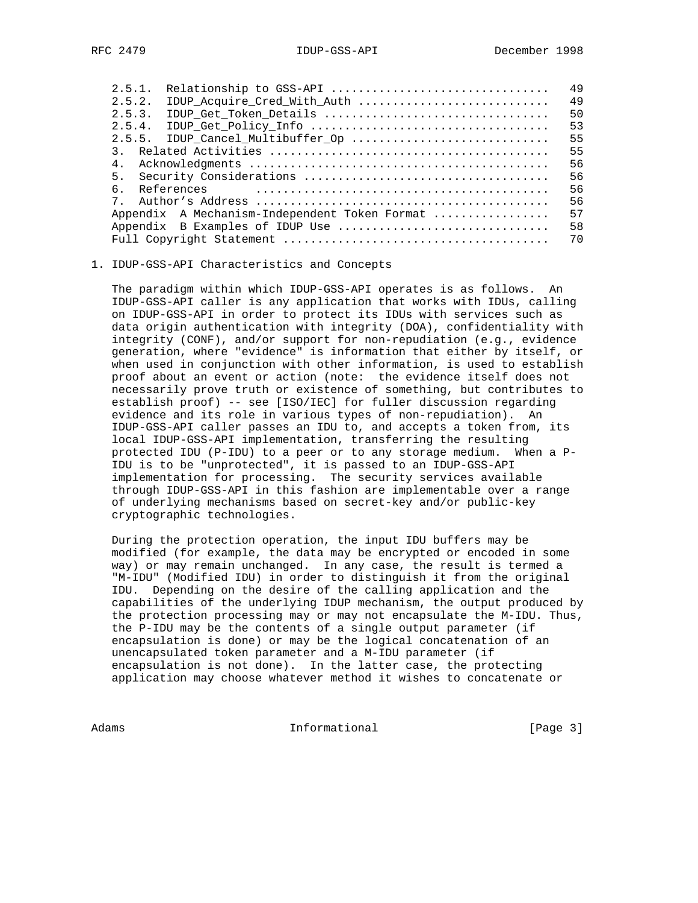| | |
|---|---|
| 2.5.1. Relationship to GSS-API | 49 |
| 2.5.2. IDUP_Acquire_Cred_With_Auth | 49 |
| 2.5.3. IDUP_Get_Token_Details | 50 |
| 2.5.4. IDUP_Get_Policy_Info | 53 |
| 2.5.5. IDUP_Cancel_Multibuffer_Op | 55 |
| 3. Related Activities | 55 |
| 4. Acknowledgments | 56 |
| 5. Security Considerations | 56 |
| 6. References | 56 |
| 7. Author's Address | 56 |
| Appendix A Mechanism-Independent Token Format | 57 |
| Appendix B Examples of IDUP Use | 58 |
| Full Copyright Statement | 70 |

## 1. IDUP-GSS-API Characteristics and Concepts

The paradigm within which IDUP-GSS-API operates is as follows. An IDUP-GSS-API caller is any application that works with IDUs, calling on IDUP-GSS-API in order to protect its IDUs with services such as data origin authentication with integrity (DOA), confidentiality with integrity (CONF), and/or support for non-repudiation (e.g., evidence generation, where "evidence" is information that either by itself, or when used in conjunction with other information, is used to establish proof about an event or action (note: the evidence itself does not necessarily prove truth or existence of something, but contributes to establish proof) -- see [ISO/IEC] for fuller discussion regarding evidence and its role in various types of non-repudiation). An IDUP-GSS-API caller passes an IDU to, and accepts a token from, its local IDUP-GSS-API implementation, transferring the resulting protected IDU (P-IDU) to a peer or to any storage medium. When a P-IDU is to be "unprotected", it is passed to an IDUP-GSS-API implementation for processing. The security services available through IDUP-GSS-API in this fashion are implementable over a range of underlying mechanisms based on secret-key and/or public-key cryptographic technologies.

During the protection operation, the input IDU buffers may be modified (for example, the data may be encrypted or encoded in some way) or may remain unchanged. In any case, the result is termed a "M-IDU" (Modified IDU) in order to distinguish it from the original IDU. Depending on the desire of the calling application and the capabilities of the underlying IDUP mechanism, the output produced by the protection processing may or may not encapsulate the M-IDU. Thus, the P-IDU may be the contents of a single output parameter (if encapsulation is done) or may be the logical concatenation of an unencapsulated token parameter and a M-IDU parameter (if encapsulation is not done). In the latter case, the protecting application may choose whatever method it wishes to concatenate or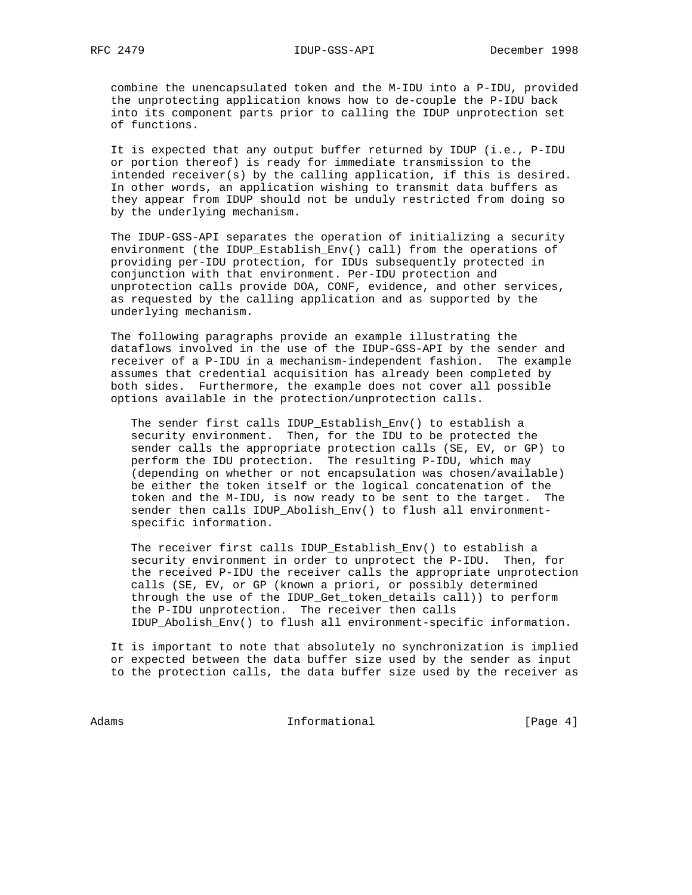combine the unencapsulated token and the M-IDU into a P-IDU, provided the unprotecting application knows how to de-couple the P-IDU back into its component parts prior to calling the IDUP unprotection set of functions.

It is expected that any output buffer returned by IDUP (i.e., P-IDU or portion thereof) is ready for immediate transmission to the intended receiver(s) by the calling application, if this is desired. In other words, an application wishing to transmit data buffers as they appear from IDUP should not be unduly restricted from doing so by the underlying mechanism.

The IDUP-GSS-API separates the operation of initializing a security environment (the IDUP_Establish_Env() call) from the operations of providing per-IDU protection, for IDUs subsequently protected in conjunction with that environment. Per-IDU protection and unprotection calls provide DOA, CONF, evidence, and other services, as requested by the calling application and as supported by the underlying mechanism.

The following paragraphs provide an example illustrating the dataflows involved in the use of the IDUP-GSS-API by the sender and receiver of a P-IDU in a mechanism-independent fashion. The example assumes that credential acquisition has already been completed by both sides. Furthermore, the example does not cover all possible options available in the protection/unprotection calls.

> The sender first calls IDUP_Establish_Env() to establish a security environment. Then, for the IDU to be protected the sender calls the appropriate protection calls (SE, EV, or GP) to perform the IDU protection. The resulting P-IDU, which may (depending on whether or not encapsulation was chosen/available) be either the token itself or the logical concatenation of the token and the M-IDU, is now ready to be sent to the target. The sender then calls IDUP_Abolish_Env() to flush all environment-specific information.
>
> The receiver first calls IDUP_Establish_Env() to establish a security environment in order to unprotect the P-IDU. Then, for the received P-IDU the receiver calls the appropriate unprotection calls (SE, EV, or GP (known a priori, or possibly determined through the use of the IDUP_Get_token_details call)) to perform the P-IDU unprotection. The receiver then calls IDUP_Abolish_Env() to flush all environment-specific information.

It is important to note that absolutely no synchronization is implied or expected between the data buffer size used by the sender as input to the protection calls, the data buffer size used by the receiver as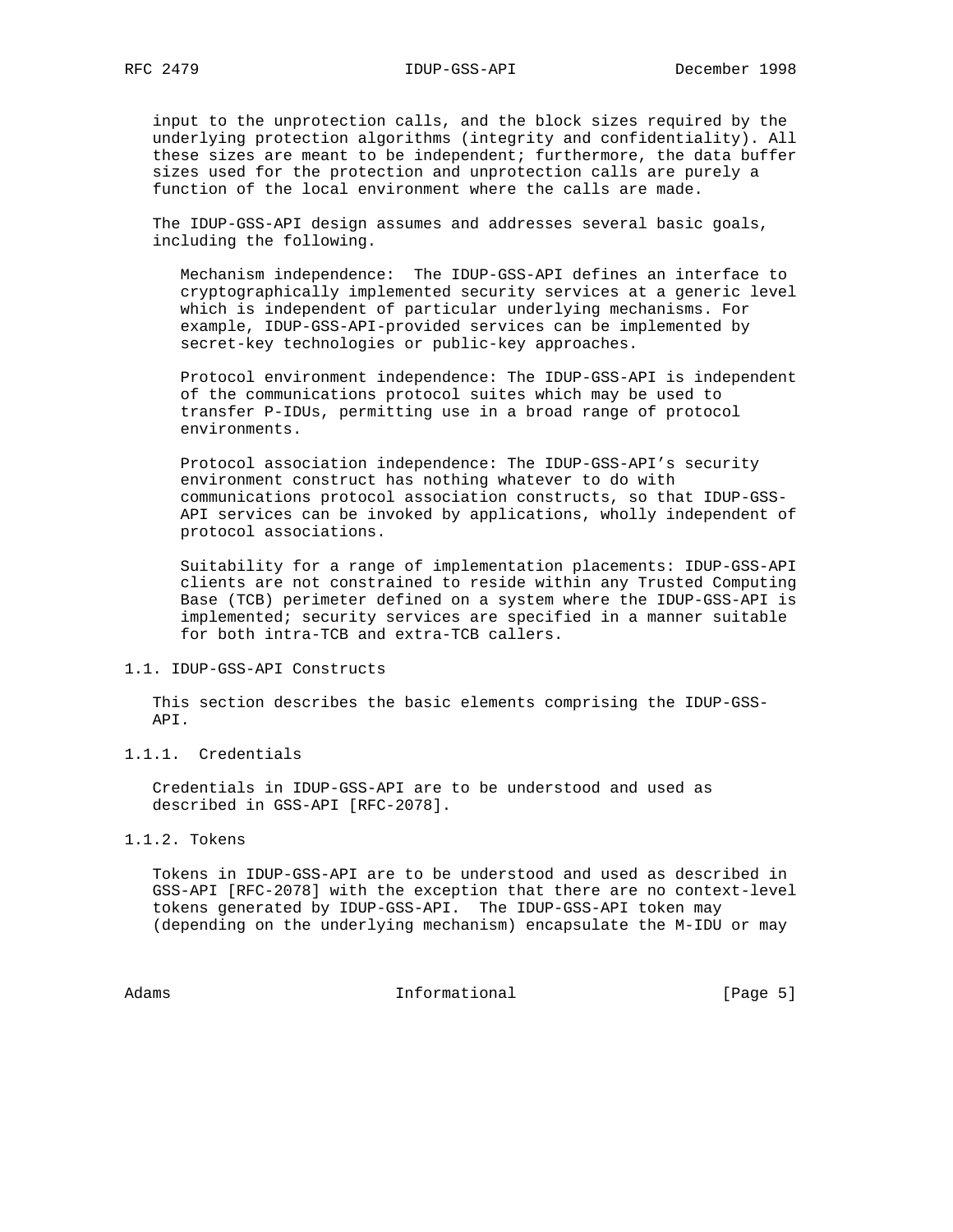input to the unprotection calls, and the block sizes required by the underlying protection algorithms (integrity and confidentiality). All these sizes are meant to be independent; furthermore, the data buffer sizes used for the protection and unprotection calls are purely a function of the local environment where the calls are made.

The IDUP-GSS-API design assumes and addresses several basic goals, including the following.

Mechanism independence: The IDUP-GSS-API defines an interface to cryptographically implemented security services at a generic level which is independent of particular underlying mechanisms. For example, IDUP-GSS-API-provided services can be implemented by secret-key technologies or public-key approaches.

Protocol environment independence: The IDUP-GSS-API is independent of the communications protocol suites which may be used to transfer P-IDUs, permitting use in a broad range of protocol environments.

Protocol association independence: The IDUP-GSS-API's security environment construct has nothing whatever to do with communications protocol association constructs, so that IDUP-GSS-API services can be invoked by applications, wholly independent of protocol associations.

Suitability for a range of implementation placements: IDUP-GSS-API clients are not constrained to reside within any Trusted Computing Base (TCB) perimeter defined on a system where the IDUP-GSS-API is implemented; security services are specified in a manner suitable for both intra-TCB and extra-TCB callers.

## 1.1. IDUP-GSS-API Constructs

This section describes the basic elements comprising the IDUP-GSS-API.

### 1.1.1. Credentials

Credentials in IDUP-GSS-API are to be understood and used as described in GSS-API [RFC-2078].

### 1.1.2. Tokens

Tokens in IDUP-GSS-API are to be understood and used as described in GSS-API [RFC-2078] with the exception that there are no context-level tokens generated by IDUP-GSS-API. The IDUP-GSS-API token may (depending on the underlying mechanism) encapsulate the M-IDU or may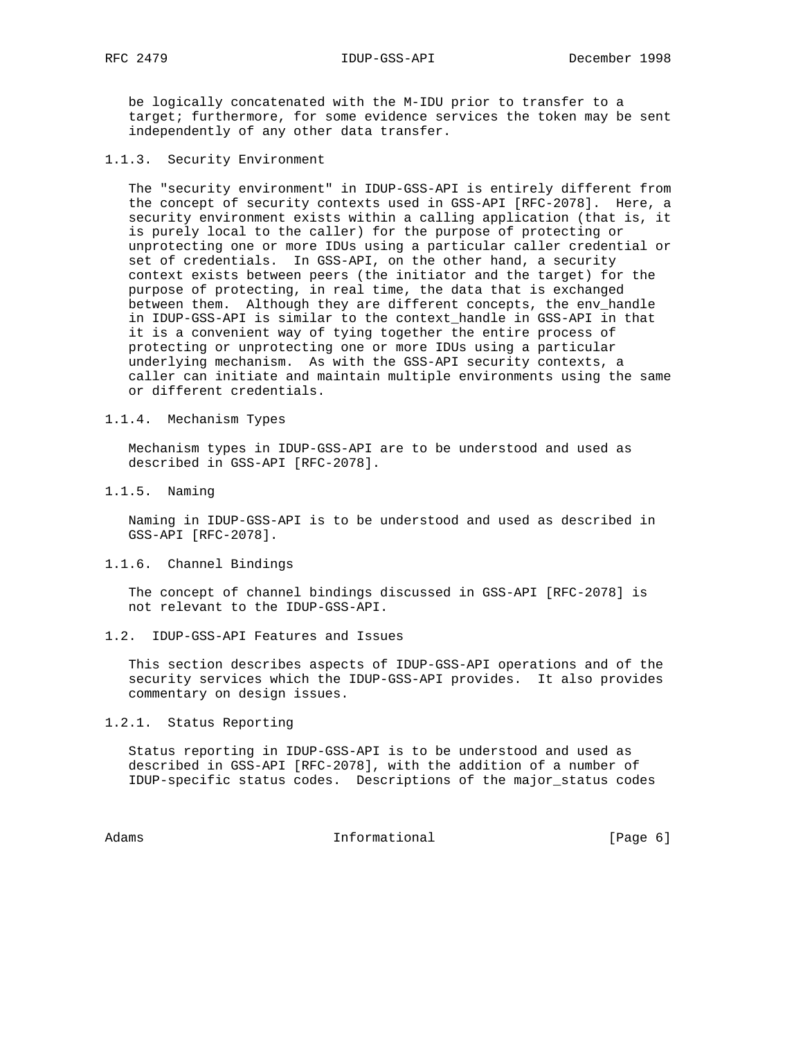be logically concatenated with the M-IDU prior to transfer to a target; furthermore, for some evidence services the token may be sent independently of any other data transfer.

### 1.1.3. Security Environment

The "security environment" in IDUP-GSS-API is entirely different from the concept of security contexts used in GSS-API [RFC-2078]. Here, a security environment exists within a calling application (that is, it is purely local to the caller) for the purpose of protecting or unprotecting one or more IDUs using a particular caller credential or set of credentials. In GSS-API, on the other hand, a security context exists between peers (the initiator and the target) for the purpose of protecting, in real time, the data that is exchanged between them. Although they are different concepts, the env_handle in IDUP-GSS-API is similar to the context_handle in GSS-API in that it is a convenient way of tying together the entire process of protecting or unprotecting one or more IDUs using a particular underlying mechanism. As with the GSS-API security contexts, a caller can initiate and maintain multiple environments using the same or different credentials.

### 1.1.4. Mechanism Types

Mechanism types in IDUP-GSS-API are to be understood and used as described in GSS-API [RFC-2078].

### 1.1.5. Naming

Naming in IDUP-GSS-API is to be understood and used as described in GSS-API [RFC-2078].

### 1.1.6. Channel Bindings

The concept of channel bindings discussed in GSS-API [RFC-2078] is not relevant to the IDUP-GSS-API.

## 1.2. IDUP-GSS-API Features and Issues

This section describes aspects of IDUP-GSS-API operations and of the security services which the IDUP-GSS-API provides. It also provides commentary on design issues.

### 1.2.1. Status Reporting

Status reporting in IDUP-GSS-API is to be understood and used as described in GSS-API [RFC-2078], with the addition of a number of IDUP-specific status codes. Descriptions of the major_status codes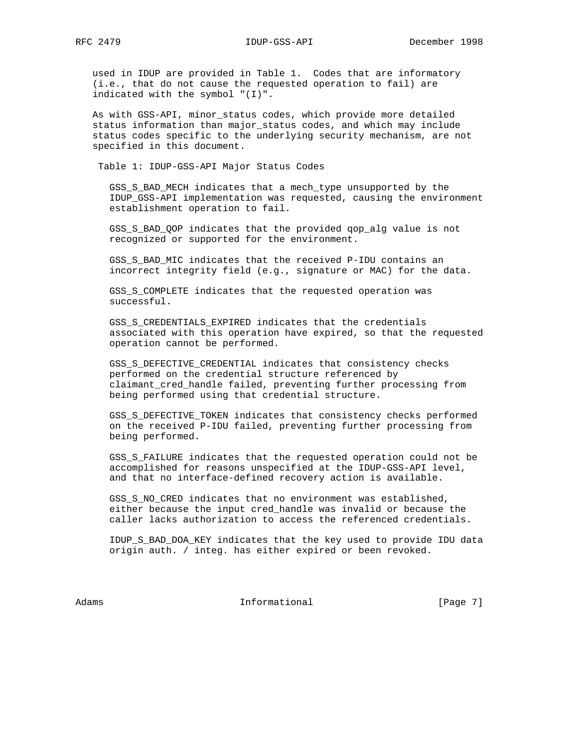used in IDUP are provided in Table 1. Codes that are informatory (i.e., that do not cause the requested operation to fail) are indicated with the symbol "(I)".

As with GSS-API, minor_status codes, which provide more detailed status information than major_status codes, and which may include status codes specific to the underlying security mechanism, are not specified in this document.

Table 1: IDUP-GSS-API Major Status Codes

GSS_S_BAD_MECH indicates that a mech_type unsupported by the IDUP_GSS-API implementation was requested, causing the environment establishment operation to fail.

GSS_S_BAD_QOP indicates that the provided qop_alg value is not recognized or supported for the environment.

GSS_S_BAD_MIC indicates that the received P-IDU contains an incorrect integrity field (e.g., signature or MAC) for the data.

GSS_S_COMPLETE indicates that the requested operation was successful.

GSS_S_CREDENTIALS_EXPIRED indicates that the credentials associated with this operation have expired, so that the requested operation cannot be performed.

GSS_S_DEFECTIVE_CREDENTIAL indicates that consistency checks performed on the credential structure referenced by claimant_cred_handle failed, preventing further processing from being performed using that credential structure.

GSS_S_DEFECTIVE_TOKEN indicates that consistency checks performed on the received P-IDU failed, preventing further processing from being performed.

GSS_S_FAILURE indicates that the requested operation could not be accomplished for reasons unspecified at the IDUP-GSS-API level, and that no interface-defined recovery action is available.

GSS_S_NO_CRED indicates that no environment was established, either because the input cred_handle was invalid or because the caller lacks authorization to access the referenced credentials.

IDUP_S_BAD_DOA_KEY indicates that the key used to provide IDU data origin auth. / integ. has either expired or been revoked.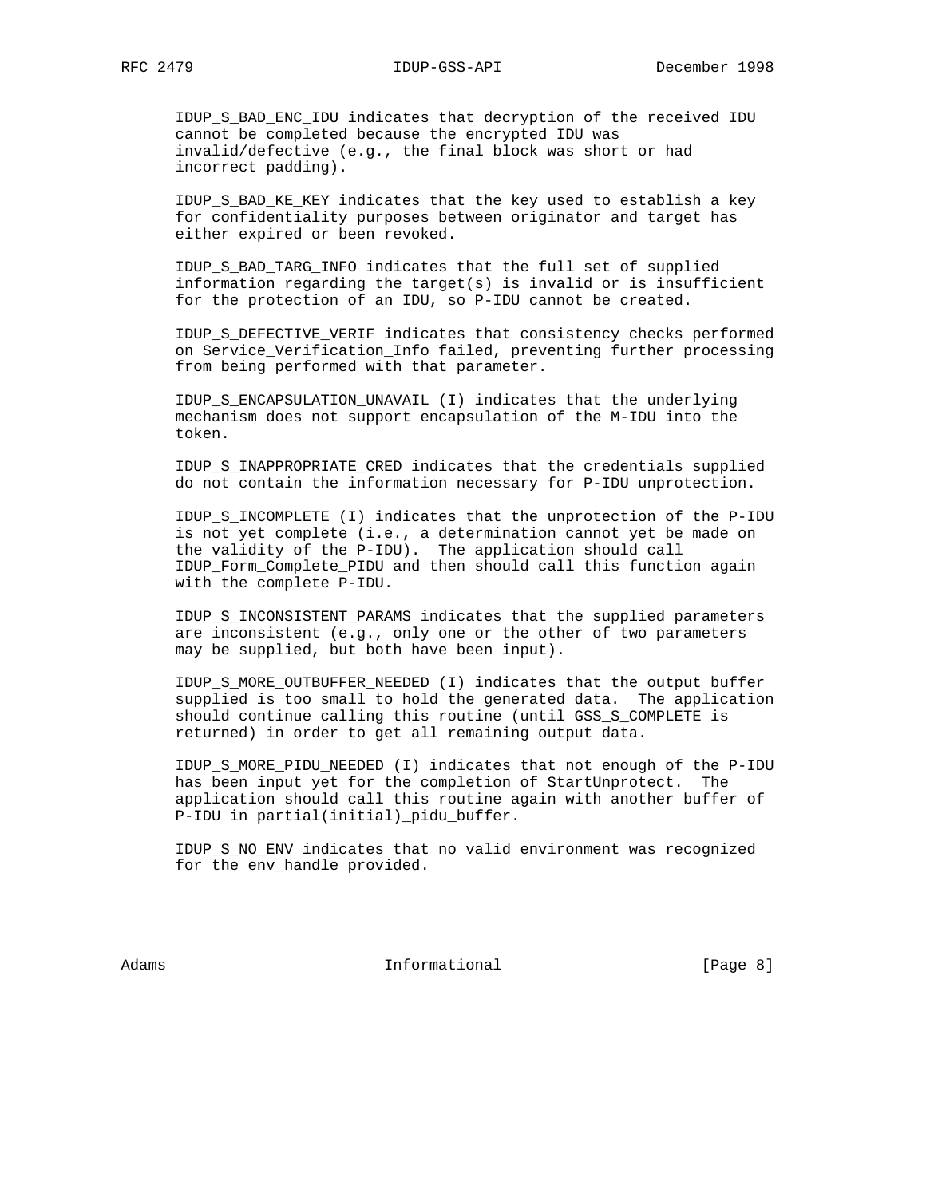IDUP_S_BAD_ENC_IDU indicates that decryption of the received IDU cannot be completed because the encrypted IDU was invalid/defective (e.g., the final block was short or had incorrect padding).

IDUP_S_BAD_KE_KEY indicates that the key used to establish a key for confidentiality purposes between originator and target has either expired or been revoked.

IDUP_S_BAD_TARG_INFO indicates that the full set of supplied information regarding the target(s) is invalid or is insufficient for the protection of an IDU, so P-IDU cannot be created.

IDUP_S_DEFECTIVE_VERIF indicates that consistency checks performed on Service_Verification_Info failed, preventing further processing from being performed with that parameter.

IDUP_S_ENCAPSULATION_UNAVAIL (I) indicates that the underlying mechanism does not support encapsulation of the M-IDU into the token.

IDUP_S_INAPPROPRIATE_CRED indicates that the credentials supplied do not contain the information necessary for P-IDU unprotection.

IDUP_S_INCOMPLETE (I) indicates that the unprotection of the P-IDU is not yet complete (i.e., a determination cannot yet be made on the validity of the P-IDU). The application should call IDUP_Form_Complete_PIDU and then should call this function again with the complete P-IDU.

IDUP_S_INCONSISTENT_PARAMS indicates that the supplied parameters are inconsistent (e.g., only one or the other of two parameters may be supplied, but both have been input).

IDUP_S_MORE_OUTBUFFER_NEEDED (I) indicates that the output buffer supplied is too small to hold the generated data. The application should continue calling this routine (until GSS_S_COMPLETE is returned) in order to get all remaining output data.

IDUP_S_MORE_PIDU_NEEDED (I) indicates that not enough of the P-IDU has been input yet for the completion of StartUnprotect. The application should call this routine again with another buffer of P-IDU in partial(initial)_pidu_buffer.

IDUP_S_NO_ENV indicates that no valid environment was recognized for the env_handle provided.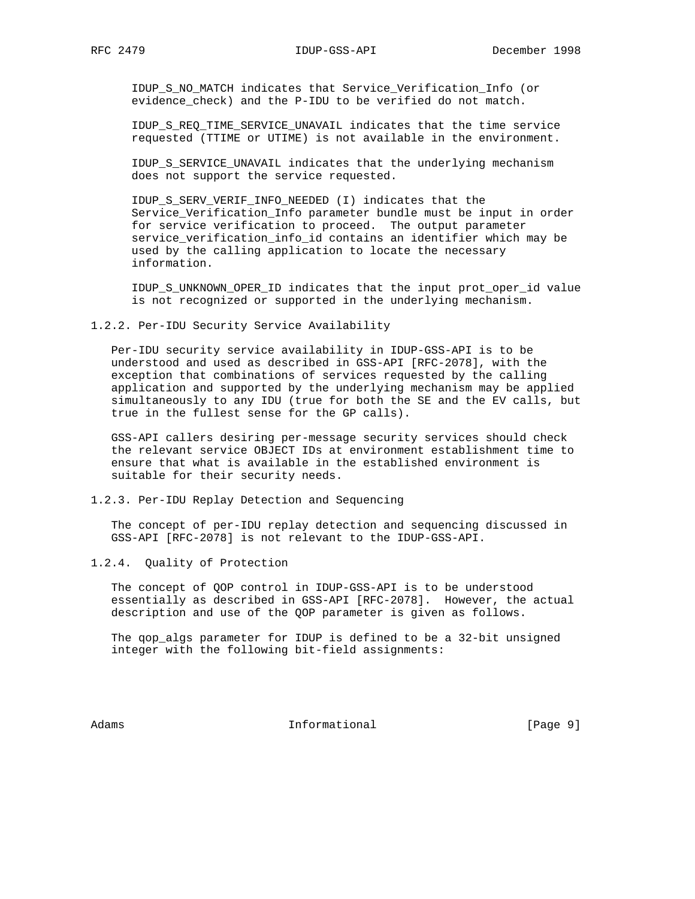IDUP_S_NO_MATCH indicates that Service_Verification_Info (or evidence_check) and the P-IDU to be verified do not match.

IDUP_S_REQ_TIME_SERVICE_UNAVAIL indicates that the time service requested (TTIME or UTIME) is not available in the environment.

IDUP_S_SERVICE_UNAVAIL indicates that the underlying mechanism does not support the service requested.

IDUP_S_SERV_VERIF_INFO_NEEDED (I) indicates that the Service_Verification_Info parameter bundle must be input in order for service verification to proceed. The output parameter service_verification_info_id contains an identifier which may be used by the calling application to locate the necessary information.

IDUP_S_UNKNOWN_OPER_ID indicates that the input prot_oper_id value is not recognized or supported in the underlying mechanism.

### 1.2.2. Per-IDU Security Service Availability

Per-IDU security service availability in IDUP-GSS-API is to be understood and used as described in GSS-API [RFC-2078], with the exception that combinations of services requested by the calling application and supported by the underlying mechanism may be applied simultaneously to any IDU (true for both the SE and the EV calls, but true in the fullest sense for the GP calls).

GSS-API callers desiring per-message security services should check the relevant service OBJECT IDs at environment establishment time to ensure that what is available in the established environment is suitable for their security needs.

### 1.2.3. Per-IDU Replay Detection and Sequencing

The concept of per-IDU replay detection and sequencing discussed in GSS-API [RFC-2078] is not relevant to the IDUP-GSS-API.

### 1.2.4. Quality of Protection

The concept of QOP control in IDUP-GSS-API is to be understood essentially as described in GSS-API [RFC-2078]. However, the actual description and use of the QOP parameter is given as follows.

The qop_algs parameter for IDUP is defined to be a 32-bit unsigned integer with the following bit-field assignments: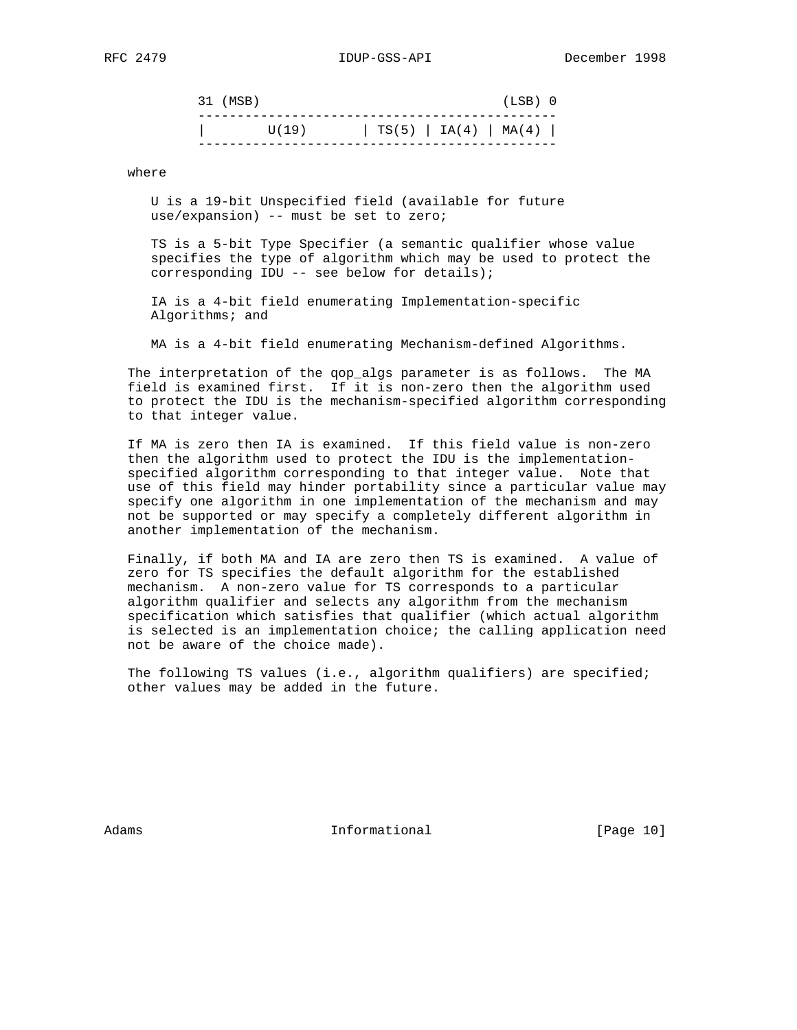```
 31 (MSB)                               (LSB) 0
 ----------------------------------------------
 |        U(19)       | TS(5) | IA(4) | MA(4) |
 ----------------------------------------------
```

where

U is a 19-bit Unspecified field (available for future use/expansion) -- must be set to zero;

TS is a 5-bit Type Specifier (a semantic qualifier whose value specifies the type of algorithm which may be used to protect the corresponding IDU -- see below for details);

IA is a 4-bit field enumerating Implementation-specific Algorithms; and

MA is a 4-bit field enumerating Mechanism-defined Algorithms.

The interpretation of the qop_algs parameter is as follows. The MA field is examined first. If it is non-zero then the algorithm used to protect the IDU is the mechanism-specified algorithm corresponding to that integer value.

If MA is zero then IA is examined. If this field value is non-zero then the algorithm used to protect the IDU is the implementation-specified algorithm corresponding to that integer value. Note that use of this field may hinder portability since a particular value may specify one algorithm in one implementation of the mechanism and may not be supported or may specify a completely different algorithm in another implementation of the mechanism.

Finally, if both MA and IA are zero then TS is examined. A value of zero for TS specifies the default algorithm for the established mechanism. A non-zero value for TS corresponds to a particular algorithm qualifier and selects any algorithm from the mechanism specification which satisfies that qualifier (which actual algorithm is selected is an implementation choice; the calling application need not be aware of the choice made).

The following TS values (i.e., algorithm qualifiers) are specified; other values may be added in the future.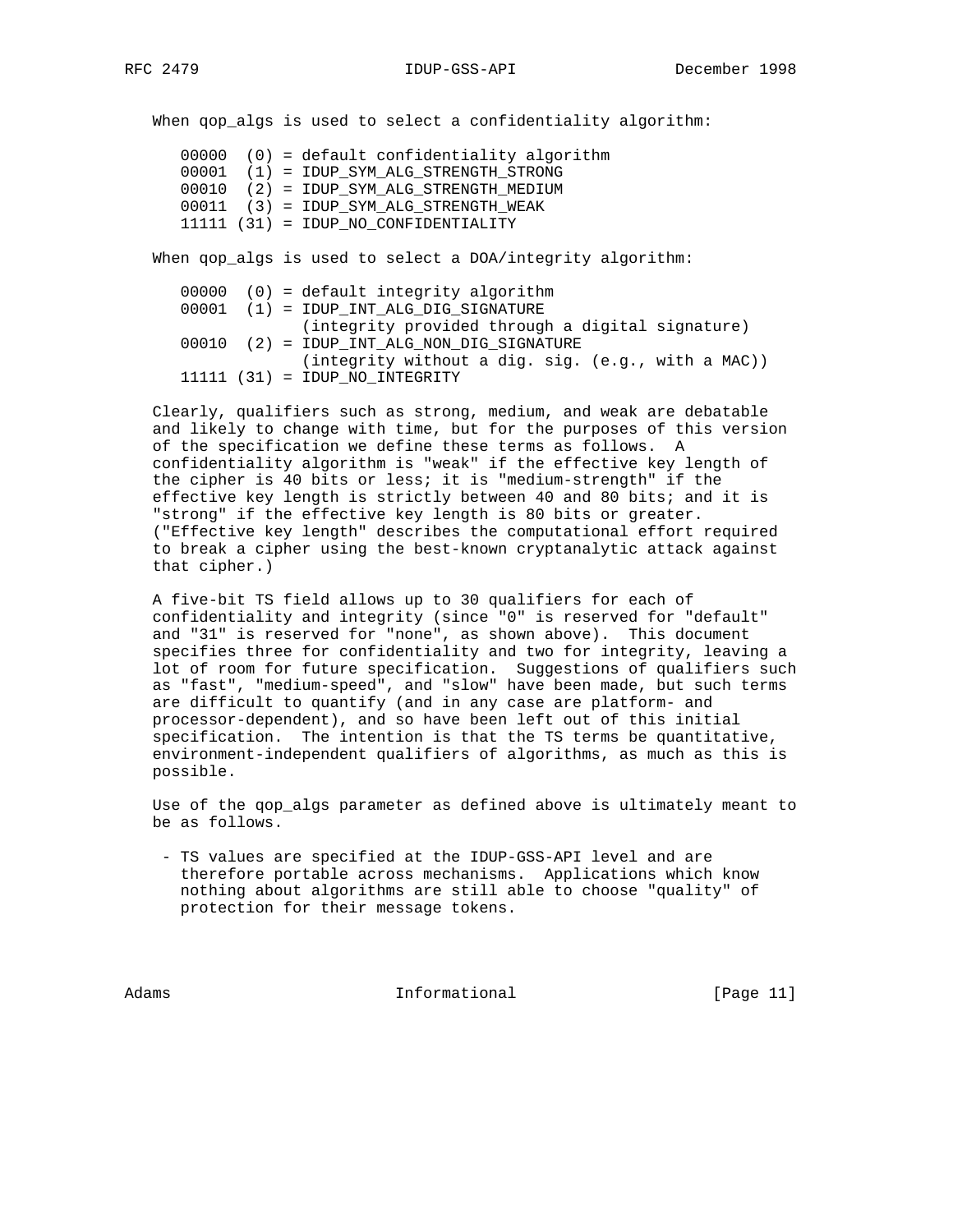When qop_algs is used to select a confidentiality algorithm:

```
00000  (0) = default confidentiality algorithm
00001  (1) = IDUP_SYM_ALG_STRENGTH_STRONG
00010  (2) = IDUP_SYM_ALG_STRENGTH_MEDIUM
00011  (3) = IDUP_SYM_ALG_STRENGTH_WEAK
11111 (31) = IDUP_NO_CONFIDENTIALITY
```

When qop_algs is used to select a DOA/integrity algorithm:

```
00000  (0) = default integrity algorithm
00001  (1) = IDUP_INT_ALG_DIG_SIGNATURE
             (integrity provided through a digital signature)
00010  (2) = IDUP_INT_ALG_NON_DIG_SIGNATURE
             (integrity without a dig. sig. (e.g., with a MAC))
11111 (31) = IDUP_NO_INTEGRITY
```

Clearly, qualifiers such as strong, medium, and weak are debatable and likely to change with time, but for the purposes of this version of the specification we define these terms as follows. A confidentiality algorithm is "weak" if the effective key length of the cipher is 40 bits or less; it is "medium-strength" if the effective key length is strictly between 40 and 80 bits; and it is "strong" if the effective key length is 80 bits or greater. ("Effective key length" describes the computational effort required to break a cipher using the best-known cryptanalytic attack against that cipher.)

A five-bit TS field allows up to 30 qualifiers for each of confidentiality and integrity (since "0" is reserved for "default" and "31" is reserved for "none", as shown above). This document specifies three for confidentiality and two for integrity, leaving a lot of room for future specification. Suggestions of qualifiers such as "fast", "medium-speed", and "slow" have been made, but such terms are difficult to quantify (and in any case are platform- and processor-dependent), and so have been left out of this initial specification. The intention is that the TS terms be quantitative, environment-independent qualifiers of algorithms, as much as this is possible.

Use of the qop_algs parameter as defined above is ultimately meant to be as follows.

- TS values are specified at the IDUP-GSS-API level and are therefore portable across mechanisms. Applications which know nothing about algorithms are still able to choose "quality" of protection for their message tokens.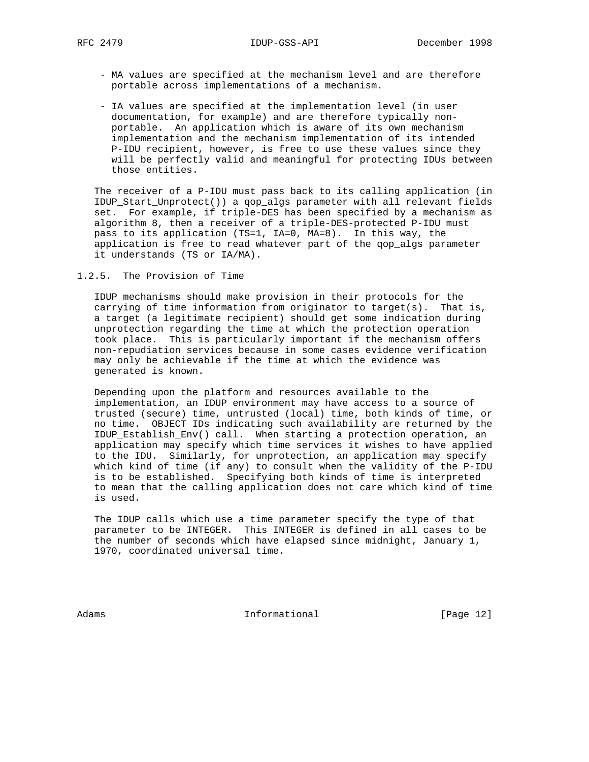- MA values are specified at the mechanism level and are therefore portable across implementations of a mechanism.

- IA values are specified at the implementation level (in user documentation, for example) and are therefore typically non-portable. An application which is aware of its own mechanism implementation and the mechanism implementation of its intended P-IDU recipient, however, is free to use these values since they will be perfectly valid and meaningful for protecting IDUs between those entities.

The receiver of a P-IDU must pass back to its calling application (in IDUP_Start_Unprotect()) a qop_algs parameter with all relevant fields set. For example, if triple-DES has been specified by a mechanism as algorithm 8, then a receiver of a triple-DES-protected P-IDU must pass to its application (TS=1, IA=0, MA=8). In this way, the application is free to read whatever part of the qop_algs parameter it understands (TS or IA/MA).

### 1.2.5. The Provision of Time

IDUP mechanisms should make provision in their protocols for the carrying of time information from originator to target(s). That is, a target (a legitimate recipient) should get some indication during unprotection regarding the time at which the protection operation took place. This is particularly important if the mechanism offers non-repudiation services because in some cases evidence verification may only be achievable if the time at which the evidence was generated is known.

Depending upon the platform and resources available to the implementation, an IDUP environment may have access to a source of trusted (secure) time, untrusted (local) time, both kinds of time, or no time. OBJECT IDs indicating such availability are returned by the IDUP_Establish_Env() call. When starting a protection operation, an application may specify which time services it wishes to have applied to the IDU. Similarly, for unprotection, an application may specify which kind of time (if any) to consult when the validity of the P-IDU is to be established. Specifying both kinds of time is interpreted to mean that the calling application does not care which kind of time is used.

The IDUP calls which use a time parameter specify the type of that parameter to be INTEGER. This INTEGER is defined in all cases to be the number of seconds which have elapsed since midnight, January 1, 1970, coordinated universal time.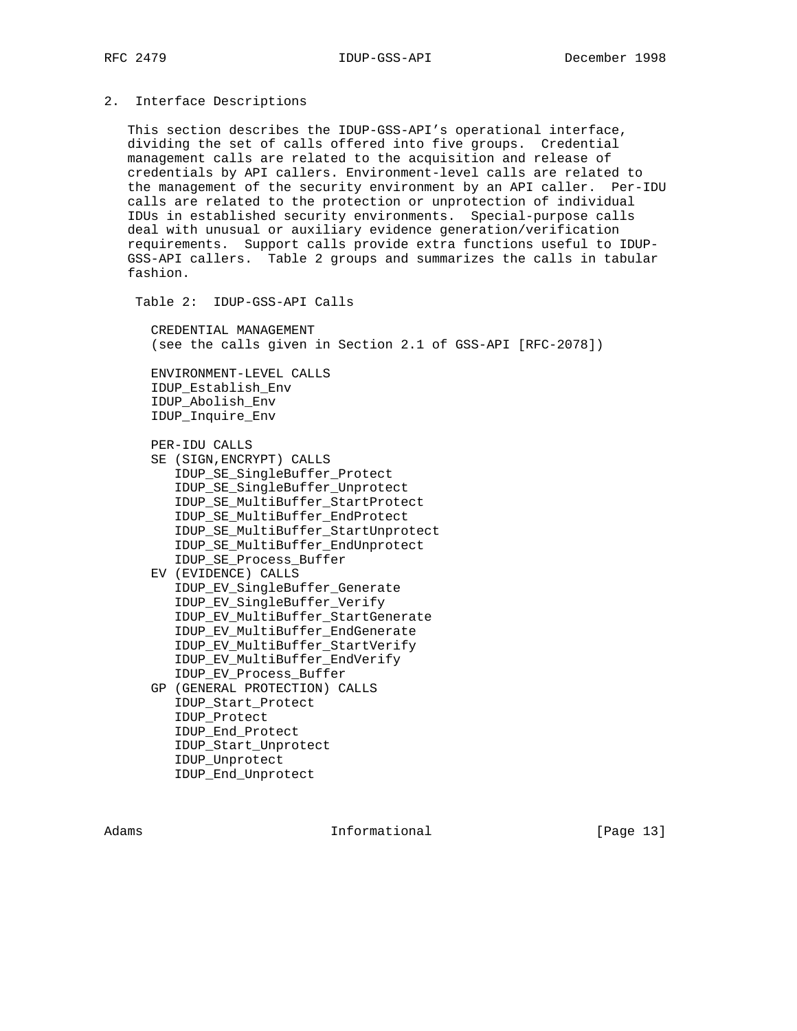## 2. Interface Descriptions

This section describes the IDUP-GSS-API's operational interface, dividing the set of calls offered into five groups. Credential management calls are related to the acquisition and release of credentials by API callers. Environment-level calls are related to the management of the security environment by an API caller. Per-IDU calls are related to the protection or unprotection of individual IDUs in established security environments. Special-purpose calls deal with unusual or auxiliary evidence generation/verification requirements. Support calls provide extra functions useful to IDUP-GSS-API callers. Table 2 groups and summarizes the calls in tabular fashion.

Table 2: IDUP-GSS-API Calls

```
   CREDENTIAL MANAGEMENT
   (see the calls given in Section 2.1 of GSS-API [RFC-2078])

   ENVIRONMENT-LEVEL CALLS
   IDUP_Establish_Env
   IDUP_Abolish_Env
   IDUP_Inquire_Env

   PER-IDU CALLS
   SE (SIGN,ENCRYPT) CALLS
      IDUP_SE_SingleBuffer_Protect
      IDUP_SE_SingleBuffer_Unprotect
      IDUP_SE_MultiBuffer_StartProtect
      IDUP_SE_MultiBuffer_EndProtect
      IDUP_SE_MultiBuffer_StartUnprotect
      IDUP_SE_MultiBuffer_EndUnprotect
      IDUP_SE_Process_Buffer
   EV (EVIDENCE) CALLS
      IDUP_EV_SingleBuffer_Generate
      IDUP_EV_SingleBuffer_Verify
      IDUP_EV_MultiBuffer_StartGenerate
      IDUP_EV_MultiBuffer_EndGenerate
      IDUP_EV_MultiBuffer_StartVerify
      IDUP_EV_MultiBuffer_EndVerify
      IDUP_EV_Process_Buffer
   GP (GENERAL PROTECTION) CALLS
      IDUP_Start_Protect
      IDUP_Protect
      IDUP_End_Protect
      IDUP_Start_Unprotect
      IDUP_Unprotect
      IDUP_End_Unprotect
```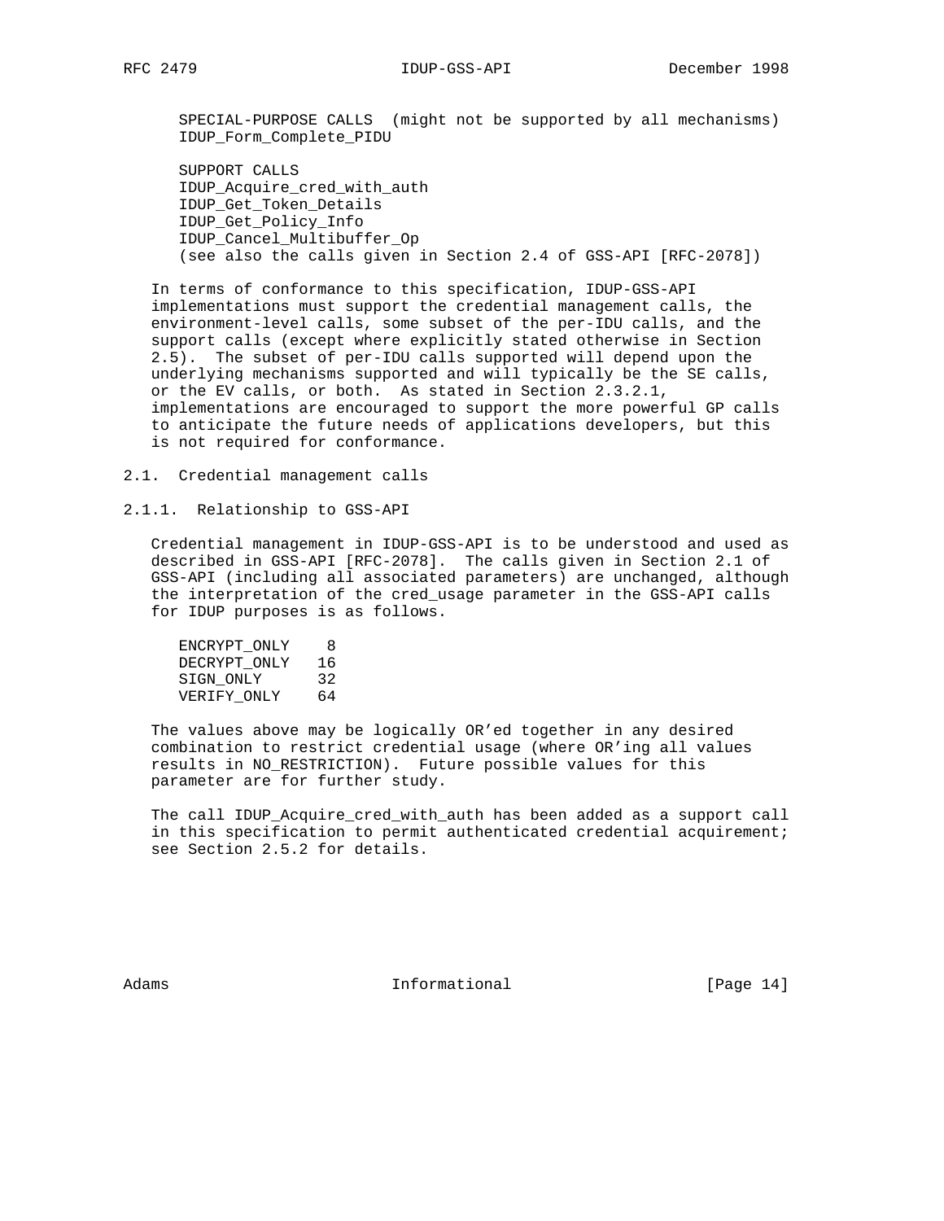SPECIAL-PURPOSE CALLS  (might not be supported by all mechanisms)
IDUP_Form_Complete_PIDU

SUPPORT CALLS
IDUP_Acquire_cred_with_auth
IDUP_Get_Token_Details
IDUP_Get_Policy_Info
IDUP_Cancel_Multibuffer_Op
(see also the calls given in Section 2.4 of GSS-API [RFC-2078])

In terms of conformance to this specification, IDUP-GSS-API implementations must support the credential management calls, the environment-level calls, some subset of the per-IDU calls, and the support calls (except where explicitly stated otherwise in Section 2.5). The subset of per-IDU calls supported will depend upon the underlying mechanisms supported and will typically be the SE calls, or the EV calls, or both. As stated in Section 2.3.2.1, implementations are encouraged to support the more powerful GP calls to anticipate the future needs of applications developers, but this is not required for conformance.

## 2.1. Credential management calls

### 2.1.1. Relationship to GSS-API

Credential management in IDUP-GSS-API is to be understood and used as described in GSS-API [RFC-2078]. The calls given in Section 2.1 of GSS-API (including all associated parameters) are unchanged, although the interpretation of the cred_usage parameter in the GSS-API calls for IDUP purposes is as follows.

```
ENCRYPT_ONLY    8
DECRYPT_ONLY   16
SIGN_ONLY      32
VERIFY_ONLY    64
```

The values above may be logically OR'ed together in any desired combination to restrict credential usage (where OR'ing all values results in NO_RESTRICTION). Future possible values for this parameter are for further study.

The call IDUP_Acquire_cred_with_auth has been added as a support call in this specification to permit authenticated credential acquirement; see Section 2.5.2 for details.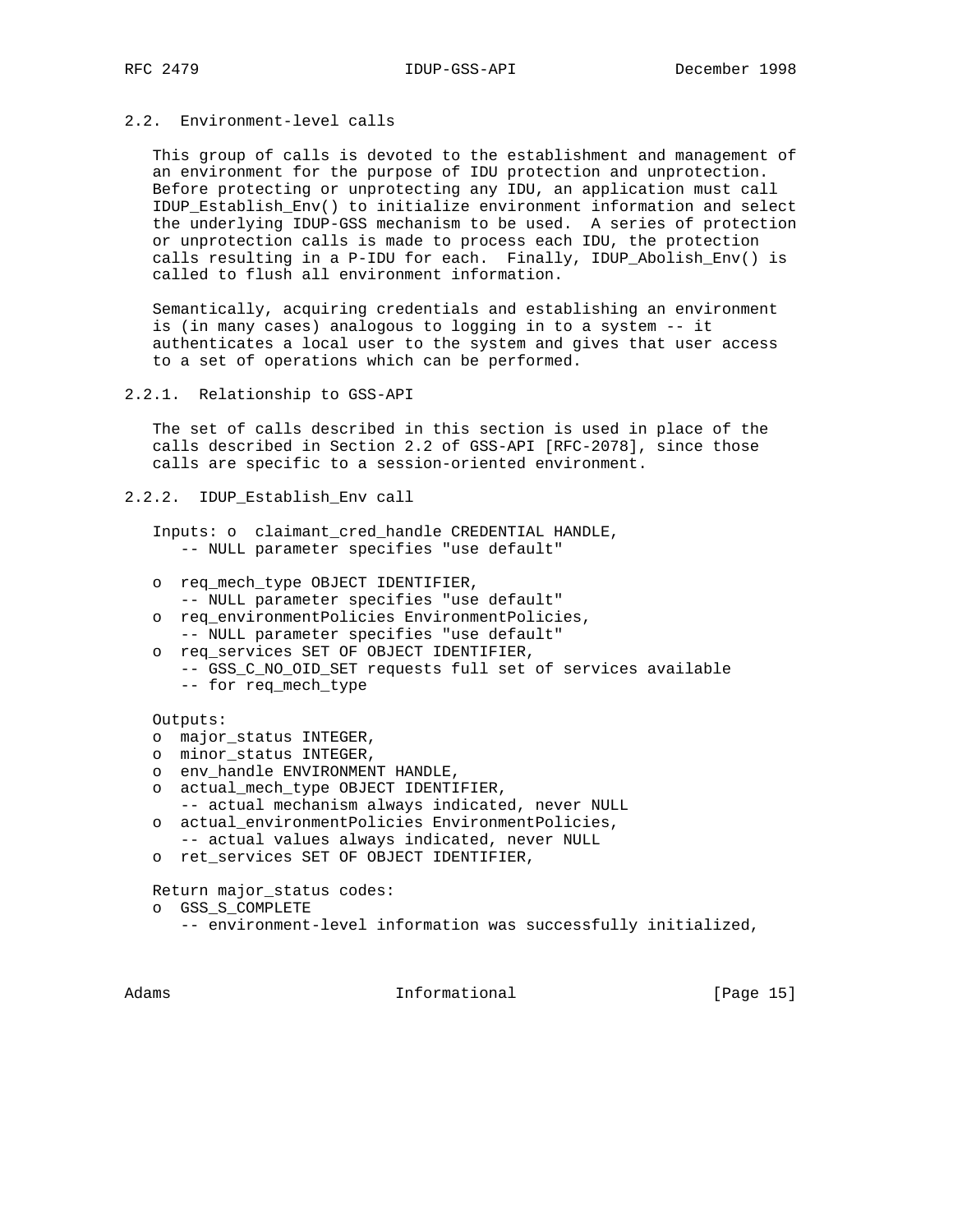## 2.2. Environment-level calls

This group of calls is devoted to the establishment and management of an environment for the purpose of IDU protection and unprotection. Before protecting or unprotecting any IDU, an application must call IDUP_Establish_Env() to initialize environment information and select the underlying IDUP-GSS mechanism to be used. A series of protection or unprotection calls is made to process each IDU, the protection calls resulting in a P-IDU for each. Finally, IDUP_Abolish_Env() is called to flush all environment information.

Semantically, acquiring credentials and establishing an environment is (in many cases) analogous to logging in to a system -- it authenticates a local user to the system and gives that user access to a set of operations which can be performed.

### 2.2.1. Relationship to GSS-API

The set of calls described in this section is used in place of the calls described in Section 2.2 of GSS-API [RFC-2078], since those calls are specific to a session-oriented environment.

### 2.2.2. IDUP_Establish_Env call

```
Inputs: o  claimant_cred_handle CREDENTIAL HANDLE,
   -- NULL parameter specifies "use default"

o  req_mech_type OBJECT IDENTIFIER,
   -- NULL parameter specifies "use default"
o  req_environmentPolicies EnvironmentPolicies,
   -- NULL parameter specifies "use default"
o  req_services SET OF OBJECT IDENTIFIER,
   -- GSS_C_NO_OID_SET requests full set of services available
   -- for req_mech_type

Outputs:
o  major_status INTEGER,
o  minor_status INTEGER,
o  env_handle ENVIRONMENT HANDLE,
o  actual_mech_type OBJECT IDENTIFIER,
   -- actual mechanism always indicated, never NULL
o  actual_environmentPolicies EnvironmentPolicies,
   -- actual values always indicated, never NULL
o  ret_services SET OF OBJECT IDENTIFIER,

Return major_status codes:
o  GSS_S_COMPLETE
   -- environment-level information was successfully initialized,
```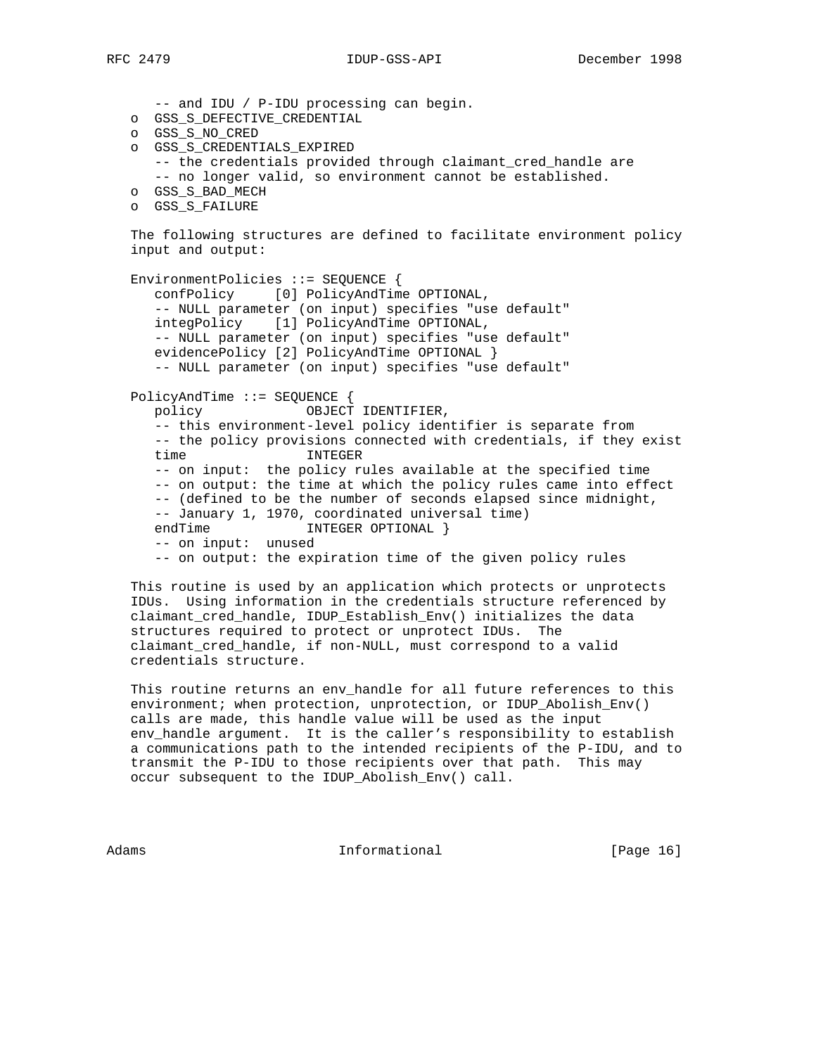```
      -- and IDU / P-IDU processing can begin.
   o  GSS_S_DEFECTIVE_CREDENTIAL
   o  GSS_S_NO_CRED
   o  GSS_S_CREDENTIALS_EXPIRED
      -- the credentials provided through claimant_cred_handle are
      -- no longer valid, so environment cannot be established.
   o  GSS_S_BAD_MECH
   o  GSS_S_FAILURE
```

The following structures are defined to facilitate environment policy input and output:

```
   EnvironmentPolicies ::= SEQUENCE {
      confPolicy     [0] PolicyAndTime OPTIONAL,
      -- NULL parameter (on input) specifies "use default"
      integPolicy    [1] PolicyAndTime OPTIONAL,
      -- NULL parameter (on input) specifies "use default"
      evidencePolicy [2] PolicyAndTime OPTIONAL }
      -- NULL parameter (on input) specifies "use default"

   PolicyAndTime ::= SEQUENCE {
      policy             OBJECT IDENTIFIER,
      -- this environment-level policy identifier is separate from
      -- the policy provisions connected with credentials, if they exist
      time               INTEGER
      -- on input:  the policy rules available at the specified time
      -- on output: the time at which the policy rules came into effect
      -- (defined to be the number of seconds elapsed since midnight,
      -- January 1, 1970, coordinated universal time)
      endTime            INTEGER OPTIONAL }
      -- on input:  unused
      -- on output: the expiration time of the given policy rules
```

This routine is used by an application which protects or unprotects IDUs. Using information in the credentials structure referenced by claimant_cred_handle, IDUP_Establish_Env() initializes the data structures required to protect or unprotect IDUs. The claimant_cred_handle, if non-NULL, must correspond to a valid credentials structure.

This routine returns an env_handle for all future references to this environment; when protection, unprotection, or IDUP_Abolish_Env() calls are made, this handle value will be used as the input env_handle argument. It is the caller's responsibility to establish a communications path to the intended recipients of the P-IDU, and to transmit the P-IDU to those recipients over that path. This may occur subsequent to the IDUP_Abolish_Env() call.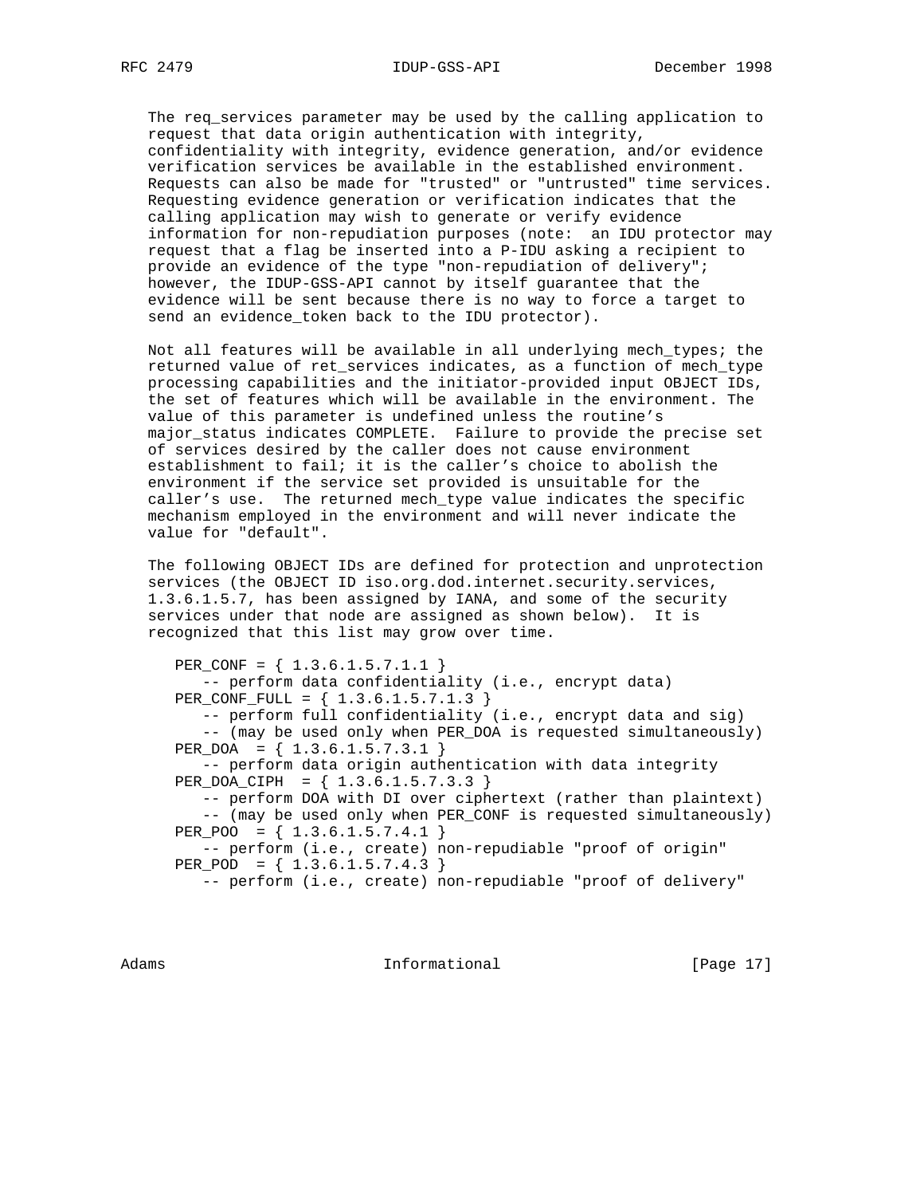The req_services parameter may be used by the calling application to request that data origin authentication with integrity, confidentiality with integrity, evidence generation, and/or evidence verification services be available in the established environment. Requests can also be made for "trusted" or "untrusted" time services. Requesting evidence generation or verification indicates that the calling application may wish to generate or verify evidence information for non-repudiation purposes (note: an IDU protector may request that a flag be inserted into a P-IDU asking a recipient to provide an evidence of the type "non-repudiation of delivery"; however, the IDUP-GSS-API cannot by itself guarantee that the evidence will be sent because there is no way to force a target to send an evidence_token back to the IDU protector).

Not all features will be available in all underlying mech_types; the returned value of ret_services indicates, as a function of mech_type processing capabilities and the initiator-provided input OBJECT IDs, the set of features which will be available in the environment. The value of this parameter is undefined unless the routine's major_status indicates COMPLETE. Failure to provide the precise set of services desired by the caller does not cause environment establishment to fail; it is the caller's choice to abolish the environment if the service set provided is unsuitable for the caller's use. The returned mech_type value indicates the specific mechanism employed in the environment and will never indicate the value for "default".

The following OBJECT IDs are defined for protection and unprotection services (the OBJECT ID iso.org.dod.internet.security.services, 1.3.6.1.5.7, has been assigned by IANA, and some of the security services under that node are assigned as shown below). It is recognized that this list may grow over time.

```
PER_CONF = { 1.3.6.1.5.7.1.1 }
   -- perform data confidentiality (i.e., encrypt data)
PER_CONF_FULL = { 1.3.6.1.5.7.1.3 }
   -- perform full confidentiality (i.e., encrypt data and sig)
   -- (may be used only when PER_DOA is requested simultaneously)
PER_DOA  = { 1.3.6.1.5.7.3.1 }
   -- perform data origin authentication with data integrity
PER_DOA_CIPH  = { 1.3.6.1.5.7.3.3 }
   -- perform DOA with DI over ciphertext (rather than plaintext)
   -- (may be used only when PER_CONF is requested simultaneously)
PER_POO  = { 1.3.6.1.5.7.4.1 }
   -- perform (i.e., create) non-repudiable "proof of origin"
PER_POD  = { 1.3.6.1.5.7.4.3 }
   -- perform (i.e., create) non-repudiable "proof of delivery"
```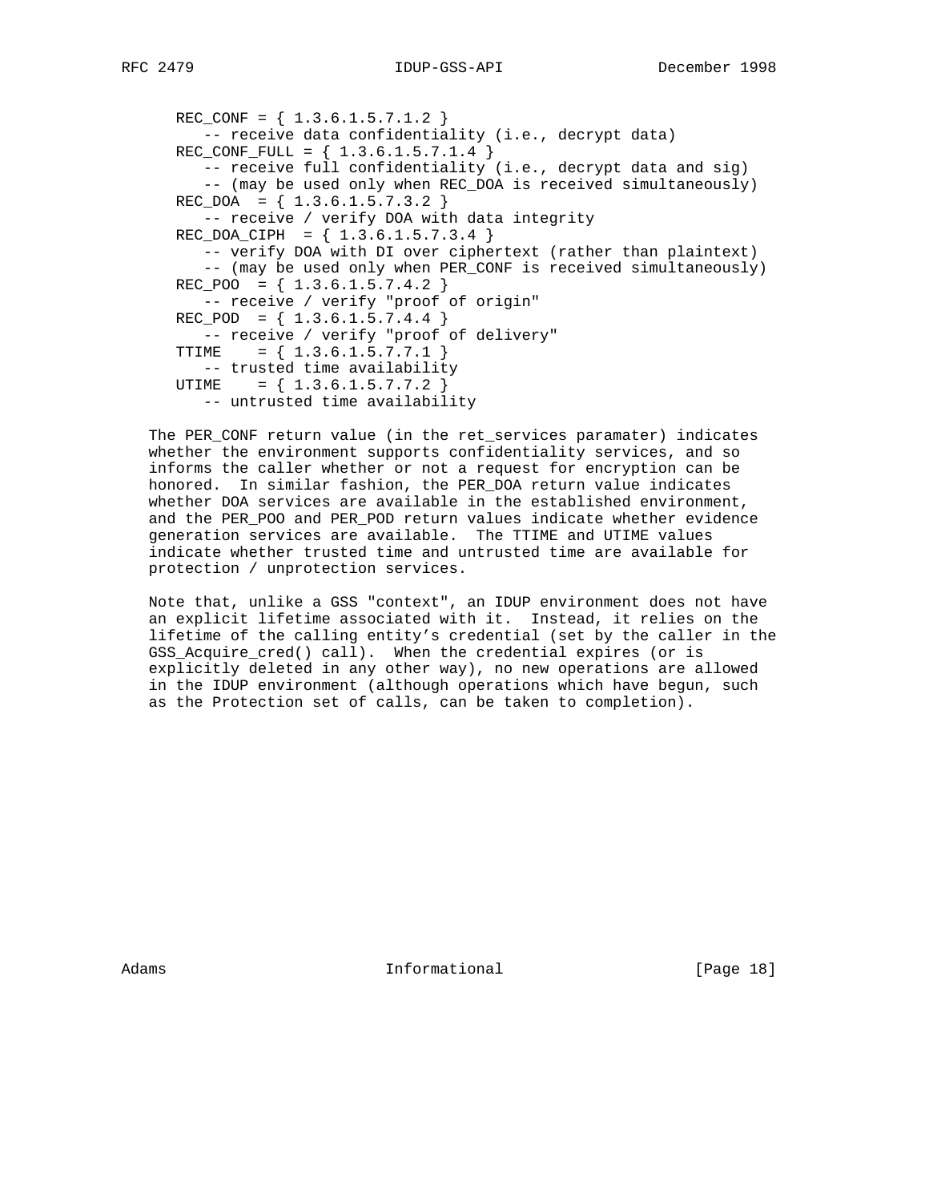```
REC_CONF = { 1.3.6.1.5.7.1.2 }
   -- receive data confidentiality (i.e., decrypt data)
REC_CONF_FULL = { 1.3.6.1.5.7.1.4 }
   -- receive full confidentiality (i.e., decrypt data and sig)
   -- (may be used only when REC_DOA is received simultaneously)
REC_DOA  = { 1.3.6.1.5.7.3.2 }
   -- receive / verify DOA with data integrity
REC_DOA_CIPH  = { 1.3.6.1.5.7.3.4 }
   -- verify DOA with DI over ciphertext (rather than plaintext)
   -- (may be used only when PER_CONF is received simultaneously)
REC_POO  = { 1.3.6.1.5.7.4.2 }
   -- receive / verify "proof of origin"
REC_POD  = { 1.3.6.1.5.7.4.4 }
   -- receive / verify "proof of delivery"
TTIME    = { 1.3.6.1.5.7.7.1 }
   -- trusted time availability
UTIME    = { 1.3.6.1.5.7.7.2 }
   -- untrusted time availability
```

The PER_CONF return value (in the ret_services paramater) indicates whether the environment supports confidentiality services, and so informs the caller whether or not a request for encryption can be honored. In similar fashion, the PER_DOA return value indicates whether DOA services are available in the established environment, and the PER_POO and PER_POD return values indicate whether evidence generation services are available. The TTIME and UTIME values indicate whether trusted time and untrusted time are available for protection / unprotection services.

Note that, unlike a GSS "context", an IDUP environment does not have an explicit lifetime associated with it. Instead, it relies on the lifetime of the calling entity's credential (set by the caller in the GSS_Acquire_cred() call). When the credential expires (or is explicitly deleted in any other way), no new operations are allowed in the IDUP environment (although operations which have begun, such as the Protection set of calls, can be taken to completion).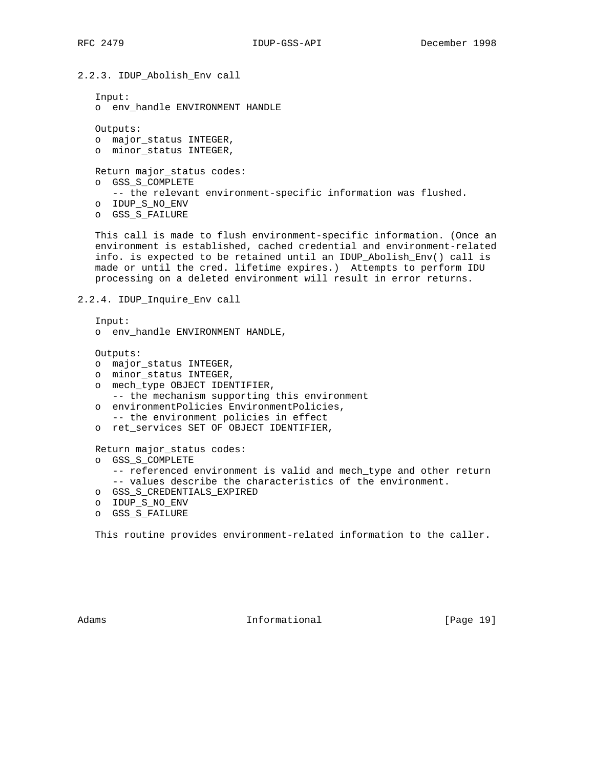### 2.2.3. IDUP_Abolish_Env call

Input:
- o  env_handle ENVIRONMENT HANDLE

Outputs:
- o  major_status INTEGER,
- o  minor_status INTEGER,

Return major_status codes:
- o  GSS_S_COMPLETE
  -- the relevant environment-specific information was flushed.
- o  IDUP_S_NO_ENV
- o  GSS_S_FAILURE

This call is made to flush environment-specific information. (Once an environment is established, cached credential and environment-related info. is expected to be retained until an IDUP_Abolish_Env() call is made or until the cred. lifetime expires.)  Attempts to perform IDU processing on a deleted environment will result in error returns.

### 2.2.4. IDUP_Inquire_Env call

Input:
- o  env_handle ENVIRONMENT HANDLE,

Outputs:
- o  major_status INTEGER,
- o  minor_status INTEGER,
- o  mech_type OBJECT IDENTIFIER,
  -- the mechanism supporting this environment
- o  environmentPolicies EnvironmentPolicies,
  -- the environment policies in effect
- o  ret_services SET OF OBJECT IDENTIFIER,

Return major_status codes:
- o  GSS_S_COMPLETE
  -- referenced environment is valid and mech_type and other return
  -- values describe the characteristics of the environment.
- o  GSS_S_CREDENTIALS_EXPIRED
- o  IDUP_S_NO_ENV
- o  GSS_S_FAILURE

This routine provides environment-related information to the caller.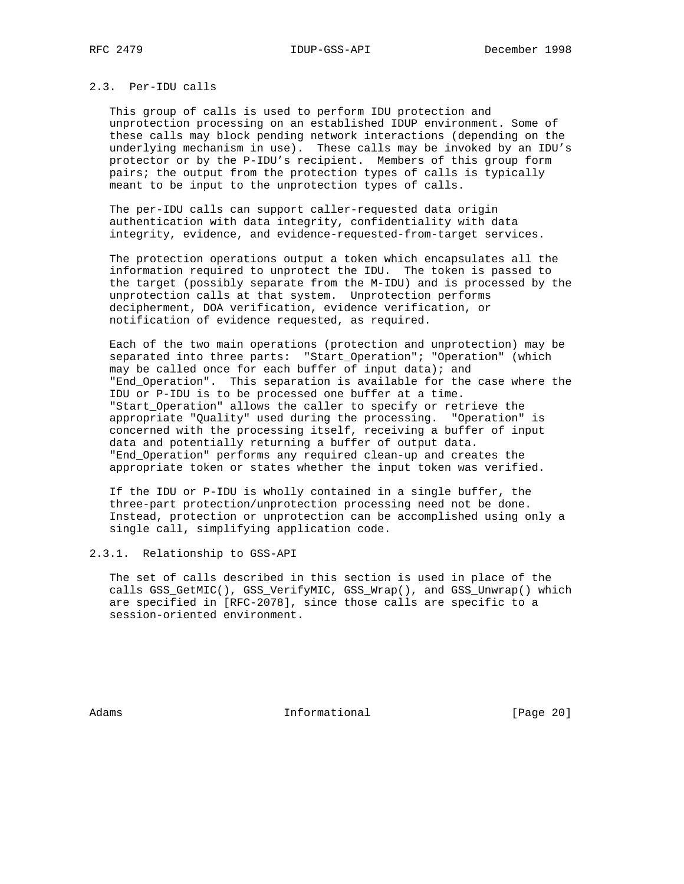## 2.3. Per-IDU calls

This group of calls is used to perform IDU protection and unprotection processing on an established IDUP environment. Some of these calls may block pending network interactions (depending on the underlying mechanism in use). These calls may be invoked by an IDU's protector or by the P-IDU's recipient. Members of this group form pairs; the output from the protection types of calls is typically meant to be input to the unprotection types of calls.

The per-IDU calls can support caller-requested data origin authentication with data integrity, confidentiality with data integrity, evidence, and evidence-requested-from-target services.

The protection operations output a token which encapsulates all the information required to unprotect the IDU. The token is passed to the target (possibly separate from the M-IDU) and is processed by the unprotection calls at that system. Unprotection performs decipherment, DOA verification, evidence verification, or notification of evidence requested, as required.

Each of the two main operations (protection and unprotection) may be separated into three parts: "Start_Operation"; "Operation" (which may be called once for each buffer of input data); and "End_Operation". This separation is available for the case where the IDU or P-IDU is to be processed one buffer at a time. "Start_Operation" allows the caller to specify or retrieve the appropriate "Quality" used during the processing. "Operation" is concerned with the processing itself, receiving a buffer of input data and potentially returning a buffer of output data. "End_Operation" performs any required clean-up and creates the appropriate token or states whether the input token was verified.

If the IDU or P-IDU is wholly contained in a single buffer, the three-part protection/unprotection processing need not be done. Instead, protection or unprotection can be accomplished using only a single call, simplifying application code.

### 2.3.1. Relationship to GSS-API

The set of calls described in this section is used in place of the calls GSS_GetMIC(), GSS_VerifyMIC, GSS_Wrap(), and GSS_Unwrap() which are specified in [RFC-2078], since those calls are specific to a session-oriented environment.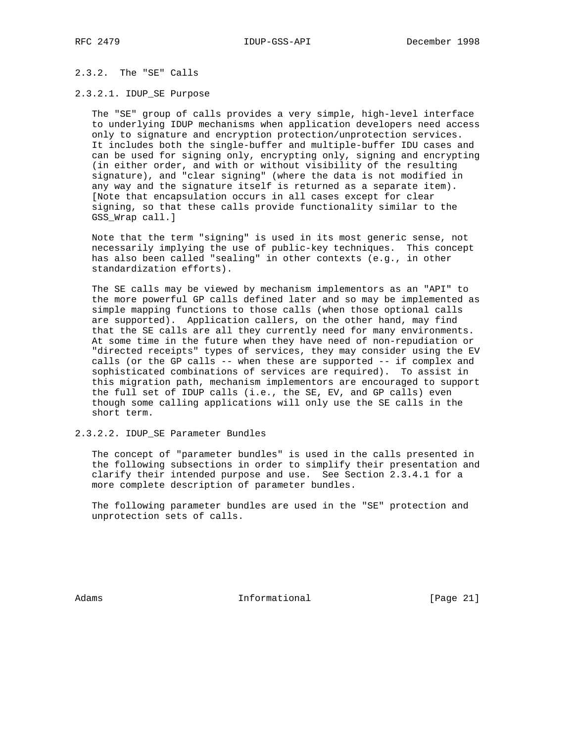### 2.3.2. The "SE" Calls

#### 2.3.2.1. IDUP_SE Purpose

The "SE" group of calls provides a very simple, high-level interface to underlying IDUP mechanisms when application developers need access only to signature and encryption protection/unprotection services. It includes both the single-buffer and multiple-buffer IDU cases and can be used for signing only, encrypting only, signing and encrypting (in either order, and with or without visibility of the resulting signature), and "clear signing" (where the data is not modified in any way and the signature itself is returned as a separate item). [Note that encapsulation occurs in all cases except for clear signing, so that these calls provide functionality similar to the GSS_Wrap call.]

Note that the term "signing" is used in its most generic sense, not necessarily implying the use of public-key techniques. This concept has also been called "sealing" in other contexts (e.g., in other standardization efforts).

The SE calls may be viewed by mechanism implementors as an "API" to the more powerful GP calls defined later and so may be implemented as simple mapping functions to those calls (when those optional calls are supported). Application callers, on the other hand, may find that the SE calls are all they currently need for many environments. At some time in the future when they have need of non-repudiation or "directed receipts" types of services, they may consider using the EV calls (or the GP calls -- when these are supported -- if complex and sophisticated combinations of services are required). To assist in this migration path, mechanism implementors are encouraged to support the full set of IDUP calls (i.e., the SE, EV, and GP calls) even though some calling applications will only use the SE calls in the short term.

#### 2.3.2.2. IDUP_SE Parameter Bundles

The concept of "parameter bundles" is used in the calls presented in the following subsections in order to simplify their presentation and clarify their intended purpose and use. See Section 2.3.4.1 for a more complete description of parameter bundles.

The following parameter bundles are used in the "SE" protection and unprotection sets of calls.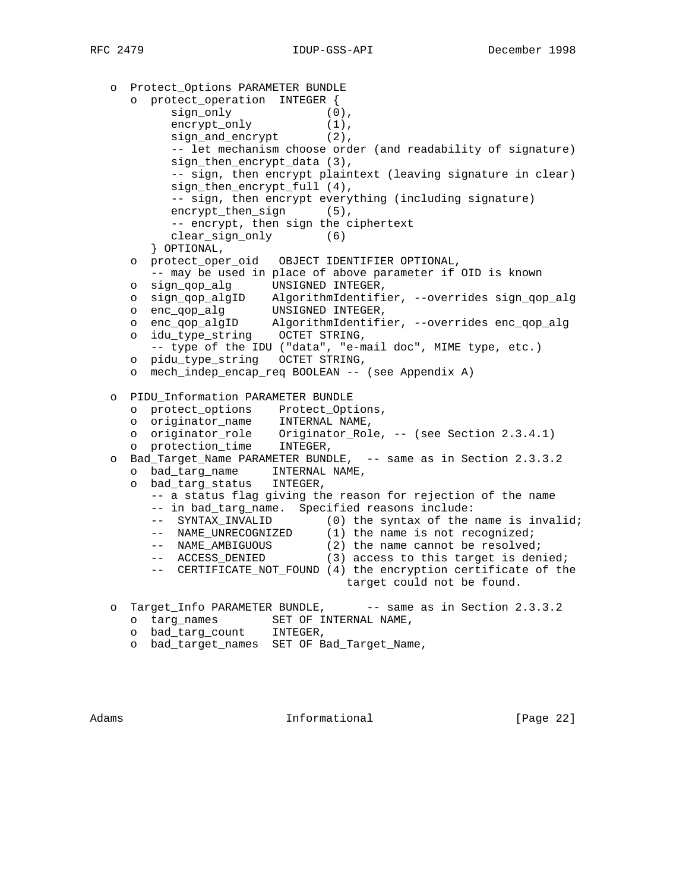```
   o  Protect_Options PARAMETER BUNDLE
      o  protect_operation  INTEGER {
            sign_only             (0),
            encrypt_only          (1),
            sign_and_encrypt      (2),
            -- let mechanism choose order (and readability of signature)
            sign_then_encrypt_data (3),
            -- sign, then encrypt plaintext (leaving signature in clear)
            sign_then_encrypt_full (4),
            -- sign, then encrypt everything (including signature)
            encrypt_then_sign     (5),
            -- encrypt, then sign the ciphertext
            clear_sign_only       (6)
         } OPTIONAL,
      o  protect_oper_oid   OBJECT IDENTIFIER OPTIONAL,
         -- may be used in place of above parameter if OID is known
      o  sign_qop_alg      UNSIGNED INTEGER,
      o  sign_qop_algID    AlgorithmIdentifier, --overrides sign_qop_alg
      o  enc_qop_alg       UNSIGNED INTEGER,
      o  enc_qop_algID     AlgorithmIdentifier, --overrides enc_qop_alg
      o  idu_type_string    OCTET STRING,
         -- type of the IDU ("data", "e-mail doc", MIME type, etc.)
      o  pidu_type_string   OCTET STRING,
      o  mech_indep_encap_req BOOLEAN -- (see Appendix A)

   o  PIDU_Information PARAMETER BUNDLE
      o  protect_options    Protect_Options,
      o  originator_name    INTERNAL NAME,
      o  originator_role    Originator_Role, -- (see Section 2.3.4.1)
      o  protection_time    INTEGER,
   o  Bad_Target_Name PARAMETER BUNDLE,  -- same as in Section 2.3.3.2
      o  bad_targ_name     INTERNAL NAME,
      o  bad_targ_status   INTEGER,
         -- a status flag giving the reason for rejection of the name
         -- in bad_targ_name.  Specified reasons include:
         --  SYNTAX_INVALID        (0) the syntax of the name is invalid;
         --  NAME_UNRECOGNIZED     (1) the name is not recognized;
         --  NAME_AMBIGUOUS        (2) the name cannot be resolved;
         --  ACCESS_DENIED         (3) access to this target is denied;
         --  CERTIFICATE_NOT_FOUND (4) the encryption certificate of the
                                       target could not be found.

   o  Target_Info PARAMETER BUNDLE,      -- same as in Section 2.3.3.2
      o  targ_names        SET OF INTERNAL NAME,
      o  bad_targ_count    INTEGER,
      o  bad_target_names  SET OF Bad_Target_Name,
```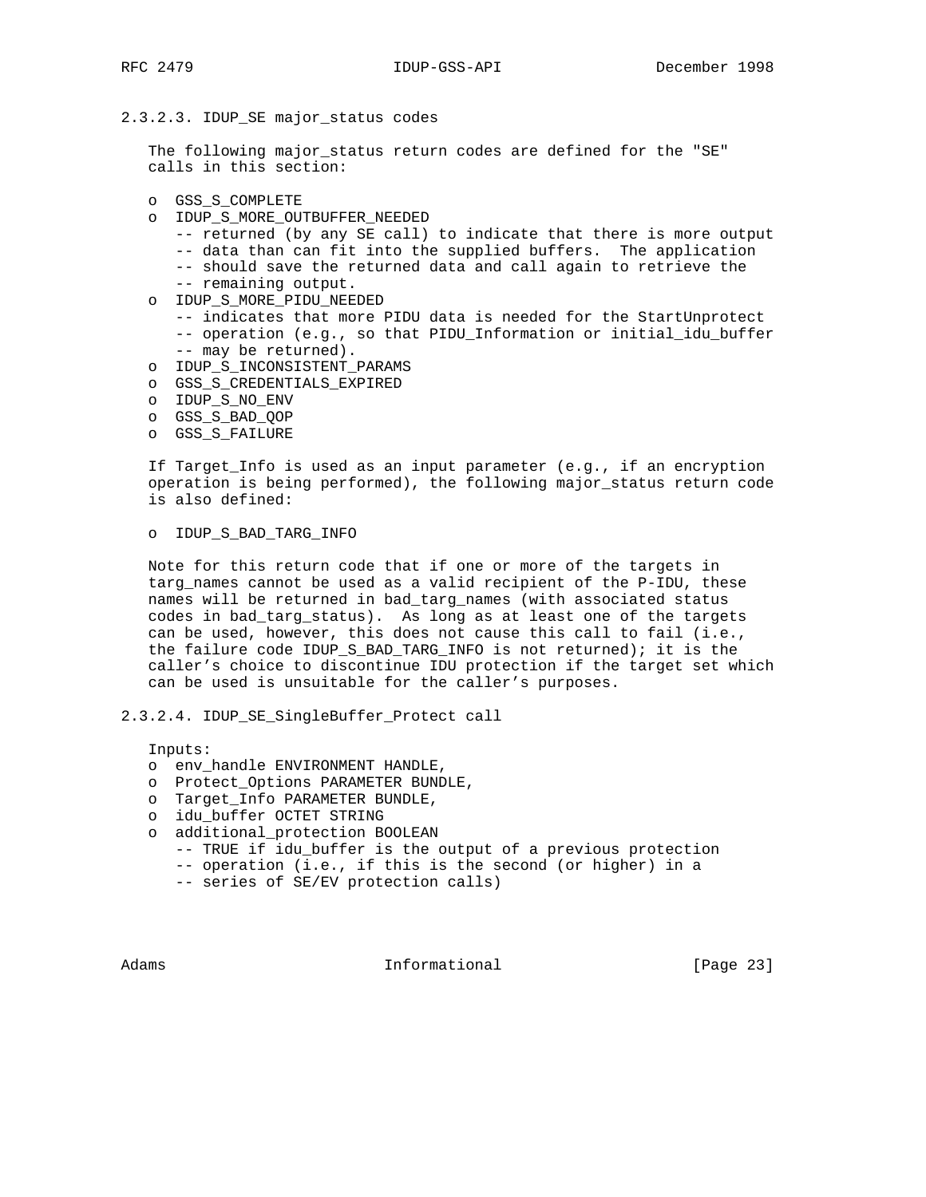### 2.3.2.3. IDUP_SE major_status codes

The following major_status return codes are defined for the "SE" calls in this section:

- o GSS_S_COMPLETE
- o IDUP_S_MORE_OUTBUFFER_NEEDED
  - -- returned (by any SE call) to indicate that there is more output
  - -- data than can fit into the supplied buffers.  The application
  - -- should save the returned data and call again to retrieve the
  - -- remaining output.
- o IDUP_S_MORE_PIDU_NEEDED
  - -- indicates that more PIDU data is needed for the StartUnprotect
  - -- operation (e.g., so that PIDU_Information or initial_idu_buffer
  - -- may be returned).
- o IDUP_S_INCONSISTENT_PARAMS
- o GSS_S_CREDENTIALS_EXPIRED
- o IDUP_S_NO_ENV
- o GSS_S_BAD_QOP
- o GSS_S_FAILURE

If Target_Info is used as an input parameter (e.g., if an encryption operation is being performed), the following major_status return code is also defined:

- o IDUP_S_BAD_TARG_INFO

Note for this return code that if one or more of the targets in targ_names cannot be used as a valid recipient of the P-IDU, these names will be returned in bad_targ_names (with associated status codes in bad_targ_status).  As long as at least one of the targets can be used, however, this does not cause this call to fail (i.e., the failure code IDUP_S_BAD_TARG_INFO is not returned); it is the caller’s choice to discontinue IDU protection if the target set which can be used is unsuitable for the caller’s purposes.

### 2.3.2.4. IDUP_SE_SingleBuffer_Protect call

Inputs:

- o env_handle ENVIRONMENT HANDLE,
- o Protect_Options PARAMETER BUNDLE,
- o Target_Info PARAMETER BUNDLE,
- o idu_buffer OCTET STRING
- o additional_protection BOOLEAN
  - -- TRUE if idu_buffer is the output of a previous protection
  - -- operation (i.e., if this is the second (or higher) in a
  - -- series of SE/EV protection calls)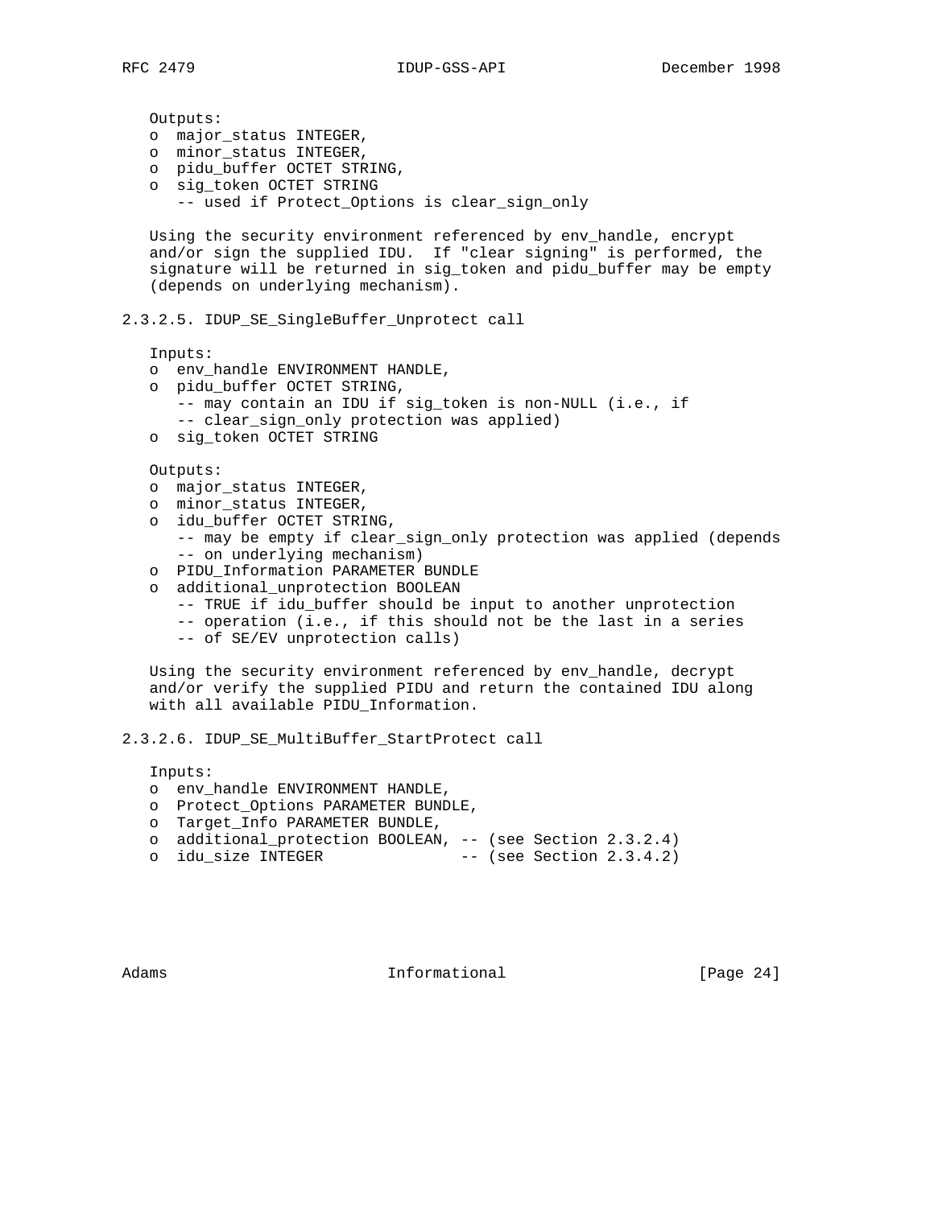Outputs:

- o major_status INTEGER,
- o minor_status INTEGER,
- o pidu_buffer OCTET STRING,
- o sig_token OCTET STRING
  -- used if Protect_Options is clear_sign_only

Using the security environment referenced by env_handle, encrypt and/or sign the supplied IDU. If "clear signing" is performed, the signature will be returned in sig_token and pidu_buffer may be empty (depends on underlying mechanism).

### 2.3.2.5. IDUP_SE_SingleBuffer_Unprotect call

Inputs:

- o env_handle ENVIRONMENT HANDLE,
- o pidu_buffer OCTET STRING,
  -- may contain an IDU if sig_token is non-NULL (i.e., if
  -- clear_sign_only protection was applied)
- o sig_token OCTET STRING

Outputs:

- o major_status INTEGER,
- o minor_status INTEGER,
- o idu_buffer OCTET STRING,
  -- may be empty if clear_sign_only protection was applied (depends
  -- on underlying mechanism)
- o PIDU_Information PARAMETER BUNDLE
- o additional_unprotection BOOLEAN
  -- TRUE if idu_buffer should be input to another unprotection
  -- operation (i.e., if this should not be the last in a series
  -- of SE/EV unprotection calls)

Using the security environment referenced by env_handle, decrypt and/or verify the supplied PIDU and return the contained IDU along with all available PIDU_Information.

### 2.3.2.6. IDUP_SE_MultiBuffer_StartProtect call

Inputs:

- o env_handle ENVIRONMENT HANDLE,
- o Protect_Options PARAMETER BUNDLE,
- o Target_Info PARAMETER BUNDLE,
- o additional_protection BOOLEAN, -- (see Section 2.3.2.4)
- o idu_size INTEGER -- (see Section 2.3.4.2)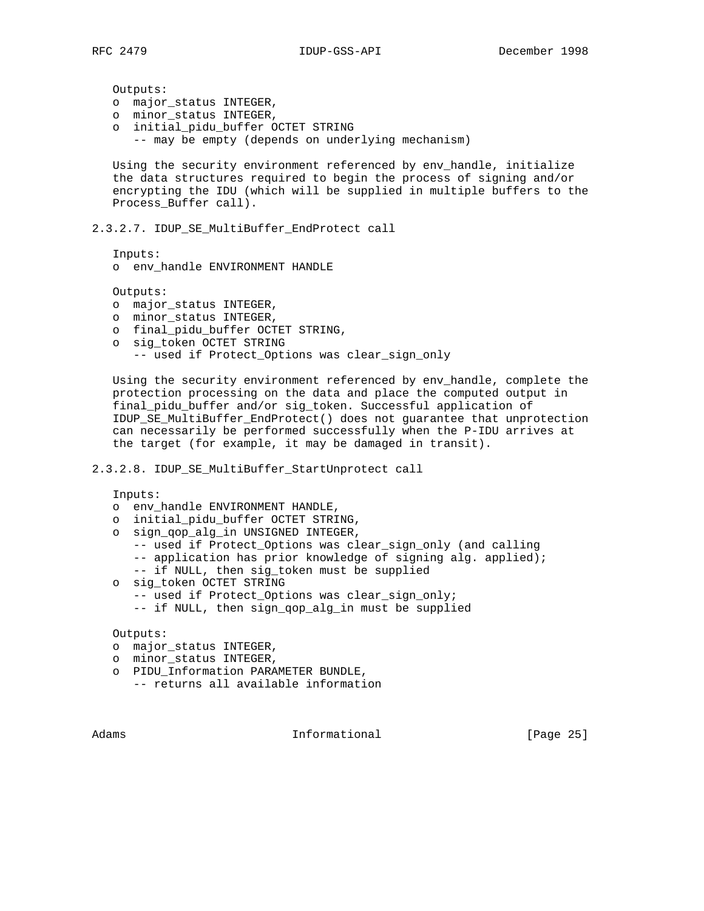Outputs:
- o major_status INTEGER,
- o minor_status INTEGER,
- o initial_pidu_buffer OCTET STRING
  -- may be empty (depends on underlying mechanism)

Using the security environment referenced by env_handle, initialize the data structures required to begin the process of signing and/or encrypting the IDU (which will be supplied in multiple buffers to the Process_Buffer call).

#### 2.3.2.7. IDUP_SE_MultiBuffer_EndProtect call

Inputs:
- o env_handle ENVIRONMENT HANDLE

Outputs:
- o major_status INTEGER,
- o minor_status INTEGER,
- o final_pidu_buffer OCTET STRING,
- o sig_token OCTET STRING
  -- used if Protect_Options was clear_sign_only

Using the security environment referenced by env_handle, complete the protection processing on the data and place the computed output in final_pidu_buffer and/or sig_token. Successful application of IDUP_SE_MultiBuffer_EndProtect() does not guarantee that unprotection can necessarily be performed successfully when the P-IDU arrives at the target (for example, it may be damaged in transit).

#### 2.3.2.8. IDUP_SE_MultiBuffer_StartUnprotect call

Inputs:
- o env_handle ENVIRONMENT HANDLE,
- o initial_pidu_buffer OCTET STRING,
- o sign_qop_alg_in UNSIGNED INTEGER,
  -- used if Protect_Options was clear_sign_only (and calling
  -- application has prior knowledge of signing alg. applied);
  -- if NULL, then sig_token must be supplied
- o sig_token OCTET STRING
  -- used if Protect_Options was clear_sign_only;
  -- if NULL, then sign_qop_alg_in must be supplied

Outputs:
- o major_status INTEGER,
- o minor_status INTEGER,
- o PIDU_Information PARAMETER BUNDLE,
  -- returns all available information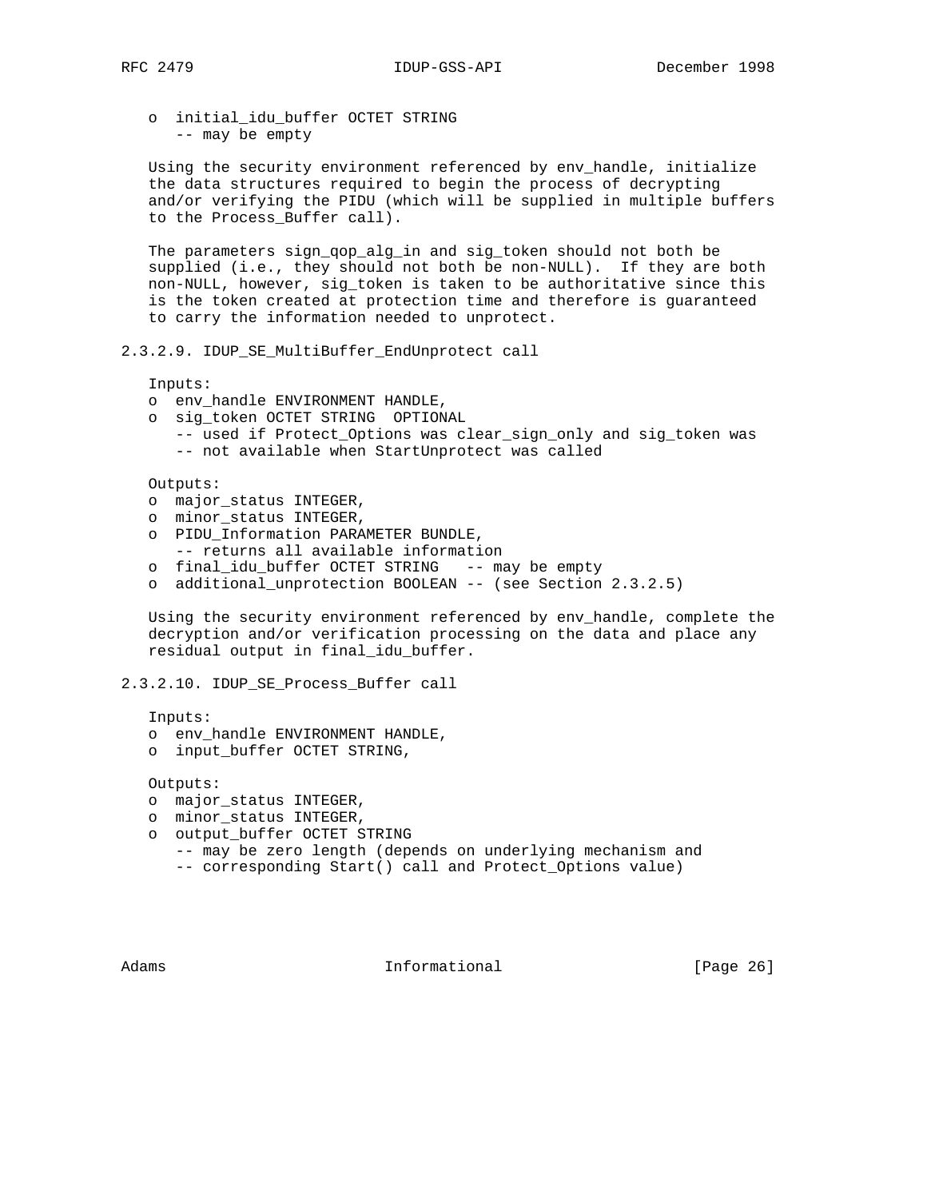o  initial_idu_buffer OCTET STRING
   -- may be empty

Using the security environment referenced by env_handle, initialize the data structures required to begin the process of decrypting and/or verifying the PIDU (which will be supplied in multiple buffers to the Process_Buffer call).

The parameters sign_qop_alg_in and sig_token should not both be supplied (i.e., they should not both be non-NULL). If they are both non-NULL, however, sig_token is taken to be authoritative since this is the token created at protection time and therefore is guaranteed to carry the information needed to unprotect.

### 2.3.2.9. IDUP_SE_MultiBuffer_EndUnprotect call

```
Inputs:
o  env_handle ENVIRONMENT HANDLE,
o  sig_token OCTET STRING  OPTIONAL
   -- used if Protect_Options was clear_sign_only and sig_token was
   -- not available when StartUnprotect was called

Outputs:
o  major_status INTEGER,
o  minor_status INTEGER,
o  PIDU_Information PARAMETER BUNDLE,
   -- returns all available information
o  final_idu_buffer OCTET STRING   -- may be empty
o  additional_unprotection BOOLEAN -- (see Section 2.3.2.5)
```

Using the security environment referenced by env_handle, complete the decryption and/or verification processing on the data and place any residual output in final_idu_buffer.

### 2.3.2.10. IDUP_SE_Process_Buffer call

```
Inputs:
o  env_handle ENVIRONMENT HANDLE,
o  input_buffer OCTET STRING,

Outputs:
o  major_status INTEGER,
o  minor_status INTEGER,
o  output_buffer OCTET STRING
   -- may be zero length (depends on underlying mechanism and
   -- corresponding Start() call and Protect_Options value)
```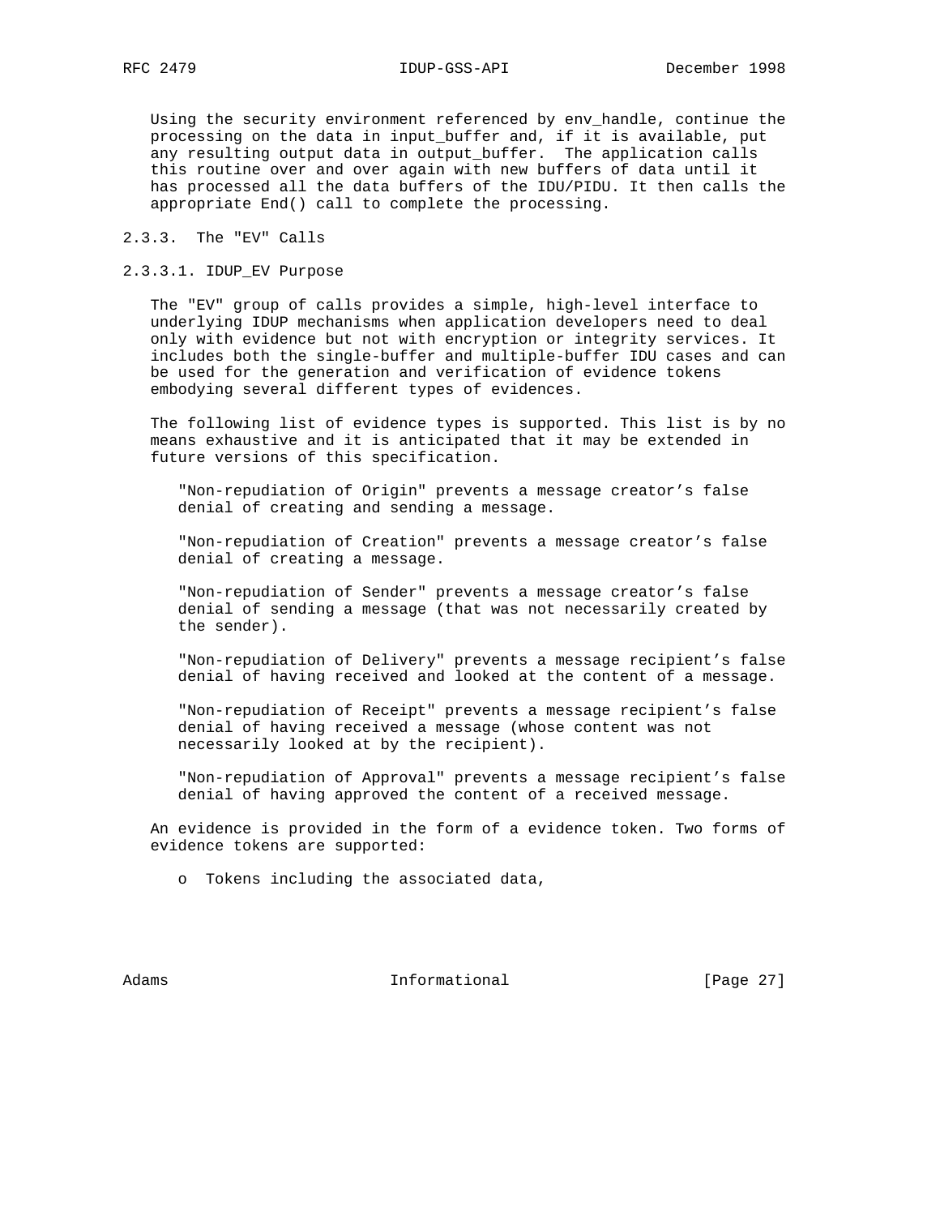Using the security environment referenced by env_handle, continue the processing on the data in input_buffer and, if it is available, put any resulting output data in output_buffer. The application calls this routine over and over again with new buffers of data until it has processed all the data buffers of the IDU/PIDU. It then calls the appropriate End() call to complete the processing.

### 2.3.3. The "EV" Calls

#### 2.3.3.1. IDUP_EV Purpose

The "EV" group of calls provides a simple, high-level interface to underlying IDUP mechanisms when application developers need to deal only with evidence but not with encryption or integrity services. It includes both the single-buffer and multiple-buffer IDU cases and can be used for the generation and verification of evidence tokens embodying several different types of evidences.

The following list of evidence types is supported. This list is by no means exhaustive and it is anticipated that it may be extended in future versions of this specification.

"Non-repudiation of Origin" prevents a message creator's false denial of creating and sending a message.

"Non-repudiation of Creation" prevents a message creator's false denial of creating a message.

"Non-repudiation of Sender" prevents a message creator's false denial of sending a message (that was not necessarily created by the sender).

"Non-repudiation of Delivery" prevents a message recipient's false denial of having received and looked at the content of a message.

"Non-repudiation of Receipt" prevents a message recipient's false denial of having received a message (whose content was not necessarily looked at by the recipient).

"Non-repudiation of Approval" prevents a message recipient's false denial of having approved the content of a received message.

An evidence is provided in the form of a evidence token. Two forms of evidence tokens are supported:

- Tokens including the associated data,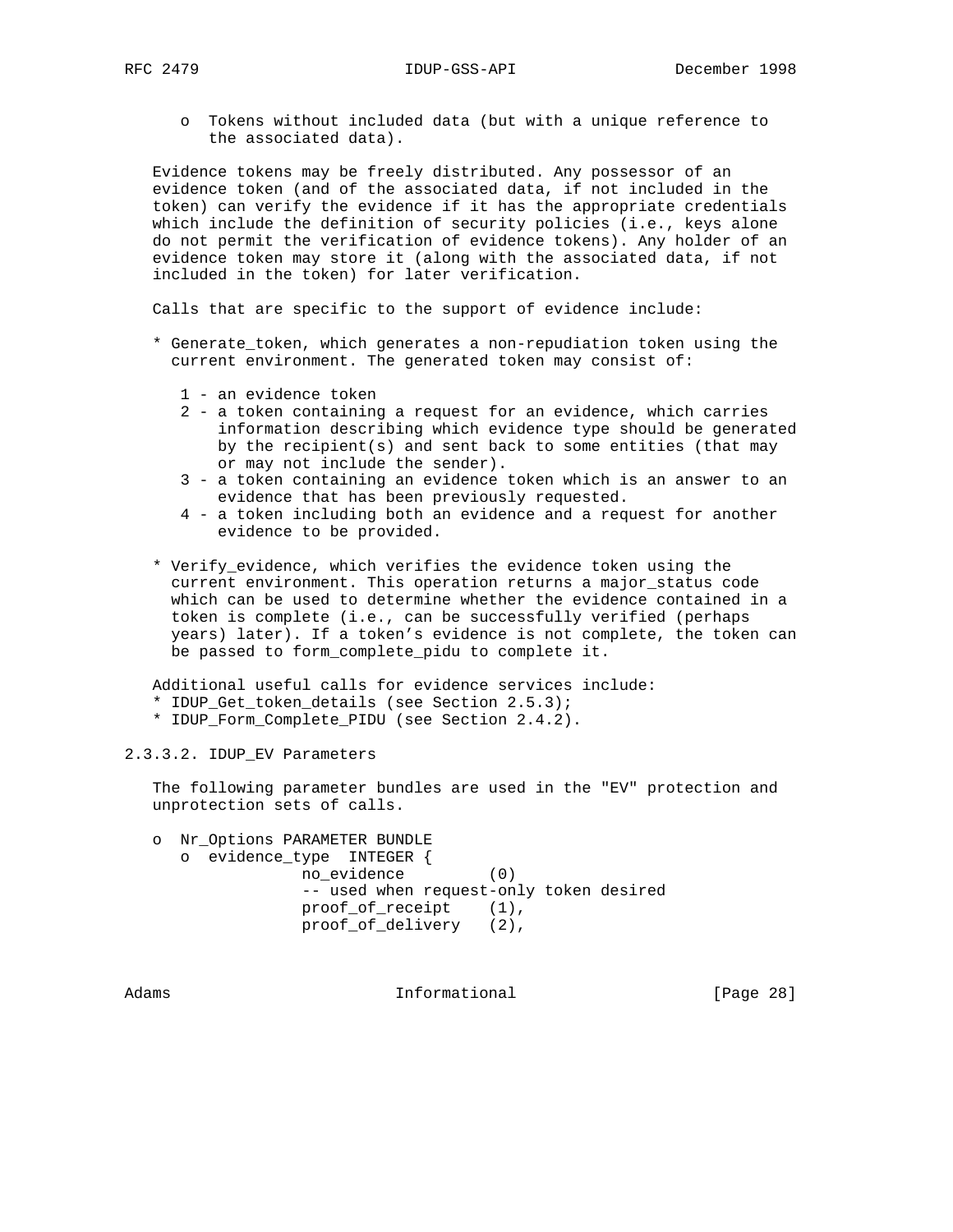o  Tokens without included data (but with a unique reference to the associated data).

Evidence tokens may be freely distributed. Any possessor of an evidence token (and of the associated data, if not included in the token) can verify the evidence if it has the appropriate credentials which include the definition of security policies (i.e., keys alone do not permit the verification of evidence tokens). Any holder of an evidence token may store it (along with the associated data, if not included in the token) for later verification.

Calls that are specific to the support of evidence include:

* Generate_token, which generates a non-repudiation token using the current environment. The generated token may consist of:

  1 - an evidence token
  2 - a token containing a request for an evidence, which carries information describing which evidence type should be generated by the recipient(s) and sent back to some entities (that may or may not include the sender).
  3 - a token containing an evidence token which is an answer to an evidence that has been previously requested.
  4 - a token including both an evidence and a request for another evidence to be provided.

* Verify_evidence, which verifies the evidence token using the current environment. This operation returns a major_status code which can be used to determine whether the evidence contained in a token is complete (i.e., can be successfully verified (perhaps years) later). If a token's evidence is not complete, the token can be passed to form_complete_pidu to complete it.

Additional useful calls for evidence services include:
* IDUP_Get_token_details (see Section 2.5.3);
* IDUP_Form_Complete_PIDU (see Section 2.4.2).

### 2.3.3.2. IDUP_EV Parameters

The following parameter bundles are used in the "EV" protection and unprotection sets of calls.

```
o  Nr_Options PARAMETER BUNDLE
   o  evidence_type  INTEGER {
               no_evidence         (0)
               -- used when request-only token desired
               proof_of_receipt    (1),
               proof_of_delivery   (2),
```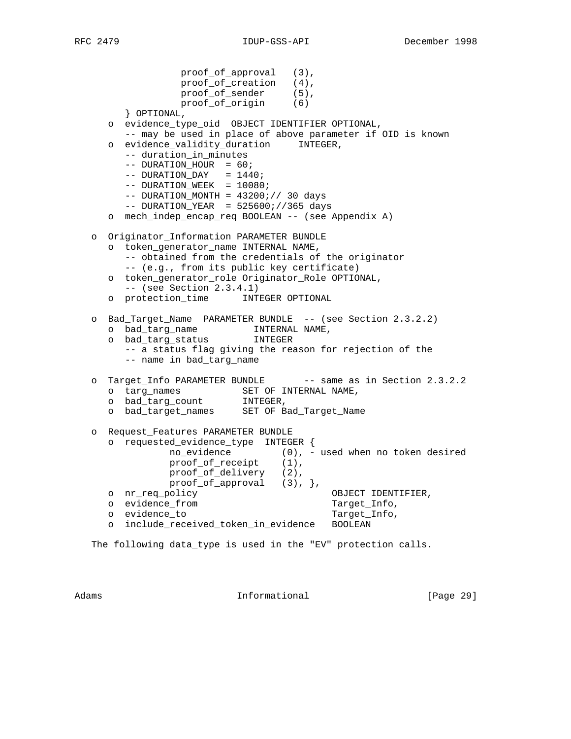```
                 proof_of_approval   (3),
                 proof_of_creation   (4),
                 proof_of_sender     (5),
                 proof_of_origin     (6)
         } OPTIONAL,
      o  evidence_type_oid  OBJECT IDENTIFIER OPTIONAL,
         -- may be used in place of above parameter if OID is known
      o  evidence_validity_duration     INTEGER,
         -- duration_in_minutes
         -- DURATION_HOUR  = 60;
         -- DURATION_DAY   = 1440;
         -- DURATION_WEEK  = 10080;
         -- DURATION_MONTH = 43200;// 30 days
         -- DURATION_YEAR  = 525600;//365 days
      o  mech_indep_encap_req BOOLEAN -- (see Appendix A)

   o  Originator_Information PARAMETER BUNDLE
      o  token_generator_name INTERNAL NAME,
         -- obtained from the credentials of the originator
         -- (e.g., from its public key certificate)
      o  token_generator_role Originator_Role OPTIONAL,
         -- (see Section 2.3.4.1)
      o  protection_time      INTEGER OPTIONAL

   o  Bad_Target_Name  PARAMETER BUNDLE  -- (see Section 2.3.2.2)
      o  bad_targ_name          INTERNAL NAME,
      o  bad_targ_status        INTEGER
         -- a status flag giving the reason for rejection of the
         -- name in bad_targ_name

   o  Target_Info PARAMETER BUNDLE       -- same as in Section 2.3.2.2
      o  targ_names           SET OF INTERNAL NAME,
      o  bad_targ_count       INTEGER,
      o  bad_target_names     SET OF Bad_Target_Name

   o  Request_Features PARAMETER BUNDLE
      o  requested_evidence_type  INTEGER {
                no_evidence         (0), - used when no token desired
                proof_of_receipt    (1),
                proof_of_delivery   (2),
                proof_of_approval   (3), },
      o  nr_req_policy                         OBJECT IDENTIFIER,
      o  evidence_from                         Target_Info,
      o  evidence_to                           Target_Info,
      o  include_received_token_in_evidence   BOOLEAN
```

The following data_type is used in the "EV" protection calls.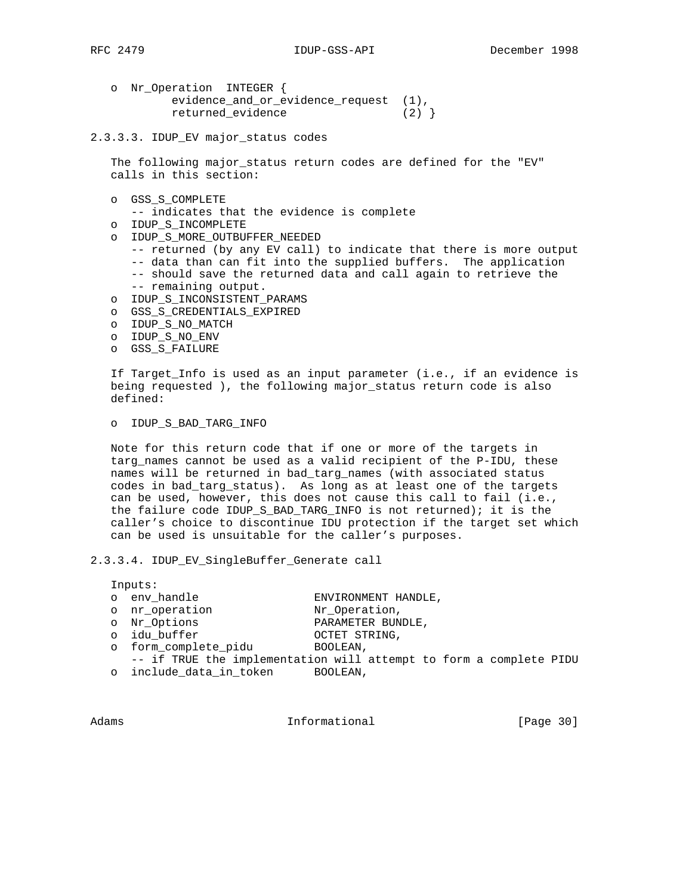o Nr_Operation INTEGER {
  evidence_and_or_evidence_request (1),
  returned_evidence (2) }

### 2.3.3.3. IDUP_EV major_status codes

The following major_status return codes are defined for the "EV" calls in this section:

- o GSS_S_COMPLETE
  -- indicates that the evidence is complete
- o IDUP_S_INCOMPLETE
- o IDUP_S_MORE_OUTBUFFER_NEEDED
  -- returned (by any EV call) to indicate that there is more output
  -- data than can fit into the supplied buffers. The application
  -- should save the returned data and call again to retrieve the
  -- remaining output.
- o IDUP_S_INCONSISTENT_PARAMS
- o GSS_S_CREDENTIALS_EXPIRED
- o IDUP_S_NO_MATCH
- o IDUP_S_NO_ENV
- o GSS_S_FAILURE

If Target_Info is used as an input parameter (i.e., if an evidence is being requested ), the following major_status return code is also defined:

- o IDUP_S_BAD_TARG_INFO

Note for this return code that if one or more of the targets in targ_names cannot be used as a valid recipient of the P-IDU, these names will be returned in bad_targ_names (with associated status codes in bad_targ_status). As long as at least one of the targets can be used, however, this does not cause this call to fail (i.e., the failure code IDUP_S_BAD_TARG_INFO is not returned); it is the caller's choice to discontinue IDU protection if the target set which can be used is unsuitable for the caller's purposes.

### 2.3.3.4. IDUP_EV_SingleBuffer_Generate call

Inputs:

```
o env_handle              ENVIRONMENT HANDLE,
o nr_operation            Nr_Operation,
o Nr_Options              PARAMETER BUNDLE,
o idu_buffer              OCTET STRING,
o form_complete_pidu      BOOLEAN,
  -- if TRUE the implementation will attempt to form a complete PIDU
o include_data_in_token   BOOLEAN,
```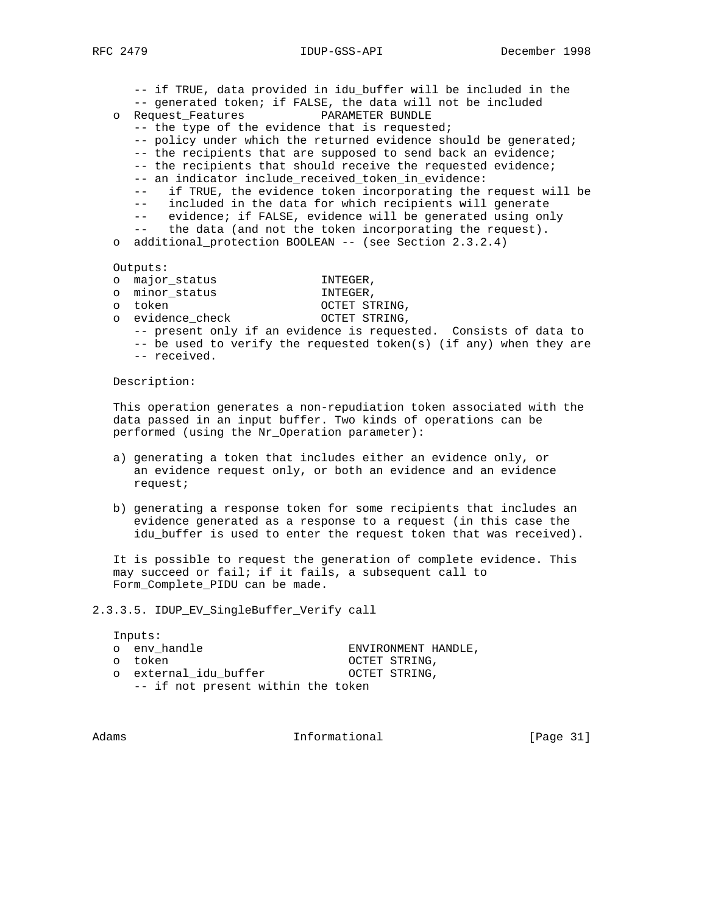```
      -- if TRUE, data provided in idu_buffer will be included in the
      -- generated token; if FALSE, the data will not be included
   o  Request_Features           PARAMETER BUNDLE
      -- the type of the evidence that is requested;
      -- policy under which the returned evidence should be generated;
      -- the recipients that are supposed to send back an evidence;
      -- the recipients that should receive the requested evidence;
      -- an indicator include_received_token_in_evidence:
      --   if TRUE, the evidence token incorporating the request will be
      --   included in the data for which recipients will generate
      --   evidence; if FALSE, evidence will be generated using only
      --   the data (and not the token incorporating the request).
   o  additional_protection BOOLEAN -- (see Section 2.3.2.4)

   Outputs:
   o  major_status               INTEGER,
   o  minor_status               INTEGER,
   o  token                      OCTET STRING,
   o  evidence_check             OCTET STRING,
      -- present only if an evidence is requested.  Consists of data to
      -- be used to verify the requested token(s) (if any) when they are
      -- received.
```

Description:

This operation generates a non-repudiation token associated with the data passed in an input buffer. Two kinds of operations can be performed (using the Nr_Operation parameter):

a) generating a token that includes either an evidence only, or an evidence request only, or both an evidence and an evidence request;

b) generating a response token for some recipients that includes an evidence generated as a response to a request (in this case the idu_buffer is used to enter the request token that was received).

It is possible to request the generation of complete evidence. This may succeed or fail; if it fails, a subsequent call to Form_Complete_PIDU can be made.

#### 2.3.3.5. IDUP_EV_SingleBuffer_Verify call

```
   Inputs:
   o  env_handle                    ENVIRONMENT HANDLE,
   o  token                         OCTET STRING,
   o  external_idu_buffer           OCTET STRING,
      -- if not present within the token
```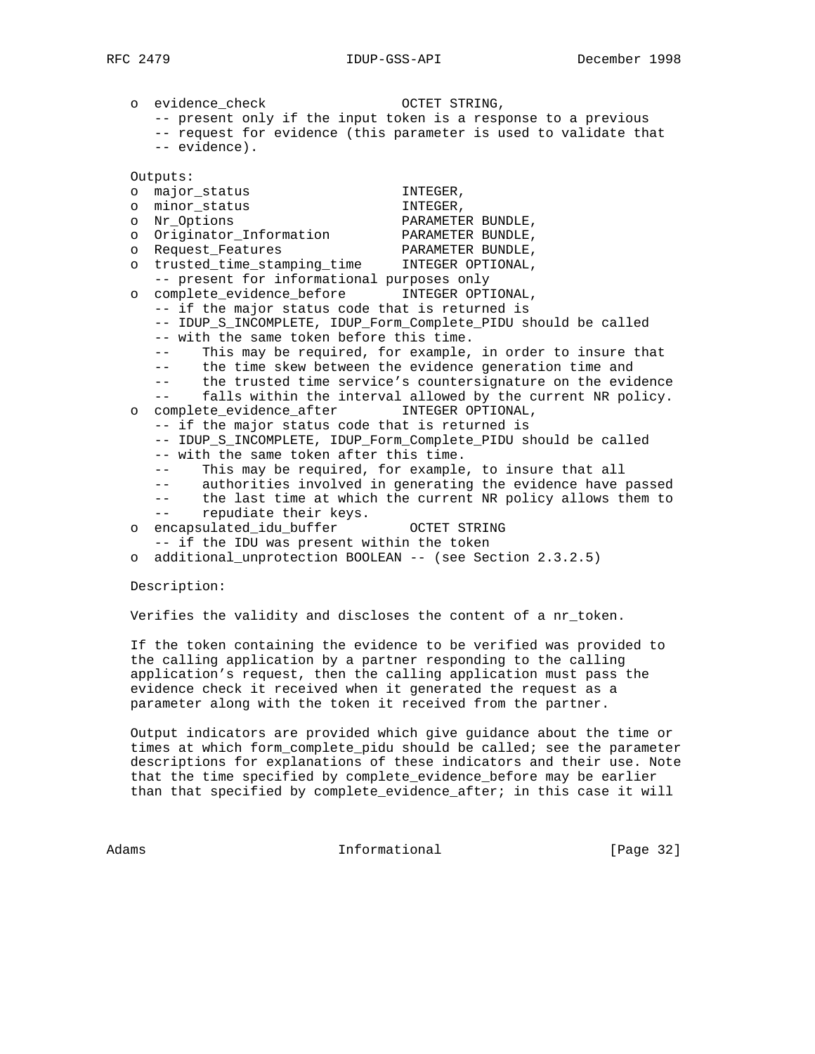```
o evidence_check                 OCTET STRING,
   -- present only if the input token is a response to a previous
   -- request for evidence (this parameter is used to validate that
   -- evidence).
```

Outputs:

```
o major_status                   INTEGER,
o minor_status                   INTEGER,
o Nr_Options                     PARAMETER BUNDLE,
o Originator_Information         PARAMETER BUNDLE,
o Request_Features               PARAMETER BUNDLE,
o trusted_time_stamping_time     INTEGER OPTIONAL,
   -- present for informational purposes only
o complete_evidence_before       INTEGER OPTIONAL,
   -- if the major status code that is returned is
   -- IDUP_S_INCOMPLETE, IDUP_Form_Complete_PIDU should be called
   -- with the same token before this time.
   --     This may be required, for example, in order to insure that
   --     the time skew between the evidence generation time and
   --     the trusted time service's countersignature on the evidence
   --     falls within the interval allowed by the current NR policy.
o complete_evidence_after        INTEGER OPTIONAL,
   -- if the major status code that is returned is
   -- IDUP_S_INCOMPLETE, IDUP_Form_Complete_PIDU should be called
   -- with the same token after this time.
   --     This may be required, for example, to insure that all
   --     authorities involved in generating the evidence have passed
   --     the last time at which the current NR policy allows them to
   --     repudiate their keys.
o encapsulated_idu_buffer         OCTET STRING
   -- if the IDU was present within the token
o additional_unprotection BOOLEAN -- (see Section 2.3.2.5)
```

Description:

Verifies the validity and discloses the content of a nr_token.

If the token containing the evidence to be verified was provided to the calling application by a partner responding to the calling application's request, then the calling application must pass the evidence check it received when it generated the request as a parameter along with the token it received from the partner.

Output indicators are provided which give guidance about the time or times at which form_complete_pidu should be called; see the parameter descriptions for explanations of these indicators and their use. Note that the time specified by complete_evidence_before may be earlier than that specified by complete_evidence_after; in this case it will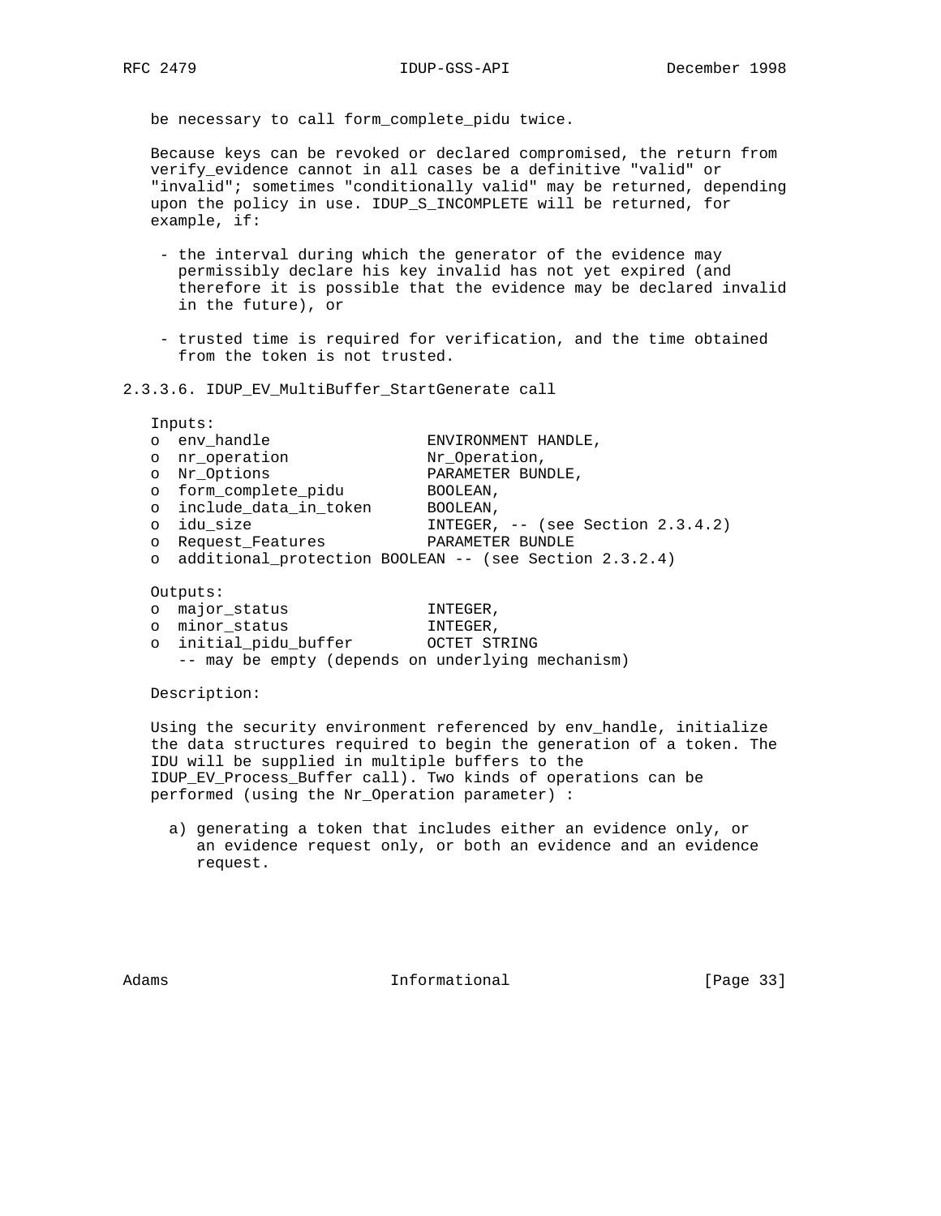be necessary to call form_complete_pidu twice.

Because keys can be revoked or declared compromised, the return from verify_evidence cannot in all cases be a definitive "valid" or "invalid"; sometimes "conditionally valid" may be returned, depending upon the policy in use. IDUP_S_INCOMPLETE will be returned, for example, if:

- the interval during which the generator of the evidence may permissibly declare his key invalid has not yet expired (and therefore it is possible that the evidence may be declared invalid in the future), or
- trusted time is required for verification, and the time obtained from the token is not trusted.

### 2.3.3.6. IDUP_EV_MultiBuffer_StartGenerate call

Inputs:

```
o  env_handle                 ENVIRONMENT HANDLE,
o  nr_operation               Nr_Operation,
o  Nr_Options                 PARAMETER BUNDLE,
o  form_complete_pidu         BOOLEAN,
o  include_data_in_token      BOOLEAN,
o  idu_size                   INTEGER, -- (see Section 2.3.4.2)
o  Request_Features           PARAMETER BUNDLE
o  additional_protection BOOLEAN -- (see Section 2.3.2.4)
```

Outputs:

```
o  major_status               INTEGER,
o  minor_status               INTEGER,
o  initial_pidu_buffer        OCTET STRING
   -- may be empty (depends on underlying mechanism)
```

Description:

Using the security environment referenced by env_handle, initialize the data structures required to begin the generation of a token. The IDU will be supplied in multiple buffers to the IDUP_EV_Process_Buffer call). Two kinds of operations can be performed (using the Nr_Operation parameter) :

a) generating a token that includes either an evidence only, or an evidence request only, or both an evidence and an evidence request.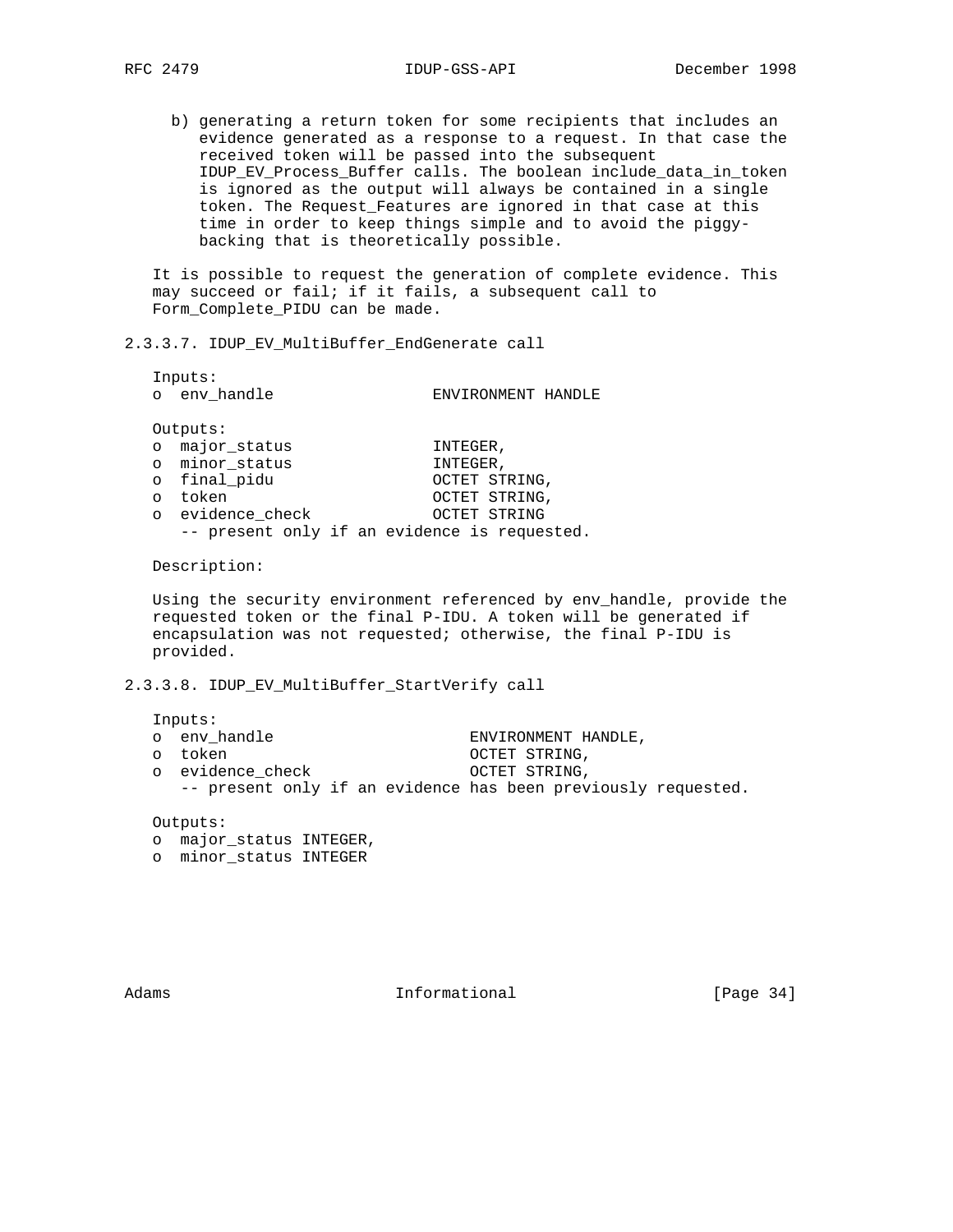b) generating a return token for some recipients that includes an evidence generated as a response to a request. In that case the received token will be passed into the subsequent IDUP_EV_Process_Buffer calls. The boolean include_data_in_token is ignored as the output will always be contained in a single token. The Request_Features are ignored in that case at this time in order to keep things simple and to avoid the piggy-backing that is theoretically possible.

It is possible to request the generation of complete evidence. This may succeed or fail; if it fails, a subsequent call to Form_Complete_PIDU can be made.

#### 2.3.3.7. IDUP_EV_MultiBuffer_EndGenerate call

```
Inputs:
o  env_handle                ENVIRONMENT HANDLE

Outputs:
o  major_status              INTEGER,
o  minor_status              INTEGER,
o  final_pidu                OCTET STRING,
o  token                     OCTET STRING,
o  evidence_check            OCTET STRING
   -- present only if an evidence is requested.
```

Description:

Using the security environment referenced by env_handle, provide the requested token or the final P-IDU. A token will be generated if encapsulation was not requested; otherwise, the final P-IDU is provided.

#### 2.3.3.8. IDUP_EV_MultiBuffer_StartVerify call

```
Inputs:
o  env_handle                    ENVIRONMENT HANDLE,
o  token                         OCTET STRING,
o  evidence_check                OCTET STRING,
   -- present only if an evidence has been previously requested.

Outputs:
o  major_status INTEGER,
o  minor_status INTEGER
```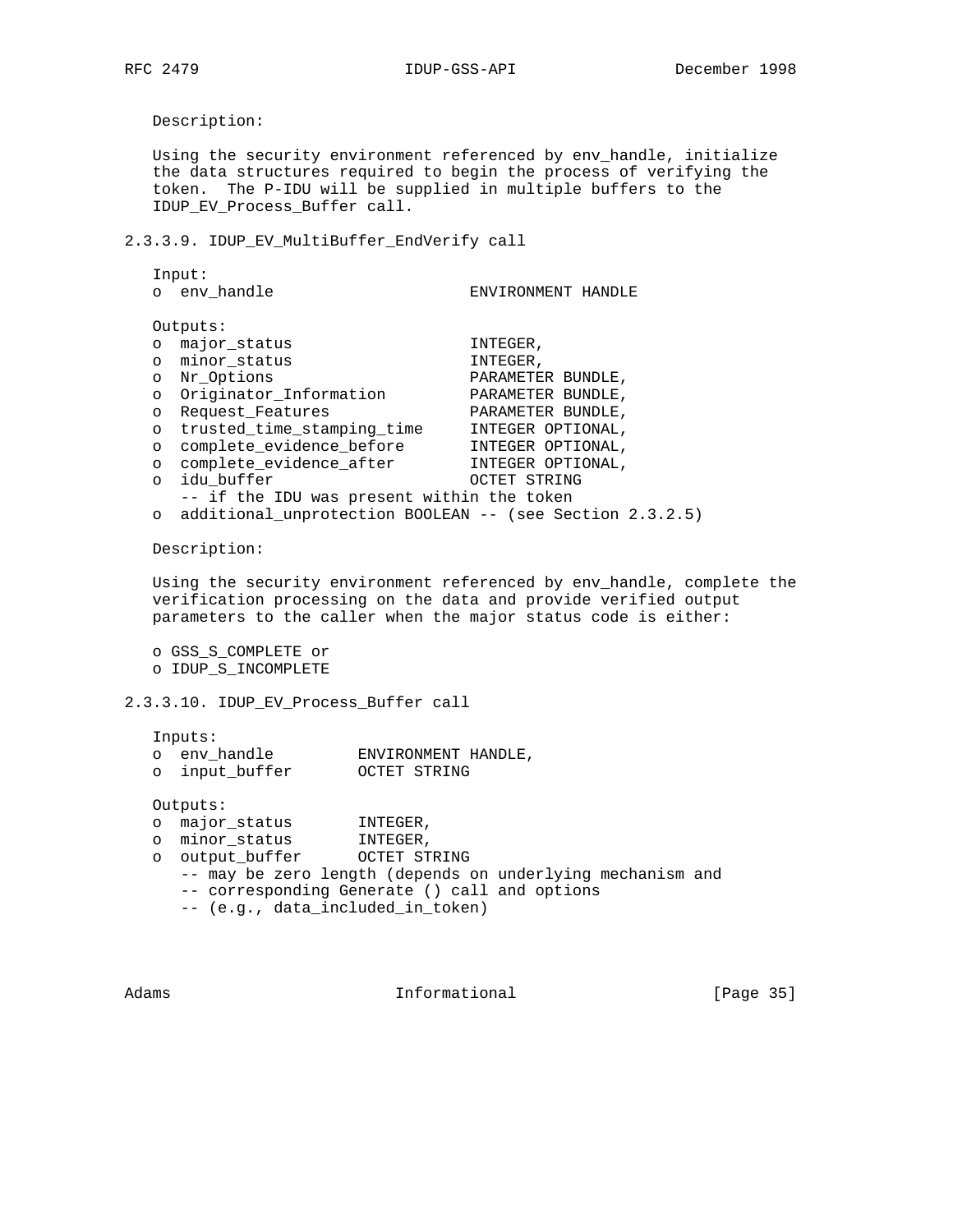Description:

Using the security environment referenced by env_handle, initialize the data structures required to begin the process of verifying the token. The P-IDU will be supplied in multiple buffers to the IDUP_EV_Process_Buffer call.

### 2.3.3.9. IDUP_EV_MultiBuffer_EndVerify call

```
   Input:
   o  env_handle                  ENVIRONMENT HANDLE

   Outputs:
   o  major_status                INTEGER,
   o  minor_status                INTEGER,
   o  Nr_Options                  PARAMETER BUNDLE,
   o  Originator_Information      PARAMETER BUNDLE,
   o  Request_Features            PARAMETER BUNDLE,
   o  trusted_time_stamping_time  INTEGER OPTIONAL,
   o  complete_evidence_before    INTEGER OPTIONAL,
   o  complete_evidence_after     INTEGER OPTIONAL,
   o  idu_buffer                  OCTET STRING
      -- if the IDU was present within the token
   o  additional_unprotection BOOLEAN -- (see Section 2.3.2.5)
```

Description:

Using the security environment referenced by env_handle, complete the verification processing on the data and provide verified output parameters to the caller when the major status code is either:

o GSS_S_COMPLETE or
o IDUP_S_INCOMPLETE

### 2.3.3.10. IDUP_EV_Process_Buffer call

```
   Inputs:
   o  env_handle         ENVIRONMENT HANDLE,
   o  input_buffer       OCTET STRING

   Outputs:
   o  major_status       INTEGER,
   o  minor_status       INTEGER,
   o  output_buffer      OCTET STRING
      -- may be zero length (depends on underlying mechanism and
      -- corresponding Generate () call and options
      -- (e.g., data_included_in_token)
```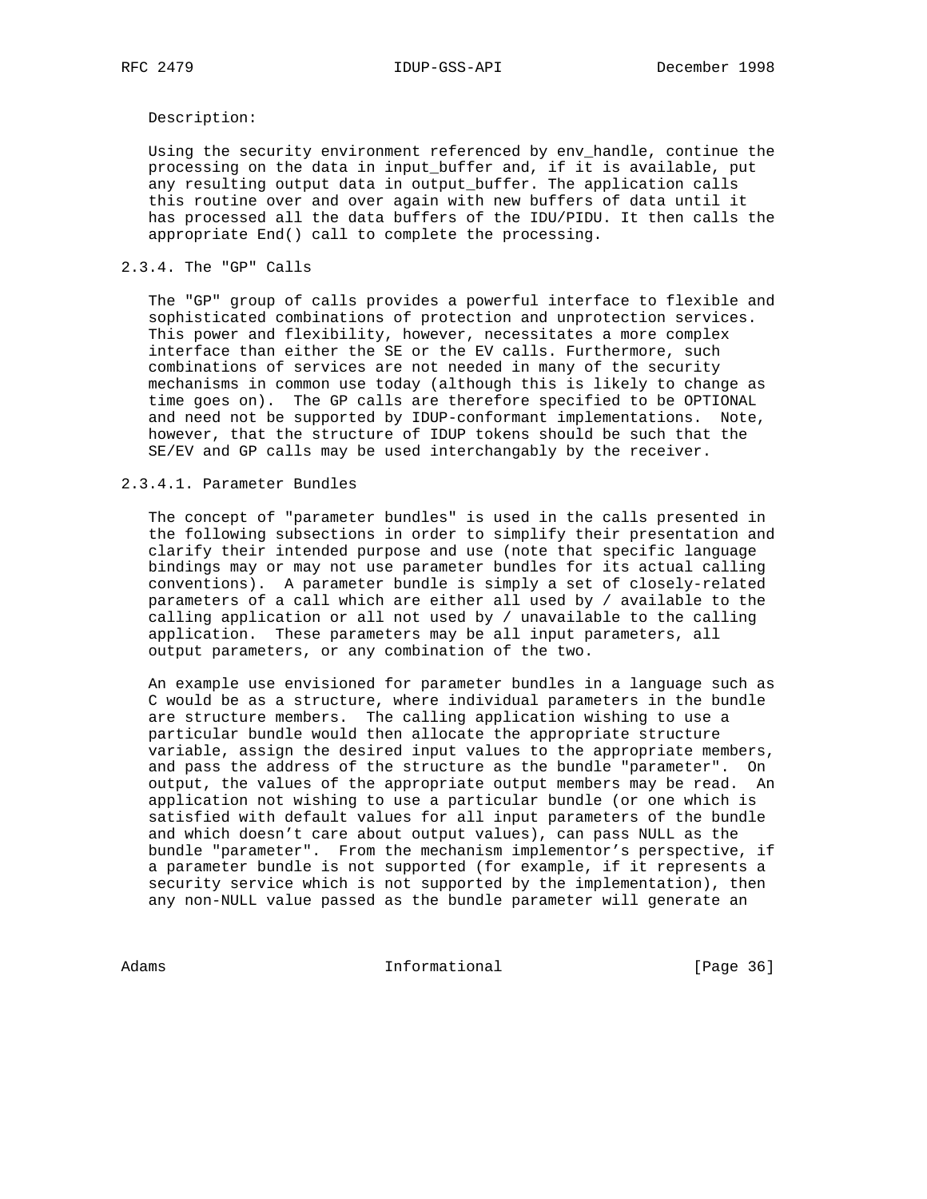Description:

Using the security environment referenced by env_handle, continue the processing on the data in input_buffer and, if it is available, put any resulting output data in output_buffer. The application calls this routine over and over again with new buffers of data until it has processed all the data buffers of the IDU/PIDU. It then calls the appropriate End() call to complete the processing.

### 2.3.4. The "GP" Calls

The "GP" group of calls provides a powerful interface to flexible and sophisticated combinations of protection and unprotection services. This power and flexibility, however, necessitates a more complex interface than either the SE or the EV calls. Furthermore, such combinations of services are not needed in many of the security mechanisms in common use today (although this is likely to change as time goes on). The GP calls are therefore specified to be OPTIONAL and need not be supported by IDUP-conformant implementations. Note, however, that the structure of IDUP tokens should be such that the SE/EV and GP calls may be used interchangably by the receiver.

#### 2.3.4.1. Parameter Bundles

The concept of "parameter bundles" is used in the calls presented in the following subsections in order to simplify their presentation and clarify their intended purpose and use (note that specific language bindings may or may not use parameter bundles for its actual calling conventions). A parameter bundle is simply a set of closely-related parameters of a call which are either all used by / available to the calling application or all not used by / unavailable to the calling application. These parameters may be all input parameters, all output parameters, or any combination of the two.

An example use envisioned for parameter bundles in a language such as C would be as a structure, where individual parameters in the bundle are structure members. The calling application wishing to use a particular bundle would then allocate the appropriate structure variable, assign the desired input values to the appropriate members, and pass the address of the structure as the bundle "parameter". On output, the values of the appropriate output members may be read. An application not wishing to use a particular bundle (or one which is satisfied with default values for all input parameters of the bundle and which doesn't care about output values), can pass NULL as the bundle "parameter". From the mechanism implementor's perspective, if a parameter bundle is not supported (for example, if it represents a security service which is not supported by the implementation), then any non-NULL value passed as the bundle parameter will generate an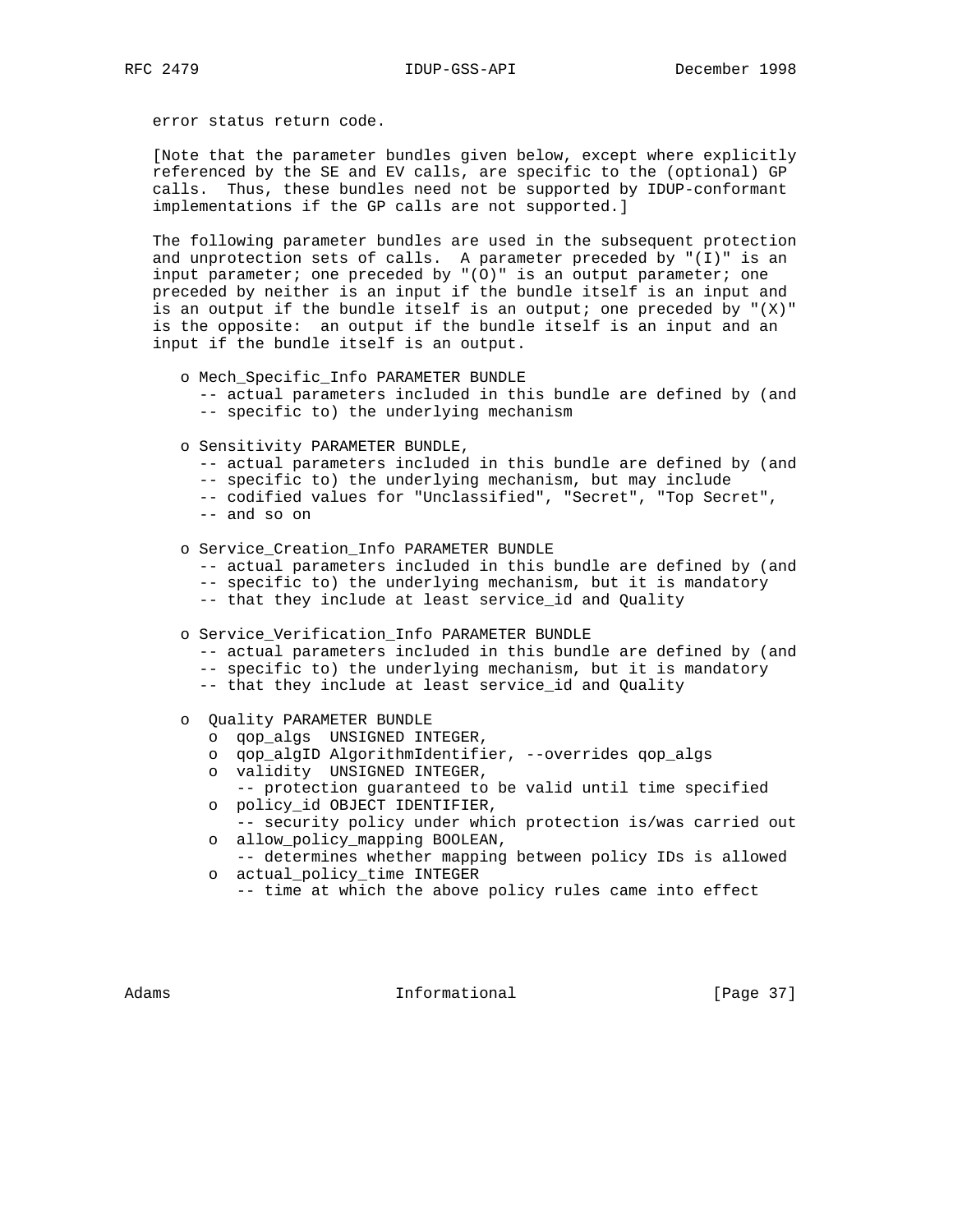error status return code.

[Note that the parameter bundles given below, except where explicitly referenced by the SE and EV calls, are specific to the (optional) GP calls. Thus, these bundles need not be supported by IDUP-conformant implementations if the GP calls are not supported.]

The following parameter bundles are used in the subsequent protection and unprotection sets of calls. A parameter preceded by "(I)" is an input parameter; one preceded by "(O)" is an output parameter; one preceded by neither is an input if the bundle itself is an input and is an output if the bundle itself is an output; one preceded by "(X)" is the opposite: an output if the bundle itself is an input and an input if the bundle itself is an output.

```
   o Mech_Specific_Info PARAMETER BUNDLE
     -- actual parameters included in this bundle are defined by (and
     -- specific to) the underlying mechanism

   o Sensitivity PARAMETER BUNDLE,
     -- actual parameters included in this bundle are defined by (and
     -- specific to) the underlying mechanism, but may include
     -- codified values for "Unclassified", "Secret", "Top Secret",
     -- and so on

   o Service_Creation_Info PARAMETER BUNDLE
     -- actual parameters included in this bundle are defined by (and
     -- specific to) the underlying mechanism, but it is mandatory
     -- that they include at least service_id and Quality

   o Service_Verification_Info PARAMETER BUNDLE
     -- actual parameters included in this bundle are defined by (and
     -- specific to) the underlying mechanism, but it is mandatory
     -- that they include at least service_id and Quality

   o  Quality PARAMETER BUNDLE
      o  qop_algs  UNSIGNED INTEGER,
      o  qop_algID AlgorithmIdentifier, --overrides qop_algs
      o  validity  UNSIGNED INTEGER,
         -- protection guaranteed to be valid until time specified
      o  policy_id OBJECT IDENTIFIER,
         -- security policy under which protection is/was carried out
      o  allow_policy_mapping BOOLEAN,
         -- determines whether mapping between policy IDs is allowed
      o  actual_policy_time INTEGER
         -- time at which the above policy rules came into effect
```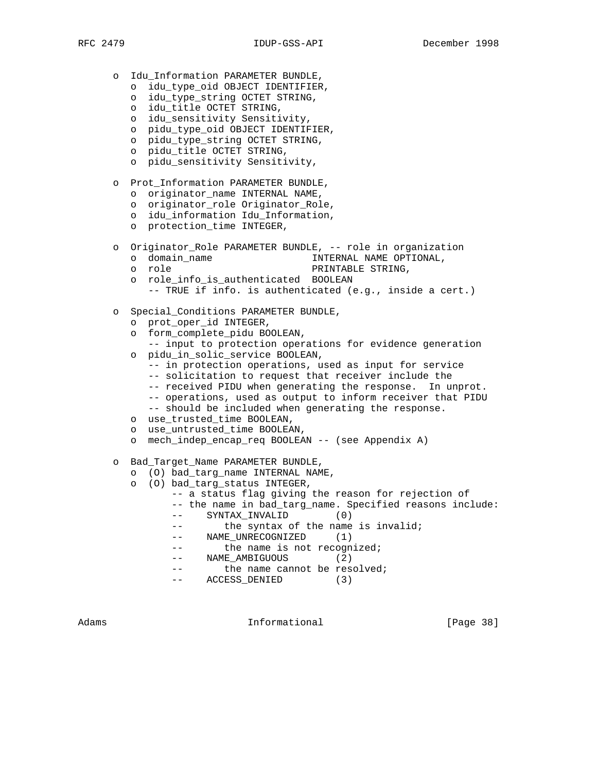```
   o  Idu_Information PARAMETER BUNDLE,
      o  idu_type_oid OBJECT IDENTIFIER,
      o  idu_type_string OCTET STRING,
      o  idu_title OCTET STRING,
      o  idu_sensitivity Sensitivity,
      o  pidu_type_oid OBJECT IDENTIFIER,
      o  pidu_type_string OCTET STRING,
      o  pidu_title OCTET STRING,
      o  pidu_sensitivity Sensitivity,

   o  Prot_Information PARAMETER BUNDLE,
      o  originator_name INTERNAL NAME,
      o  originator_role Originator_Role,
      o  idu_information Idu_Information,
      o  protection_time INTEGER,

   o  Originator_Role PARAMETER BUNDLE, -- role in organization
      o  domain_name                 INTERNAL NAME OPTIONAL,
      o  role                        PRINTABLE STRING,
      o  role_info_is_authenticated  BOOLEAN
         -- TRUE if info. is authenticated (e.g., inside a cert.)

   o  Special_Conditions PARAMETER BUNDLE,
      o  prot_oper_id INTEGER,
      o  form_complete_pidu BOOLEAN,
         -- input to protection operations for evidence generation
      o  pidu_in_solic_service BOOLEAN,
         -- in protection operations, used as input for service
         -- solicitation to request that receiver include the
         -- received PIDU when generating the response.  In unprot.
         -- operations, used as output to inform receiver that PIDU
         -- should be included when generating the response.
      o  use_trusted_time BOOLEAN,
      o  use_untrusted_time BOOLEAN,
      o  mech_indep_encap_req BOOLEAN -- (see Appendix A)

   o  Bad_Target_Name PARAMETER BUNDLE,
      o  (O) bad_targ_name INTERNAL NAME,
      o  (O) bad_targ_status INTEGER,
             -- a status flag giving the reason for rejection of
             -- the name in bad_targ_name. Specified reasons include:
             --    SYNTAX_INVALID        (0)
             --       the syntax of the name is invalid;
             --    NAME_UNRECOGNIZED     (1)
             --       the name is not recognized;
             --    NAME_AMBIGUOUS        (2)
             --       the name cannot be resolved;
             --    ACCESS_DENIED         (3)
```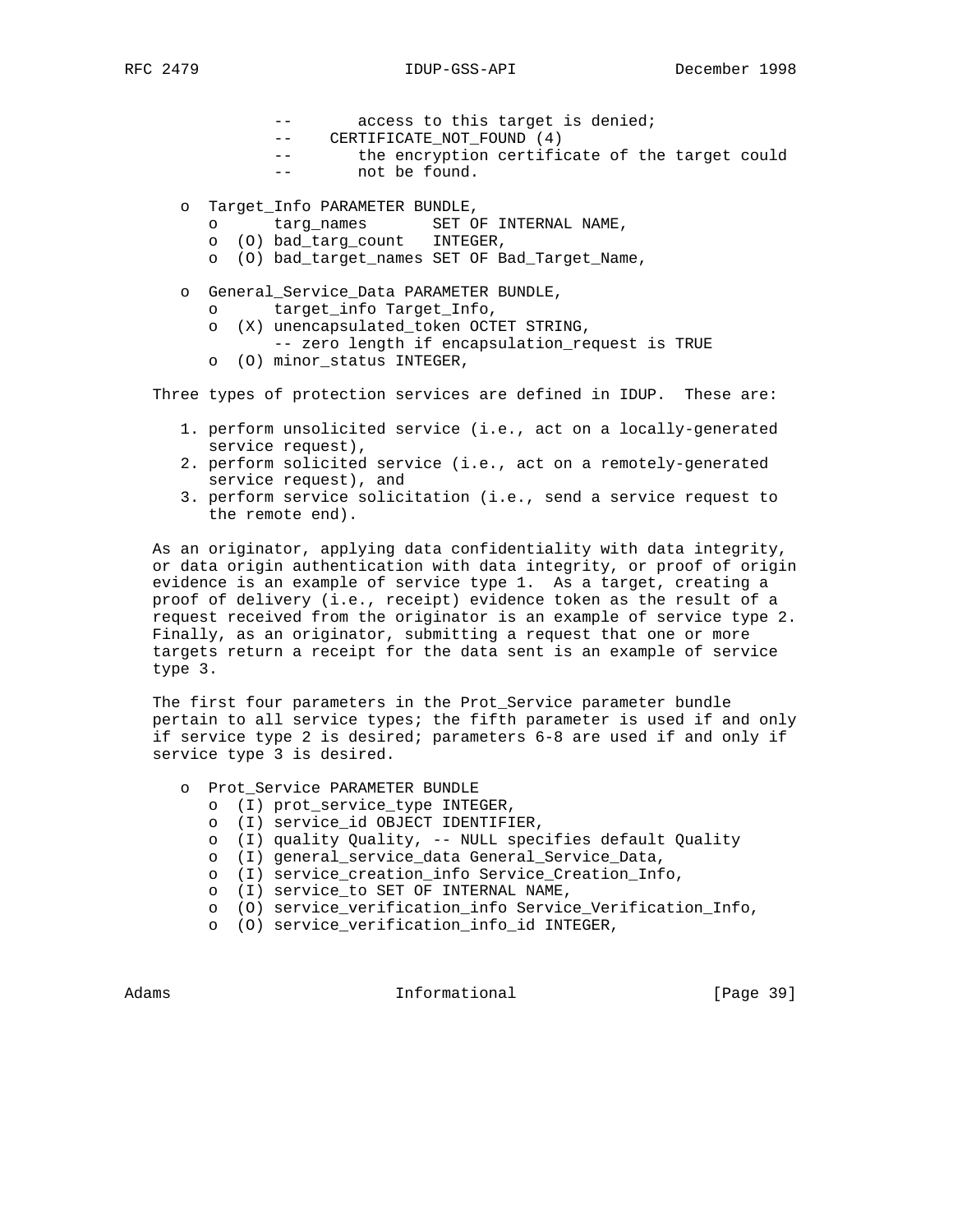```
             --       access to this target is denied;
             --    CERTIFICATE_NOT_FOUND (4)
             --       the encryption certificate of the target could
             --       not be found.

   o Target_Info PARAMETER BUNDLE,
      o      targ_names       SET OF INTERNAL NAME,
      o  (O) bad_targ_count   INTEGER,
      o  (O) bad_target_names SET OF Bad_Target_Name,

   o General_Service_Data PARAMETER BUNDLE,
      o      target_info Target_Info,
      o  (X) unencapsulated_token OCTET STRING,
             -- zero length if encapsulation_request is TRUE
      o  (O) minor_status INTEGER,
```

Three types of protection services are defined in IDUP. These are:

1. perform unsolicited service (i.e., act on a locally-generated service request),
2. perform solicited service (i.e., act on a remotely-generated service request), and
3. perform service solicitation (i.e., send a service request to the remote end).

As an originator, applying data confidentiality with data integrity, or data origin authentication with data integrity, or proof of origin evidence is an example of service type 1. As a target, creating a proof of delivery (i.e., receipt) evidence token as the result of a request received from the originator is an example of service type 2. Finally, as an originator, submitting a request that one or more targets return a receipt for the data sent is an example of service type 3.

The first four parameters in the Prot_Service parameter bundle pertain to all service types; the fifth parameter is used if and only if service type 2 is desired; parameters 6-8 are used if and only if service type 3 is desired.

```
   o Prot_Service PARAMETER BUNDLE
      o  (I) prot_service_type INTEGER,
      o  (I) service_id OBJECT IDENTIFIER,
      o  (I) quality Quality, -- NULL specifies default Quality
      o  (I) general_service_data General_Service_Data,
      o  (I) service_creation_info Service_Creation_Info,
      o  (I) service_to SET OF INTERNAL NAME,
      o  (O) service_verification_info Service_Verification_Info,
      o  (O) service_verification_info_id INTEGER,
```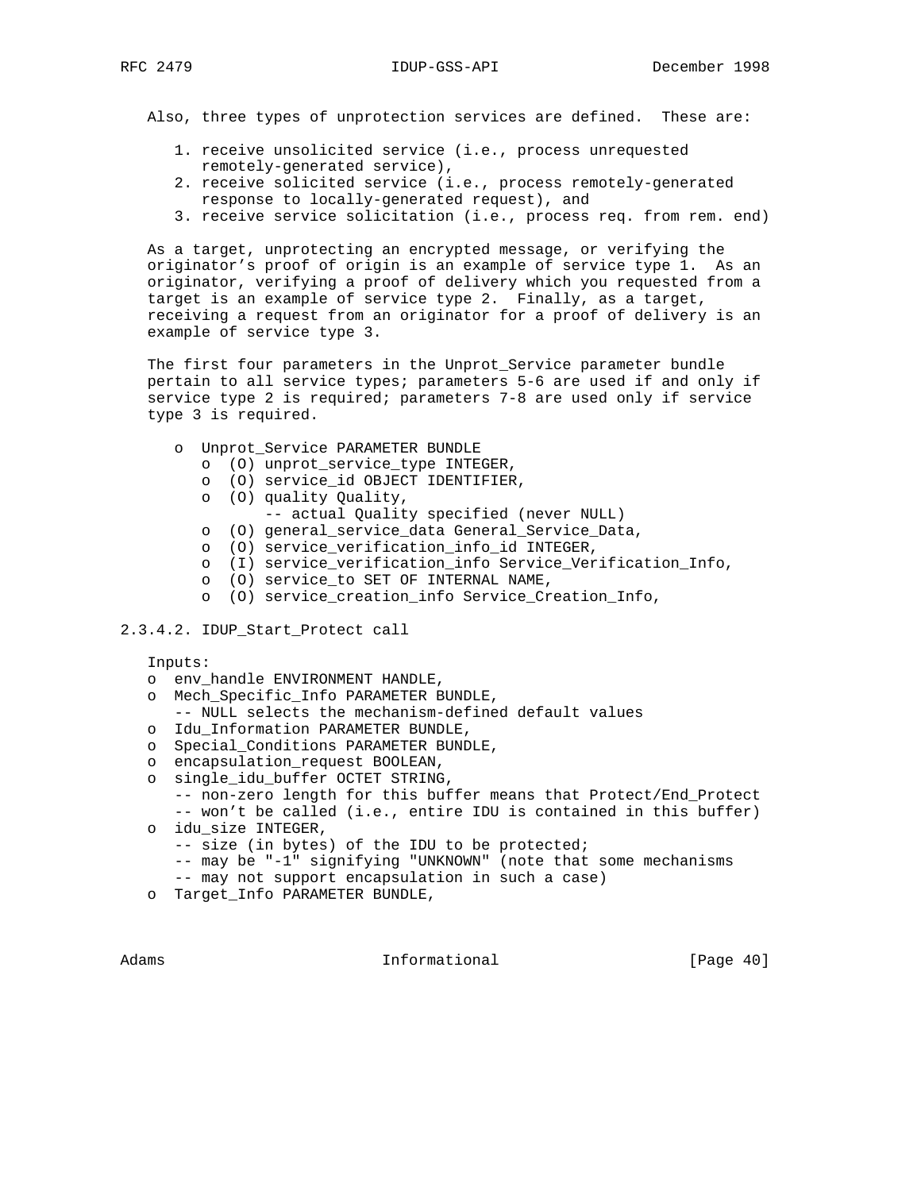Also, three types of unprotection services are defined. These are:

1. receive unsolicited service (i.e., process unrequested remotely-generated service),
2. receive solicited service (i.e., process remotely-generated response to locally-generated request), and
3. receive service solicitation (i.e., process req. from rem. end)

As a target, unprotecting an encrypted message, or verifying the originator's proof of origin is an example of service type 1. As an originator, verifying a proof of delivery which you requested from a target is an example of service type 2. Finally, as a target, receiving a request from an originator for a proof of delivery is an example of service type 3.

The first four parameters in the Unprot_Service parameter bundle pertain to all service types; parameters 5-6 are used if and only if service type 2 is required; parameters 7-8 are used only if service type 3 is required.

```
o  Unprot_Service PARAMETER BUNDLE
   o  (O) unprot_service_type INTEGER,
   o  (O) service_id OBJECT IDENTIFIER,
   o  (O) quality Quality,
          -- actual Quality specified (never NULL)
   o  (O) general_service_data General_Service_Data,
   o  (O) service_verification_info_id INTEGER,
   o  (I) service_verification_info Service_Verification_Info,
   o  (O) service_to SET OF INTERNAL NAME,
   o  (O) service_creation_info Service_Creation_Info,
```

### 2.3.4.2. IDUP_Start_Protect call

Inputs:

```
o  env_handle ENVIRONMENT HANDLE,
o  Mech_Specific_Info PARAMETER BUNDLE,
   -- NULL selects the mechanism-defined default values
o  Idu_Information PARAMETER BUNDLE,
o  Special_Conditions PARAMETER BUNDLE,
o  encapsulation_request BOOLEAN,
o  single_idu_buffer OCTET STRING,
   -- non-zero length for this buffer means that Protect/End_Protect
   -- won't be called (i.e., entire IDU is contained in this buffer)
o  idu_size INTEGER,
   -- size (in bytes) of the IDU to be protected;
   -- may be "-1" signifying "UNKNOWN" (note that some mechanisms
   -- may not support encapsulation in such a case)
o  Target_Info PARAMETER BUNDLE,
```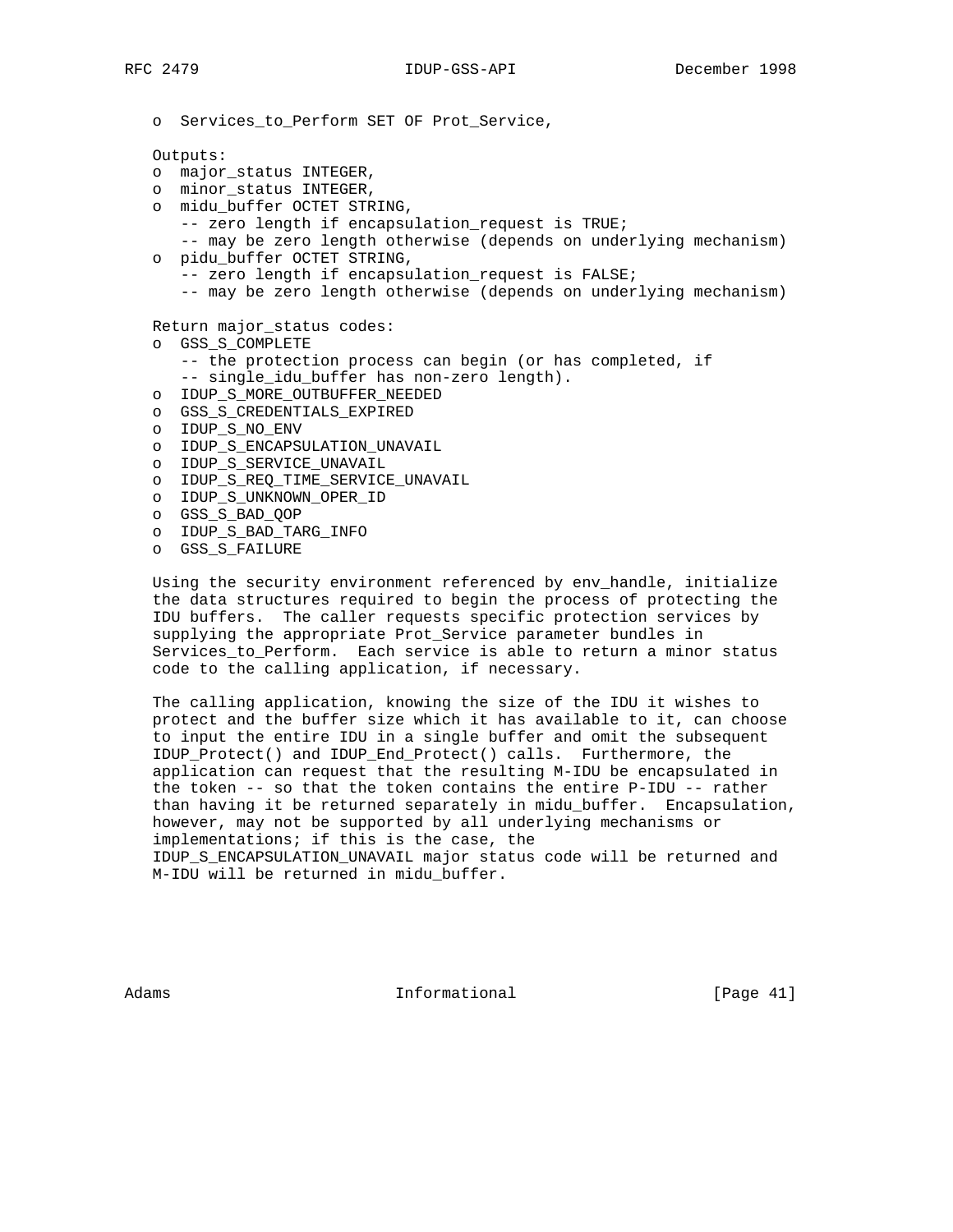o Services_to_Perform SET OF Prot_Service,

Outputs:

o major_status INTEGER,
o minor_status INTEGER,
o midu_buffer OCTET STRING,
   -- zero length if encapsulation_request is TRUE;
   -- may be zero length otherwise (depends on underlying mechanism)
o pidu_buffer OCTET STRING,
   -- zero length if encapsulation_request is FALSE;
   -- may be zero length otherwise (depends on underlying mechanism)

Return major_status codes:

o GSS_S_COMPLETE
   -- the protection process can begin (or has completed, if
   -- single_idu_buffer has non-zero length).
o IDUP_S_MORE_OUTBUFFER_NEEDED
o GSS_S_CREDENTIALS_EXPIRED
o IDUP_S_NO_ENV
o IDUP_S_ENCAPSULATION_UNAVAIL
o IDUP_S_SERVICE_UNAVAIL
o IDUP_S_REQ_TIME_SERVICE_UNAVAIL
o IDUP_S_UNKNOWN_OPER_ID
o GSS_S_BAD_QOP
o IDUP_S_BAD_TARG_INFO
o GSS_S_FAILURE

Using the security environment referenced by env_handle, initialize the data structures required to begin the process of protecting the IDU buffers. The caller requests specific protection services by supplying the appropriate Prot_Service parameter bundles in Services_to_Perform. Each service is able to return a minor status code to the calling application, if necessary.

The calling application, knowing the size of the IDU it wishes to protect and the buffer size which it has available to it, can choose to input the entire IDU in a single buffer and omit the subsequent IDUP_Protect() and IDUP_End_Protect() calls. Furthermore, the application can request that the resulting M-IDU be encapsulated in the token -- so that the token contains the entire P-IDU -- rather than having it be returned separately in midu_buffer. Encapsulation, however, may not be supported by all underlying mechanisms or implementations; if this is the case, the IDUP_S_ENCAPSULATION_UNAVAIL major status code will be returned and M-IDU will be returned in midu_buffer.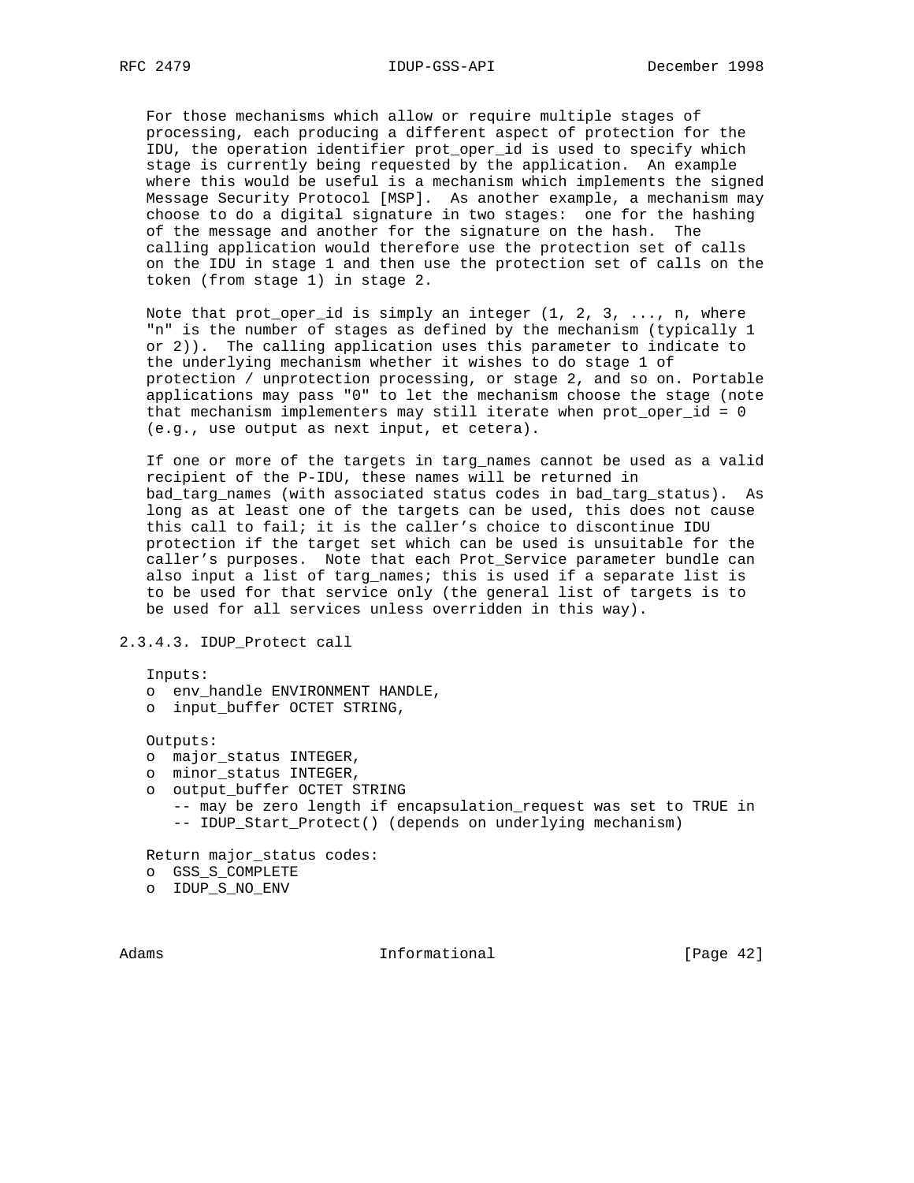For those mechanisms which allow or require multiple stages of processing, each producing a different aspect of protection for the IDU, the operation identifier prot_oper_id is used to specify which stage is currently being requested by the application. An example where this would be useful is a mechanism which implements the signed Message Security Protocol [MSP]. As another example, a mechanism may choose to do a digital signature in two stages: one for the hashing of the message and another for the signature on the hash. The calling application would therefore use the protection set of calls on the IDU in stage 1 and then use the protection set of calls on the token (from stage 1) in stage 2.

Note that prot_oper_id is simply an integer (1, 2, 3, ..., n, where "n" is the number of stages as defined by the mechanism (typically 1 or 2)). The calling application uses this parameter to indicate to the underlying mechanism whether it wishes to do stage 1 of protection / unprotection processing, or stage 2, and so on. Portable applications may pass "0" to let the mechanism choose the stage (note that mechanism implementers may still iterate when prot_oper_id = 0 (e.g., use output as next input, et cetera).

If one or more of the targets in targ_names cannot be used as a valid recipient of the P-IDU, these names will be returned in bad_targ_names (with associated status codes in bad_targ_status). As long as at least one of the targets can be used, this does not cause this call to fail; it is the caller's choice to discontinue IDU protection if the target set which can be used is unsuitable for the caller's purposes. Note that each Prot_Service parameter bundle can also input a list of targ_names; this is used if a separate list is to be used for that service only (the general list of targets is to be used for all services unless overridden in this way).

### 2.3.4.3. IDUP_Protect call

Inputs:
- o env_handle ENVIRONMENT HANDLE,
- o input_buffer OCTET STRING,

Outputs:
- o major_status INTEGER,
- o minor_status INTEGER,
- o output_buffer OCTET STRING
  -- may be zero length if encapsulation_request was set to TRUE in
  -- IDUP_Start_Protect() (depends on underlying mechanism)

Return major_status codes:
- o GSS_S_COMPLETE
- o IDUP_S_NO_ENV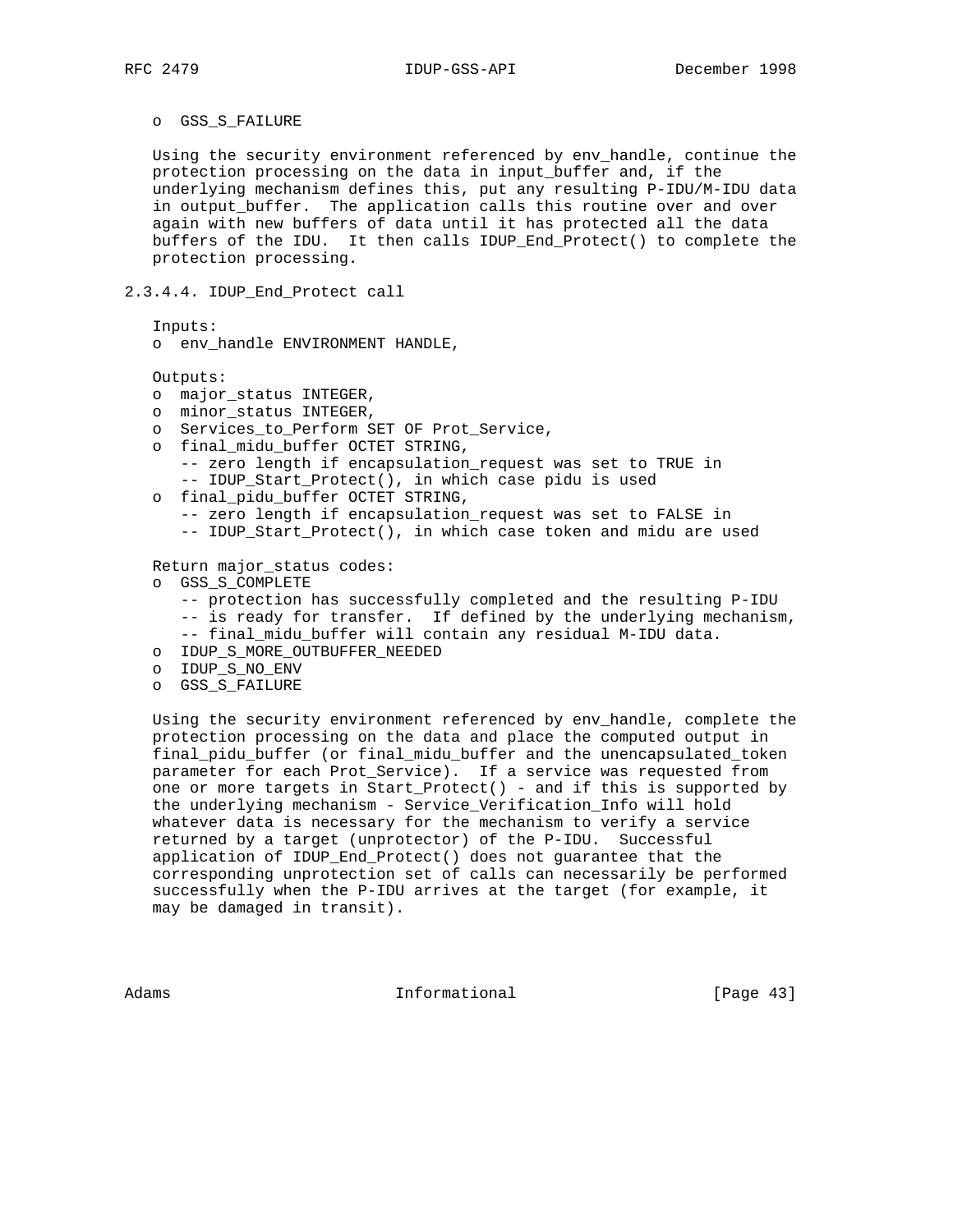o  GSS_S_FAILURE

Using the security environment referenced by env_handle, continue the protection processing on the data in input_buffer and, if the underlying mechanism defines this, put any resulting P-IDU/M-IDU data in output_buffer.  The application calls this routine over and over again with new buffers of data until it has protected all the data buffers of the IDU.  It then calls IDUP_End_Protect() to complete the protection processing.

### 2.3.4.4. IDUP_End_Protect call

Inputs:

o  env_handle ENVIRONMENT HANDLE,

Outputs:

```
o  major_status INTEGER,
o  minor_status INTEGER,
o  Services_to_Perform SET OF Prot_Service,
o  final_midu_buffer OCTET STRING,
   -- zero length if encapsulation_request was set to TRUE in
   -- IDUP_Start_Protect(), in which case pidu is used
o  final_pidu_buffer OCTET STRING,
   -- zero length if encapsulation_request was set to FALSE in
   -- IDUP_Start_Protect(), in which case token and midu are used
```

Return major_status codes:

```
o  GSS_S_COMPLETE
   -- protection has successfully completed and the resulting P-IDU
   -- is ready for transfer.  If defined by the underlying mechanism,
   -- final_midu_buffer will contain any residual M-IDU data.
o  IDUP_S_MORE_OUTBUFFER_NEEDED
o  IDUP_S_NO_ENV
o  GSS_S_FAILURE
```

Using the security environment referenced by env_handle, complete the protection processing on the data and place the computed output in final_pidu_buffer (or final_midu_buffer and the unencapsulated_token parameter for each Prot_Service).  If a service was requested from one or more targets in Start_Protect() - and if this is supported by the underlying mechanism - Service_Verification_Info will hold whatever data is necessary for the mechanism to verify a service returned by a target (unprotector) of the P-IDU.  Successful application of IDUP_End_Protect() does not guarantee that the corresponding unprotection set of calls can necessarily be performed successfully when the P-IDU arrives at the target (for example, it may be damaged in transit).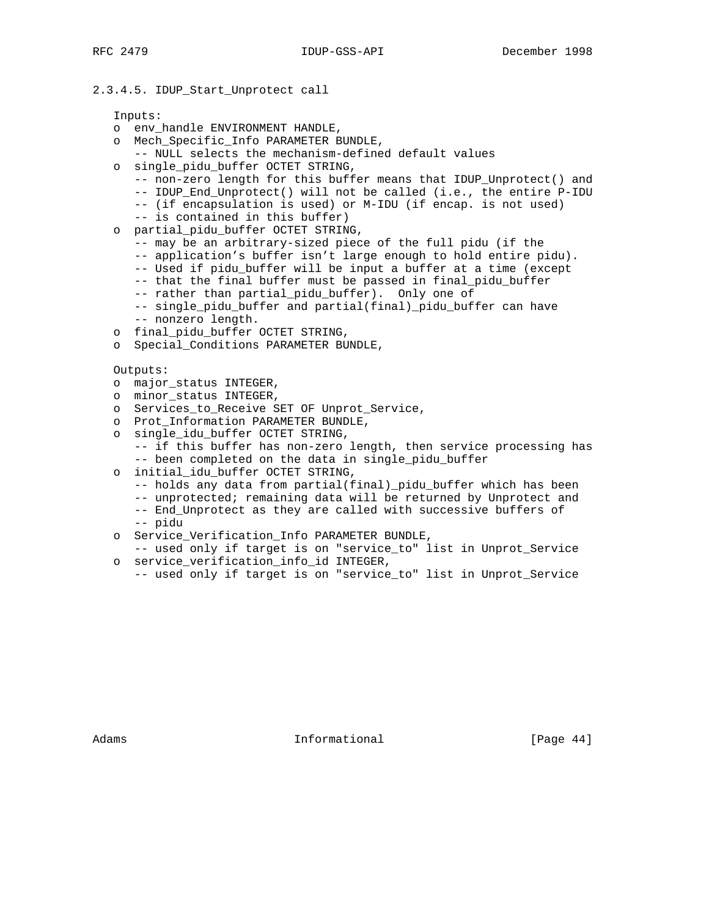2.3.4.5. IDUP_Start_Unprotect call

```
   Inputs:
   o  env_handle ENVIRONMENT HANDLE,
   o  Mech_Specific_Info PARAMETER BUNDLE,
      -- NULL selects the mechanism-defined default values
   o  single_pidu_buffer OCTET STRING,
      -- non-zero length for this buffer means that IDUP_Unprotect() and
      -- IDUP_End_Unprotect() will not be called (i.e., the entire P-IDU
      -- (if encapsulation is used) or M-IDU (if encap. is not used)
      -- is contained in this buffer)
   o  partial_pidu_buffer OCTET STRING,
      -- may be an arbitrary-sized piece of the full pidu (if the
      -- application's buffer isn't large enough to hold entire pidu).
      -- Used if pidu_buffer will be input a buffer at a time (except
      -- that the final buffer must be passed in final_pidu_buffer
      -- rather than partial_pidu_buffer).  Only one of
      -- single_pidu_buffer and partial(final)_pidu_buffer can have
      -- nonzero length.
   o  final_pidu_buffer OCTET STRING,
   o  Special_Conditions PARAMETER BUNDLE,

   Outputs:
   o  major_status INTEGER,
   o  minor_status INTEGER,
   o  Services_to_Receive SET OF Unprot_Service,
   o  Prot_Information PARAMETER BUNDLE,
   o  single_idu_buffer OCTET STRING,
      -- if this buffer has non-zero length, then service processing has
      -- been completed on the data in single_pidu_buffer
   o  initial_idu_buffer OCTET STRING,
      -- holds any data from partial(final)_pidu_buffer which has been
      -- unprotected; remaining data will be returned by Unprotect and
      -- End_Unprotect as they are called with successive buffers of
      -- pidu
   o  Service_Verification_Info PARAMETER BUNDLE,
      -- used only if target is on "service_to" list in Unprot_Service
   o  service_verification_info_id INTEGER,
      -- used only if target is on "service_to" list in Unprot_Service
```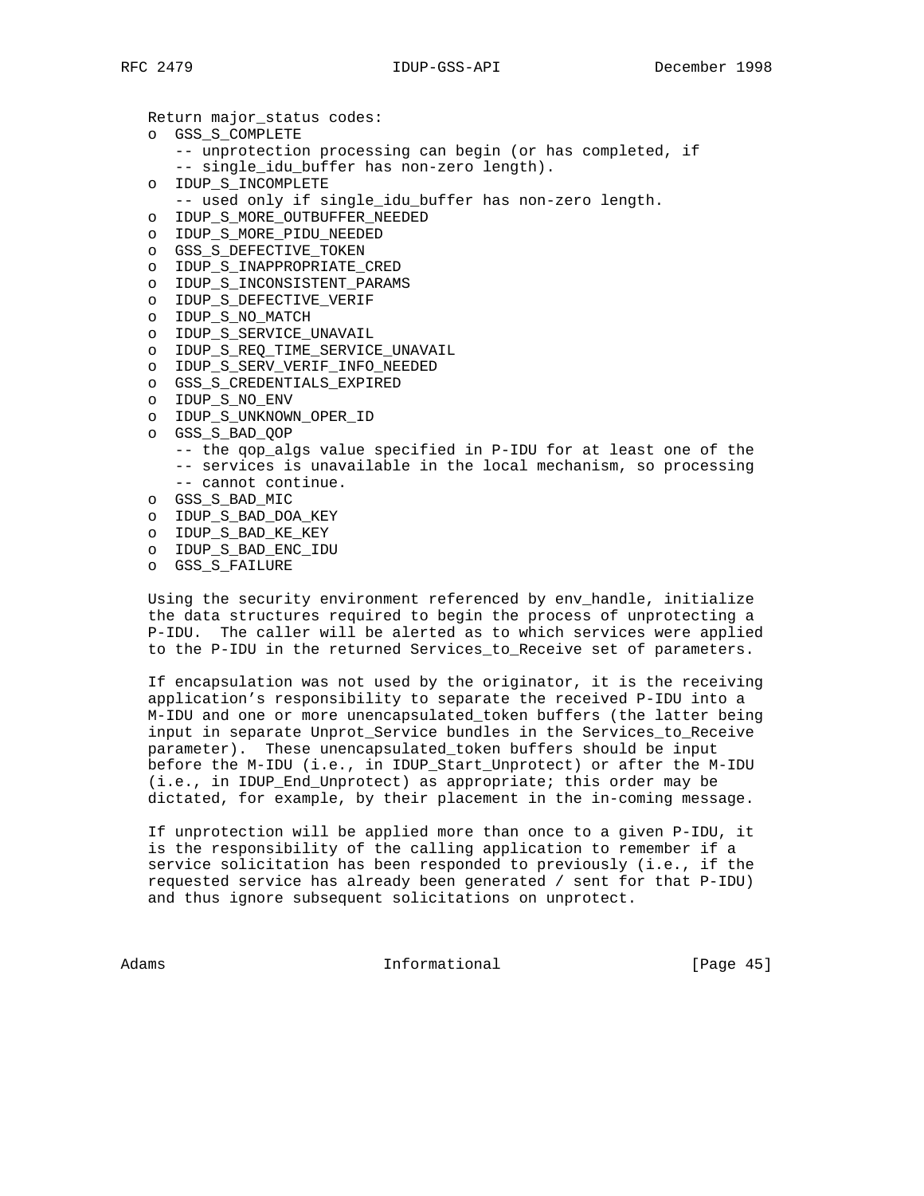Return major_status codes:

- o GSS_S_COMPLETE
  - -- unprotection processing can begin (or has completed, if
  - -- single_idu_buffer has non-zero length).
- o IDUP_S_INCOMPLETE
  - -- used only if single_idu_buffer has non-zero length.
- o IDUP_S_MORE_OUTBUFFER_NEEDED
- o IDUP_S_MORE_PIDU_NEEDED
- o GSS_S_DEFECTIVE_TOKEN
- o IDUP_S_INAPPROPRIATE_CRED
- o IDUP_S_INCONSISTENT_PARAMS
- o IDUP_S_DEFECTIVE_VERIF
- o IDUP_S_NO_MATCH
- o IDUP_S_SERVICE_UNAVAIL
- o IDUP_S_REQ_TIME_SERVICE_UNAVAIL
- o IDUP_S_SERV_VERIF_INFO_NEEDED
- o GSS_S_CREDENTIALS_EXPIRED
- o IDUP_S_NO_ENV
- o IDUP_S_UNKNOWN_OPER_ID
- o GSS_S_BAD_QOP
  - -- the qop_algs value specified in P-IDU for at least one of the
  - -- services is unavailable in the local mechanism, so processing
  - -- cannot continue.
- o GSS_S_BAD_MIC
- o IDUP_S_BAD_DOA_KEY
- o IDUP_S_BAD_KE_KEY
- o IDUP_S_BAD_ENC_IDU
- o GSS_S_FAILURE

Using the security environment referenced by env_handle, initialize the data structures required to begin the process of unprotecting a P-IDU. The caller will be alerted as to which services were applied to the P-IDU in the returned Services_to_Receive set of parameters.

If encapsulation was not used by the originator, it is the receiving application's responsibility to separate the received P-IDU into a M-IDU and one or more unencapsulated_token buffers (the latter being input in separate Unprot_Service bundles in the Services_to_Receive parameter). These unencapsulated_token buffers should be input before the M-IDU (i.e., in IDUP_Start_Unprotect) or after the M-IDU (i.e., in IDUP_End_Unprotect) as appropriate; this order may be dictated, for example, by their placement in the in-coming message.

If unprotection will be applied more than once to a given P-IDU, it is the responsibility of the calling application to remember if a service solicitation has been responded to previously (i.e., if the requested service has already been generated / sent for that P-IDU) and thus ignore subsequent solicitations on unprotect.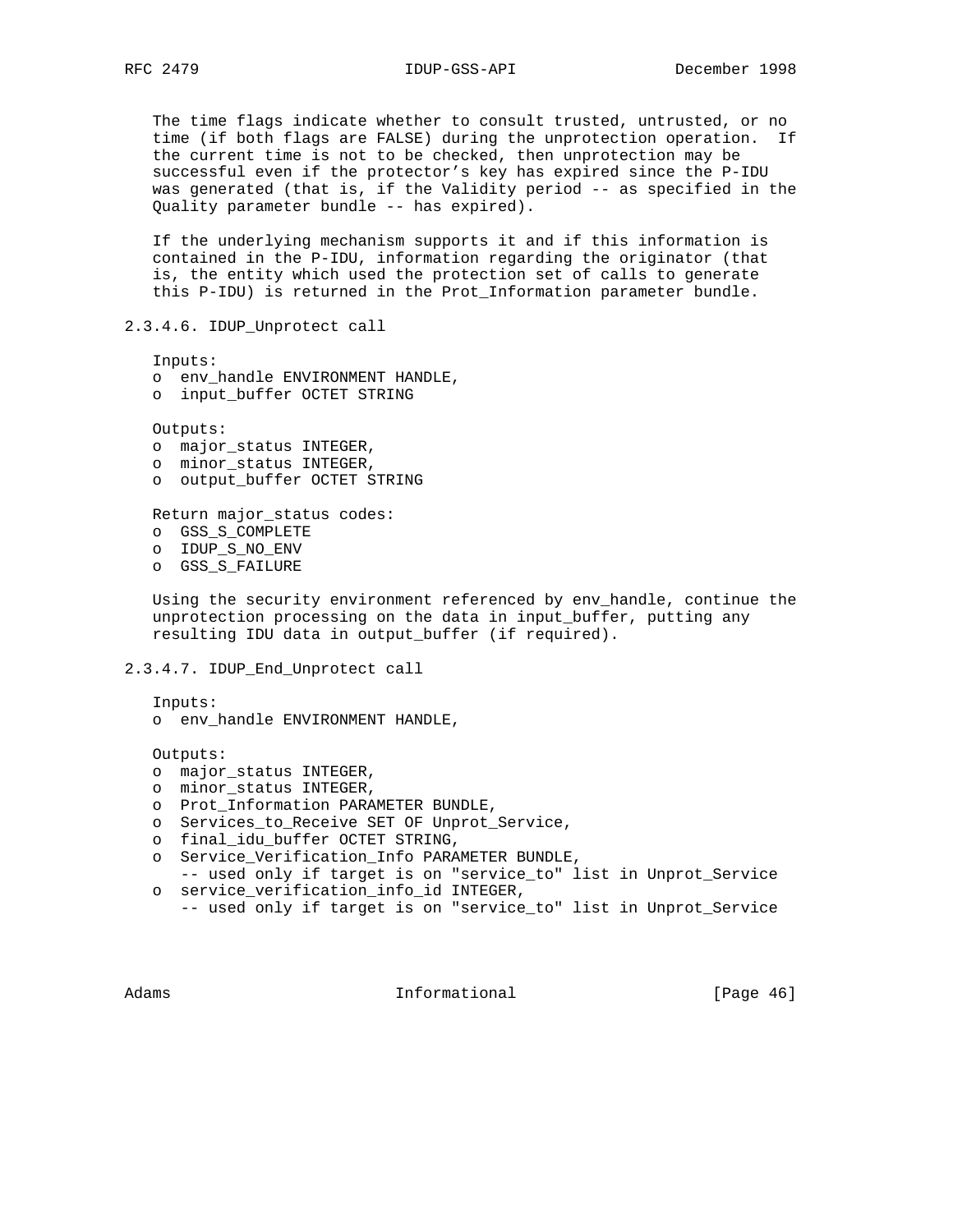The time flags indicate whether to consult trusted, untrusted, or no time (if both flags are FALSE) during the unprotection operation. If the current time is not to be checked, then unprotection may be successful even if the protector's key has expired since the P-IDU was generated (that is, if the Validity period -- as specified in the Quality parameter bundle -- has expired).

If the underlying mechanism supports it and if this information is contained in the P-IDU, information regarding the originator (that is, the entity which used the protection set of calls to generate this P-IDU) is returned in the Prot_Information parameter bundle.

### 2.3.4.6. IDUP_Unprotect call

Inputs:
- o env_handle ENVIRONMENT HANDLE,
- o input_buffer OCTET STRING

Outputs:
- o major_status INTEGER,
- o minor_status INTEGER,
- o output_buffer OCTET STRING

Return major_status codes:
- o GSS_S_COMPLETE
- o IDUP_S_NO_ENV
- o GSS_S_FAILURE

Using the security environment referenced by env_handle, continue the unprotection processing on the data in input_buffer, putting any resulting IDU data in output_buffer (if required).

### 2.3.4.7. IDUP_End_Unprotect call

Inputs:
- o env_handle ENVIRONMENT HANDLE,

Outputs:
- o major_status INTEGER,
- o minor_status INTEGER,
- o Prot_Information PARAMETER BUNDLE,
- o Services_to_Receive SET OF Unprot_Service,
- o final_idu_buffer OCTET STRING,
- o Service_Verification_Info PARAMETER BUNDLE,
  -- used only if target is on "service_to" list in Unprot_Service
- o service_verification_info_id INTEGER,
  -- used only if target is on "service_to" list in Unprot_Service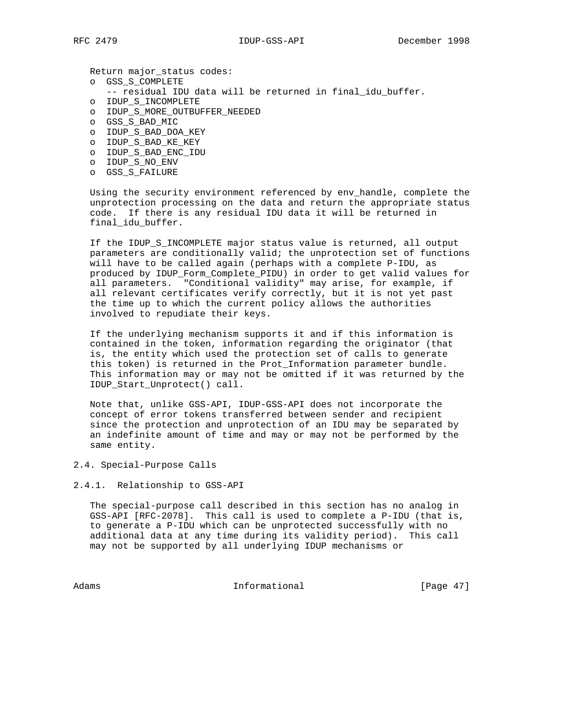Return major_status codes:

- o GSS_S_COMPLETE
  - -- residual IDU data will be returned in final_idu_buffer.
- o IDUP_S_INCOMPLETE
- o IDUP_S_MORE_OUTBUFFER_NEEDED
- o GSS_S_BAD_MIC
- o IDUP_S_BAD_DOA_KEY
- o IDUP_S_BAD_KE_KEY
- o IDUP_S_BAD_ENC_IDU
- o IDUP_S_NO_ENV
- o GSS_S_FAILURE

Using the security environment referenced by env_handle, complete the unprotection processing on the data and return the appropriate status code. If there is any residual IDU data it will be returned in final_idu_buffer.

If the IDUP_S_INCOMPLETE major status value is returned, all output parameters are conditionally valid; the unprotection set of functions will have to be called again (perhaps with a complete P-IDU, as produced by IDUP_Form_Complete_PIDU) in order to get valid values for all parameters. "Conditional validity" may arise, for example, if all relevant certificates verify correctly, but it is not yet past the time up to which the current policy allows the authorities involved to repudiate their keys.

If the underlying mechanism supports it and if this information is contained in the token, information regarding the originator (that is, the entity which used the protection set of calls to generate this token) is returned in the Prot_Information parameter bundle. This information may or may not be omitted if it was returned by the IDUP_Start_Unprotect() call.

Note that, unlike GSS-API, IDUP-GSS-API does not incorporate the concept of error tokens transferred between sender and recipient since the protection and unprotection of an IDU may be separated by an indefinite amount of time and may or may not be performed by the same entity.

## 2.4. Special-Purpose Calls

### 2.4.1. Relationship to GSS-API

The special-purpose call described in this section has no analog in GSS-API [RFC-2078]. This call is used to complete a P-IDU (that is, to generate a P-IDU which can be unprotected successfully with no additional data at any time during its validity period). This call may not be supported by all underlying IDUP mechanisms or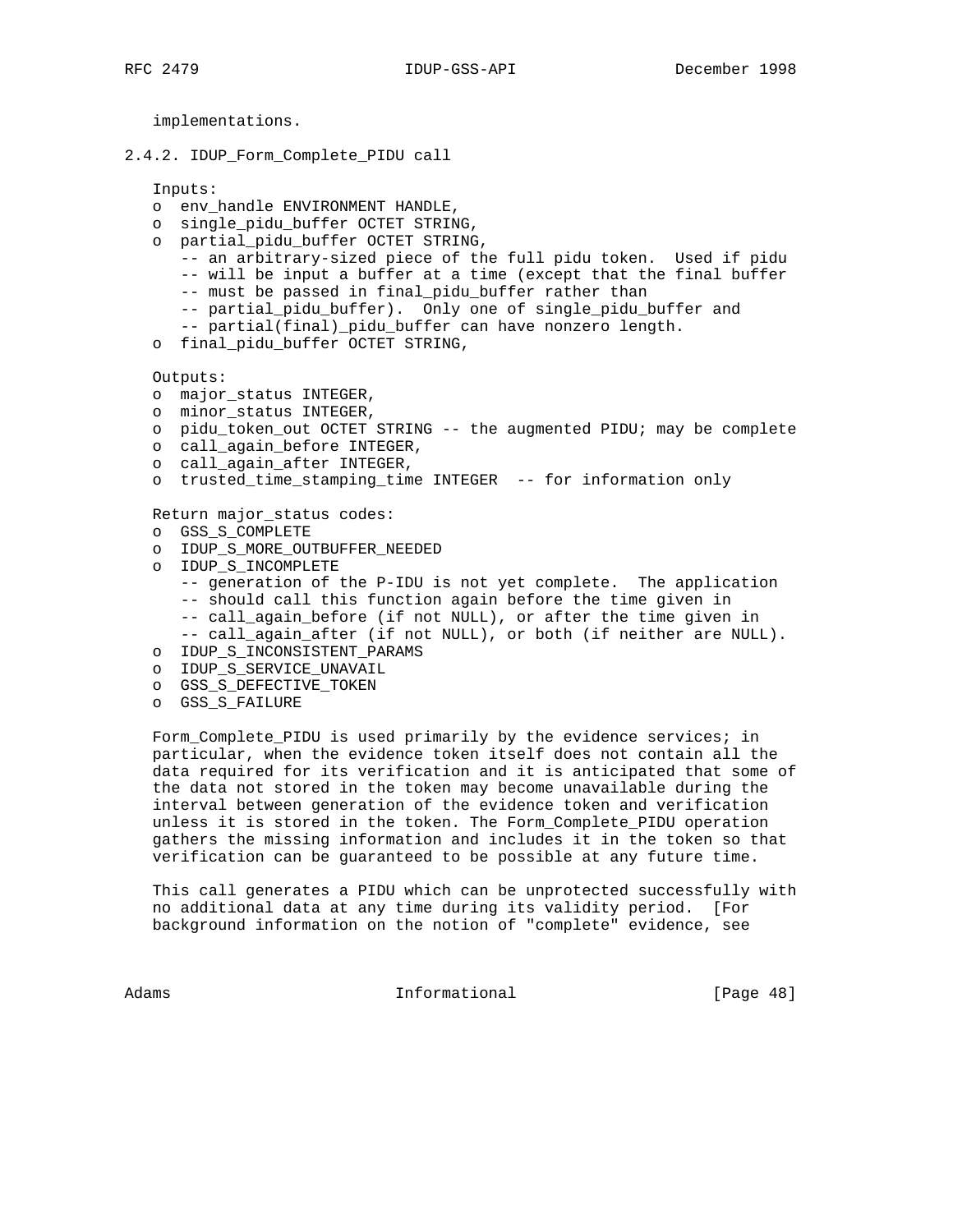implementations.

### 2.4.2. IDUP_Form_Complete_PIDU call

Inputs:

```
o  env_handle ENVIRONMENT HANDLE,
o  single_pidu_buffer OCTET STRING,
o  partial_pidu_buffer OCTET STRING,
   -- an arbitrary-sized piece of the full pidu token.  Used if pidu
   -- will be input a buffer at a time (except that the final buffer
   -- must be passed in final_pidu_buffer rather than
   -- partial_pidu_buffer).  Only one of single_pidu_buffer and
   -- partial(final)_pidu_buffer can have nonzero length.
o  final_pidu_buffer OCTET STRING,
```

Outputs:

```
o  major_status INTEGER,
o  minor_status INTEGER,
o  pidu_token_out OCTET STRING -- the augmented PIDU; may be complete
o  call_again_before INTEGER,
o  call_again_after INTEGER,
o  trusted_time_stamping_time INTEGER  -- for information only
```

Return major_status codes:

```
o  GSS_S_COMPLETE
o  IDUP_S_MORE_OUTBUFFER_NEEDED
o  IDUP_S_INCOMPLETE
   -- generation of the P-IDU is not yet complete.  The application
   -- should call this function again before the time given in
   -- call_again_before (if not NULL), or after the time given in
   -- call_again_after (if not NULL), or both (if neither are NULL).
o  IDUP_S_INCONSISTENT_PARAMS
o  IDUP_S_SERVICE_UNAVAIL
o  GSS_S_DEFECTIVE_TOKEN
o  GSS_S_FAILURE
```

Form_Complete_PIDU is used primarily by the evidence services; in particular, when the evidence token itself does not contain all the data required for its verification and it is anticipated that some of the data not stored in the token may become unavailable during the interval between generation of the evidence token and verification unless it is stored in the token. The Form_Complete_PIDU operation gathers the missing information and includes it in the token so that verification can be guaranteed to be possible at any future time.

This call generates a PIDU which can be unprotected successfully with no additional data at any time during its validity period.  [For background information on the notion of "complete" evidence, see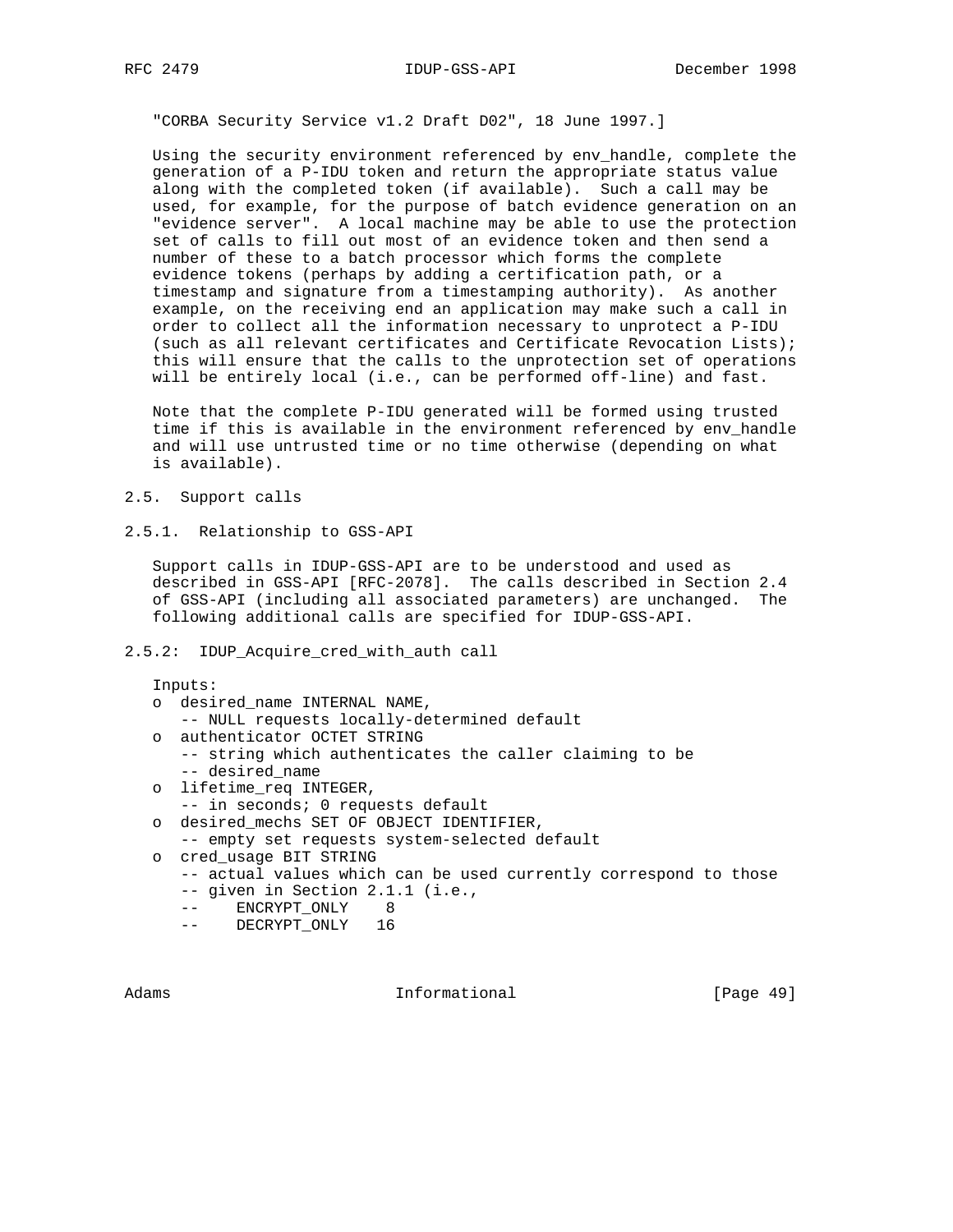"CORBA Security Service v1.2 Draft D02", 18 June 1997.]

Using the security environment referenced by env_handle, complete the generation of a P-IDU token and return the appropriate status value along with the completed token (if available). Such a call may be used, for example, for the purpose of batch evidence generation on an "evidence server". A local machine may be able to use the protection set of calls to fill out most of an evidence token and then send a number of these to a batch processor which forms the complete evidence tokens (perhaps by adding a certification path, or a timestamp and signature from a timestamping authority). As another example, on the receiving end an application may make such a call in order to collect all the information necessary to unprotect a P-IDU (such as all relevant certificates and Certificate Revocation Lists); this will ensure that the calls to the unprotection set of operations will be entirely local (i.e., can be performed off-line) and fast.

Note that the complete P-IDU generated will be formed using trusted time if this is available in the environment referenced by env_handle and will use untrusted time or no time otherwise (depending on what is available).

## 2.5. Support calls

### 2.5.1. Relationship to GSS-API

Support calls in IDUP-GSS-API are to be understood and used as described in GSS-API [RFC-2078]. The calls described in Section 2.4 of GSS-API (including all associated parameters) are unchanged. The following additional calls are specified for IDUP-GSS-API.

### 2.5.2: IDUP_Acquire_cred_with_auth call

Inputs:

```
o  desired_name INTERNAL NAME,
   -- NULL requests locally-determined default
o  authenticator OCTET STRING
   -- string which authenticates the caller claiming to be
   -- desired_name
o  lifetime_req INTEGER,
   -- in seconds; 0 requests default
o  desired_mechs SET OF OBJECT IDENTIFIER,
   -- empty set requests system-selected default
o  cred_usage BIT STRING
   -- actual values which can be used currently correspond to those
   -- given in Section 2.1.1 (i.e.,
   --    ENCRYPT_ONLY    8
   --    DECRYPT_ONLY   16
```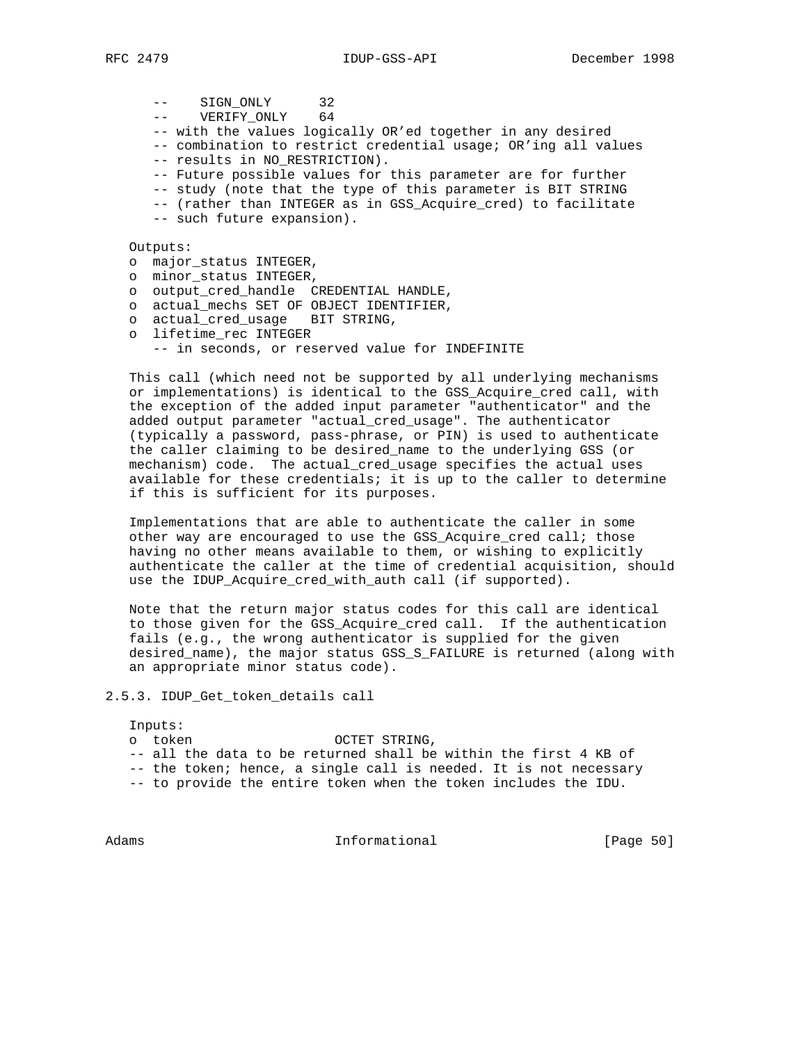```
   --    SIGN_ONLY      32
   --    VERIFY_ONLY    64
   -- with the values logically OR'ed together in any desired
   -- combination to restrict credential usage; OR'ing all values
   -- results in NO_RESTRICTION).
   -- Future possible values for this parameter are for further
   -- study (note that the type of this parameter is BIT STRING
   -- (rather than INTEGER as in GSS_Acquire_cred) to facilitate
   -- such future expansion).
```

Outputs:

```
o  major_status INTEGER,
o  minor_status INTEGER,
o  output_cred_handle  CREDENTIAL HANDLE,
o  actual_mechs SET OF OBJECT IDENTIFIER,
o  actual_cred_usage   BIT STRING,
o  lifetime_rec INTEGER
   -- in seconds, or reserved value for INDEFINITE
```

This call (which need not be supported by all underlying mechanisms or implementations) is identical to the GSS_Acquire_cred call, with the exception of the added input parameter "authenticator" and the added output parameter "actual_cred_usage". The authenticator (typically a password, pass-phrase, or PIN) is used to authenticate the caller claiming to be desired_name to the underlying GSS (or mechanism) code. The actual_cred_usage specifies the actual uses available for these credentials; it is up to the caller to determine if this is sufficient for its purposes.

Implementations that are able to authenticate the caller in some other way are encouraged to use the GSS_Acquire_cred call; those having no other means available to them, or wishing to explicitly authenticate the caller at the time of credential acquisition, should use the IDUP_Acquire_cred_with_auth call (if supported).

Note that the return major status codes for this call are identical to those given for the GSS_Acquire_cred call. If the authentication fails (e.g., the wrong authenticator is supplied for the given desired_name), the major status GSS_S_FAILURE is returned (along with an appropriate minor status code).

### 2.5.3. IDUP_Get_token_details call

Inputs:

```
o  token                  OCTET STRING,
-- all the data to be returned shall be within the first 4 KB of
-- the token; hence, a single call is needed. It is not necessary
-- to provide the entire token when the token includes the IDU.
```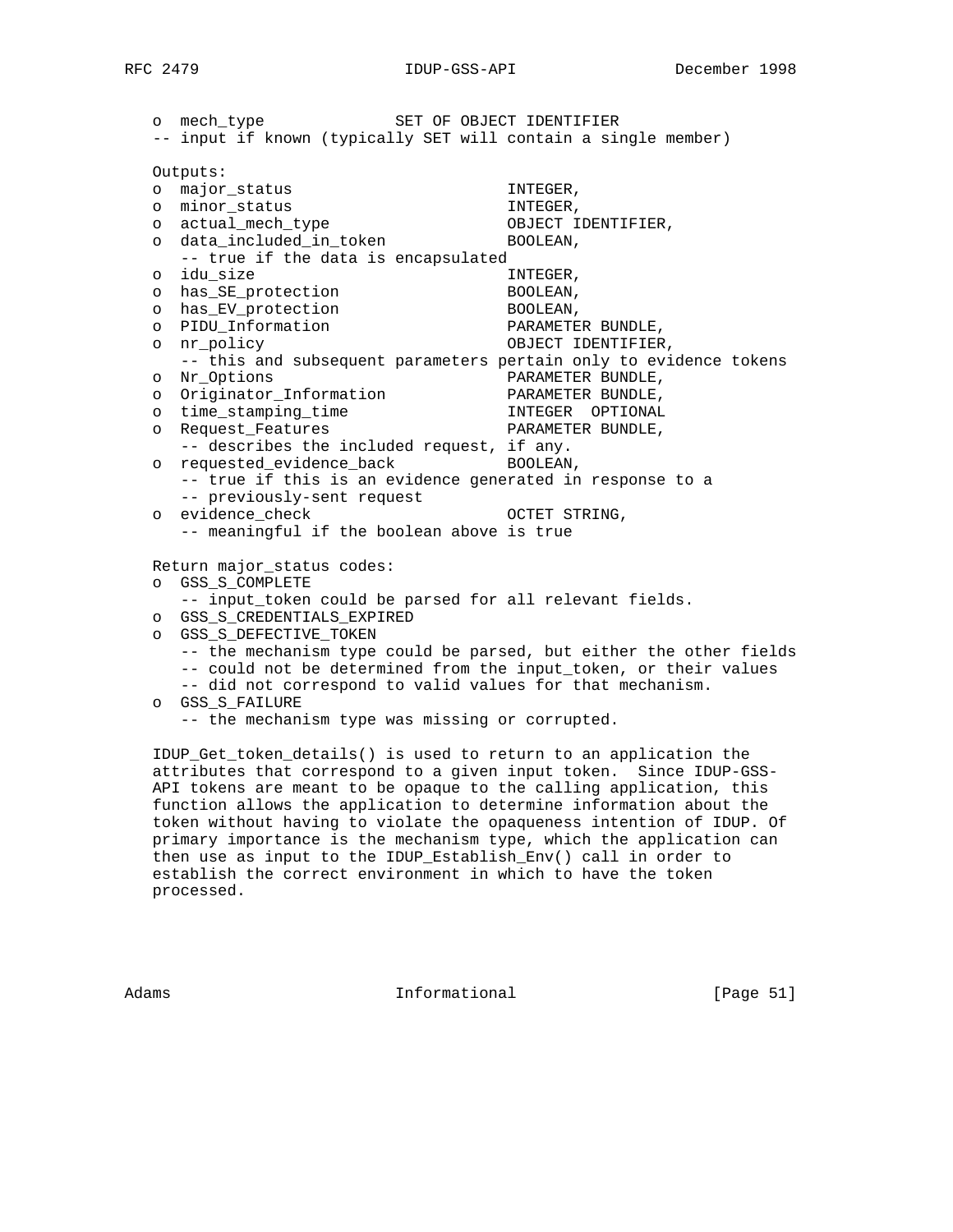```
   o  mech_type              SET OF OBJECT IDENTIFIER
   -- input if known (typically SET will contain a single member)

   Outputs:
   o  major_status                     INTEGER,
   o  minor_status                     INTEGER,
   o  actual_mech_type                 OBJECT IDENTIFIER,
   o  data_included_in_token           BOOLEAN,
      -- true if the data is encapsulated
   o  idu_size                         INTEGER,
   o  has_SE_protection                BOOLEAN,
   o  has_EV_protection                BOOLEAN,
   o  PIDU_Information                 PARAMETER BUNDLE,
   o  nr_policy                        OBJECT IDENTIFIER,
      -- this and subsequent parameters pertain only to evidence tokens
   o  Nr_Options                       PARAMETER BUNDLE,
   o  Originator_Information           PARAMETER BUNDLE,
   o  time_stamping_time               INTEGER  OPTIONAL
   o  Request_Features                 PARAMETER BUNDLE,
      -- describes the included request, if any.
   o  requested_evidence_back          BOOLEAN,
      -- true if this is an evidence generated in response to a
      -- previously-sent request
   o  evidence_check                   OCTET STRING,
      -- meaningful if the boolean above is true

   Return major_status codes:
   o  GSS_S_COMPLETE
      -- input_token could be parsed for all relevant fields.
   o  GSS_S_CREDENTIALS_EXPIRED
   o  GSS_S_DEFECTIVE_TOKEN
      -- the mechanism type could be parsed, but either the other fields
      -- could not be determined from the input_token, or their values
      -- did not correspond to valid values for that mechanism.
   o  GSS_S_FAILURE
      -- the mechanism type was missing or corrupted.
```

IDUP_Get_token_details() is used to return to an application the attributes that correspond to a given input token. Since IDUP-GSS-API tokens are meant to be opaque to the calling application, this function allows the application to determine information about the token without having to violate the opaqueness intention of IDUP. Of primary importance is the mechanism type, which the application can then use as input to the IDUP_Establish_Env() call in order to establish the correct environment in which to have the token processed.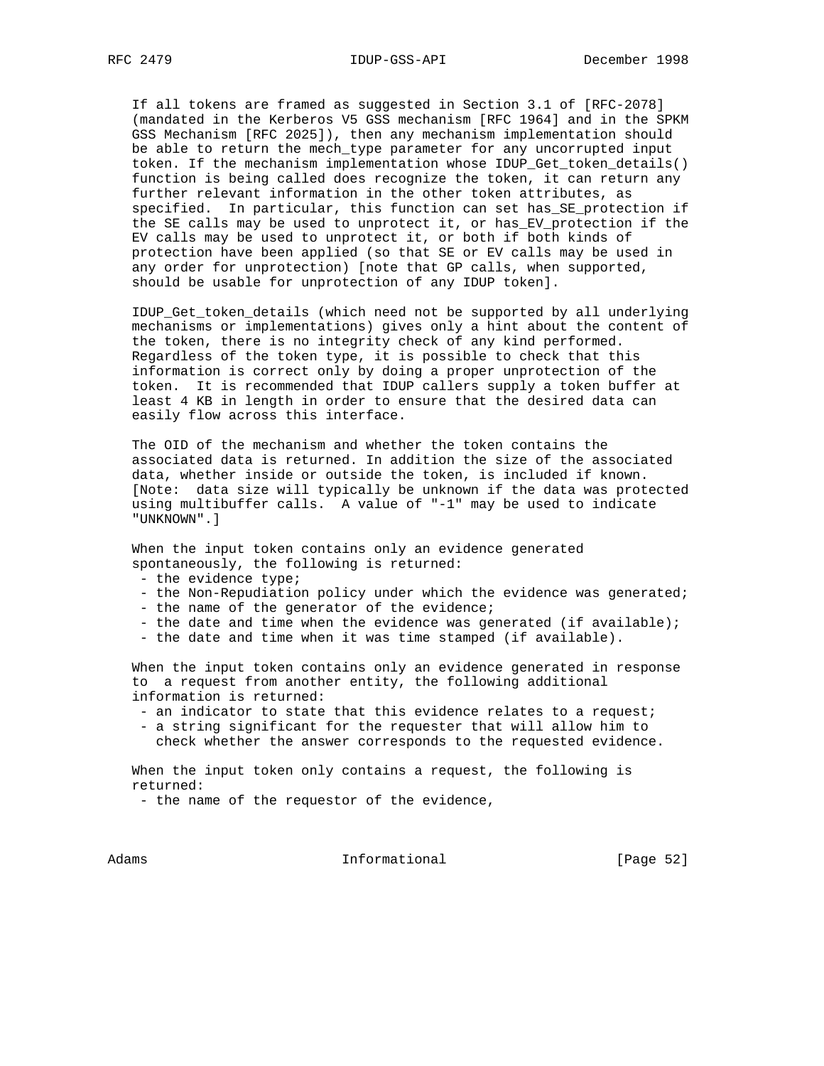If all tokens are framed as suggested in Section 3.1 of [RFC-2078] (mandated in the Kerberos V5 GSS mechanism [RFC 1964] and in the SPKM GSS Mechanism [RFC 2025]), then any mechanism implementation should be able to return the mech_type parameter for any uncorrupted input token. If the mechanism implementation whose IDUP_Get_token_details() function is being called does recognize the token, it can return any further relevant information in the other token attributes, as specified.  In particular, this function can set has_SE_protection if the SE calls may be used to unprotect it, or has_EV_protection if the EV calls may be used to unprotect it, or both if both kinds of protection have been applied (so that SE or EV calls may be used in any order for unprotection) [note that GP calls, when supported, should be usable for unprotection of any IDUP token].

IDUP_Get_token_details (which need not be supported by all underlying mechanisms or implementations) gives only a hint about the content of the token, there is no integrity check of any kind performed. Regardless of the token type, it is possible to check that this information is correct only by doing a proper unprotection of the token.  It is recommended that IDUP callers supply a token buffer at least 4 KB in length in order to ensure that the desired data can easily flow across this interface.

The OID of the mechanism and whether the token contains the associated data is returned. In addition the size of the associated data, whether inside or outside the token, is included if known. [Note:  data size will typically be unknown if the data was protected using multibuffer calls.  A value of "-1" may be used to indicate "UNKNOWN".]

When the input token contains only an evidence generated spontaneously, the following is returned:

- the evidence type;
- the Non-Repudiation policy under which the evidence was generated;
- the name of the generator of the evidence;
- the date and time when the evidence was generated (if available);
- the date and time when it was time stamped (if available).

When the input token contains only an evidence generated in response to  a request from another entity, the following additional information is returned:

- an indicator to state that this evidence relates to a request;
- a string significant for the requester that will allow him to check whether the answer corresponds to the requested evidence.

When the input token only contains a request, the following is returned:

- the name of the requestor of the evidence,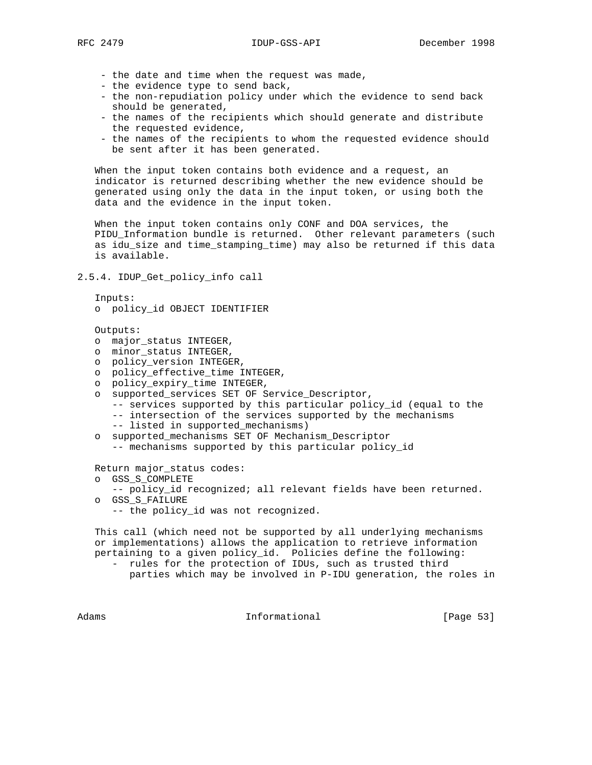- the date and time when the request was made,
- the evidence type to send back,
- the non-repudiation policy under which the evidence to send back should be generated,
- the names of the recipients which should generate and distribute the requested evidence,
- the names of the recipients to whom the requested evidence should be sent after it has been generated.

When the input token contains both evidence and a request, an indicator is returned describing whether the new evidence should be generated using only the data in the input token, or using both the data and the evidence in the input token.

When the input token contains only CONF and DOA services, the PIDU_Information bundle is returned. Other relevant parameters (such as idu_size and time_stamping_time) may also be returned if this data is available.

### 2.5.4. IDUP_Get_policy_info call

Inputs:

```
o  policy_id OBJECT IDENTIFIER
```

Outputs:

```
o  major_status INTEGER,
o  minor_status INTEGER,
o  policy_version INTEGER,
o  policy_effective_time INTEGER,
o  policy_expiry_time INTEGER,
o  supported_services SET OF Service_Descriptor,
   -- services supported by this particular policy_id (equal to the
   -- intersection of the services supported by the mechanisms
   -- listed in supported_mechanisms)
o  supported_mechanisms SET OF Mechanism_Descriptor
   -- mechanisms supported by this particular policy_id
```

Return major_status codes:

```
o  GSS_S_COMPLETE
   -- policy_id recognized; all relevant fields have been returned.
o  GSS_S_FAILURE
   -- the policy_id was not recognized.
```

This call (which need not be supported by all underlying mechanisms or implementations) allows the application to retrieve information pertaining to a given policy_id. Policies define the following:

- rules for the protection of IDUs, such as trusted third parties which may be involved in P-IDU generation, the roles in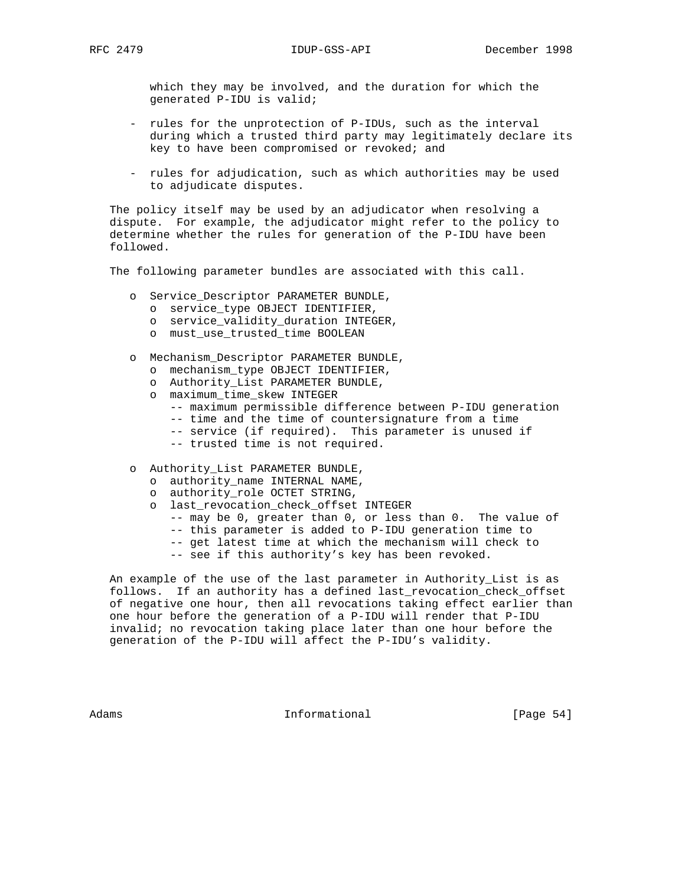which they may be involved, and the duration for which the generated P-IDU is valid;

- rules for the unprotection of P-IDUs, such as the interval during which a trusted third party may legitimately declare its key to have been compromised or revoked; and

- rules for adjudication, such as which authorities may be used to adjudicate disputes.

The policy itself may be used by an adjudicator when resolving a dispute. For example, the adjudicator might refer to the policy to determine whether the rules for generation of the P-IDU have been followed.

The following parameter bundles are associated with this call.

```
o Service_Descriptor PARAMETER BUNDLE,
   o service_type OBJECT IDENTIFIER,
   o service_validity_duration INTEGER,
   o must_use_trusted_time BOOLEAN

o Mechanism_Descriptor PARAMETER BUNDLE,
   o mechanism_type OBJECT IDENTIFIER,
   o Authority_List PARAMETER BUNDLE,
   o maximum_time_skew INTEGER
      -- maximum permissible difference between P-IDU generation
      -- time and the time of countersignature from a time
      -- service (if required).  This parameter is unused if
      -- trusted time is not required.

o Authority_List PARAMETER BUNDLE,
   o authority_name INTERNAL NAME,
   o authority_role OCTET STRING,
   o last_revocation_check_offset INTEGER
      -- may be 0, greater than 0, or less than 0.  The value of
      -- this parameter is added to P-IDU generation time to
      -- get latest time at which the mechanism will check to
      -- see if this authority's key has been revoked.
```

An example of the use of the last parameter in Authority_List is as follows. If an authority has a defined last_revocation_check_offset of negative one hour, then all revocations taking effect earlier than one hour before the generation of a P-IDU will render that P-IDU invalid; no revocation taking place later than one hour before the generation of the P-IDU will affect the P-IDU's validity.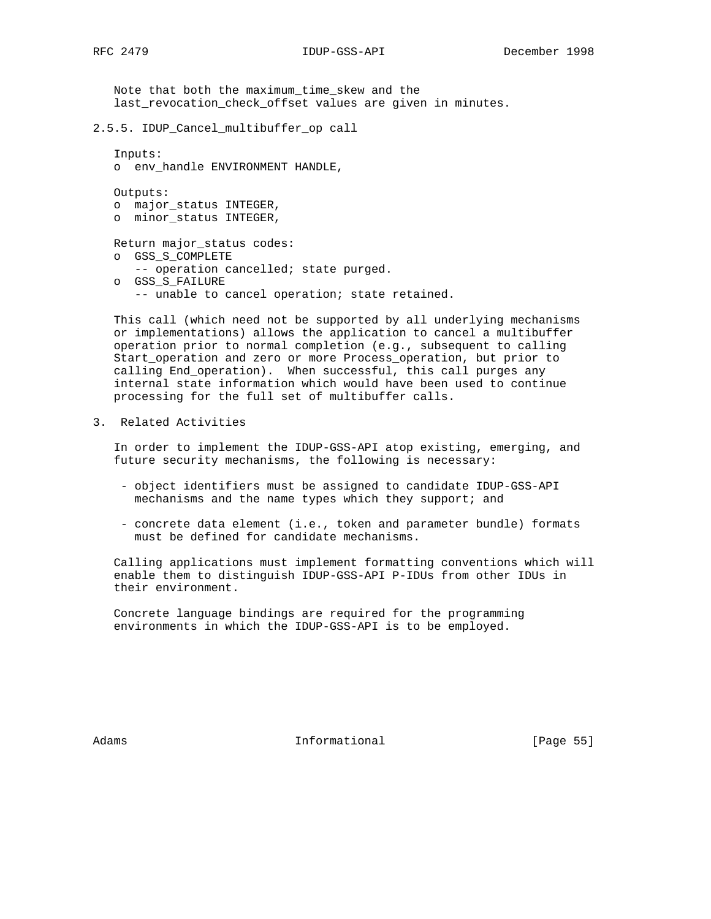Note that both the maximum_time_skew and the last_revocation_check_offset values are given in minutes.

### 2.5.5. IDUP_Cancel_multibuffer_op call

Inputs:

- o env_handle ENVIRONMENT HANDLE,

Outputs:

- o major_status INTEGER,
- o minor_status INTEGER,

Return major_status codes:

- o GSS_S_COMPLETE
  -- operation cancelled; state purged.
- o GSS_S_FAILURE
  -- unable to cancel operation; state retained.

This call (which need not be supported by all underlying mechanisms or implementations) allows the application to cancel a multibuffer operation prior to normal completion (e.g., subsequent to calling Start_operation and zero or more Process_operation, but prior to calling End_operation). When successful, this call purges any internal state information which would have been used to continue processing for the full set of multibuffer calls.

## 3. Related Activities

In order to implement the IDUP-GSS-API atop existing, emerging, and future security mechanisms, the following is necessary:

- object identifiers must be assigned to candidate IDUP-GSS-API mechanisms and the name types which they support; and

- concrete data element (i.e., token and parameter bundle) formats must be defined for candidate mechanisms.

Calling applications must implement formatting conventions which will enable them to distinguish IDUP-GSS-API P-IDUs from other IDUs in their environment.

Concrete language bindings are required for the programming environments in which the IDUP-GSS-API is to be employed.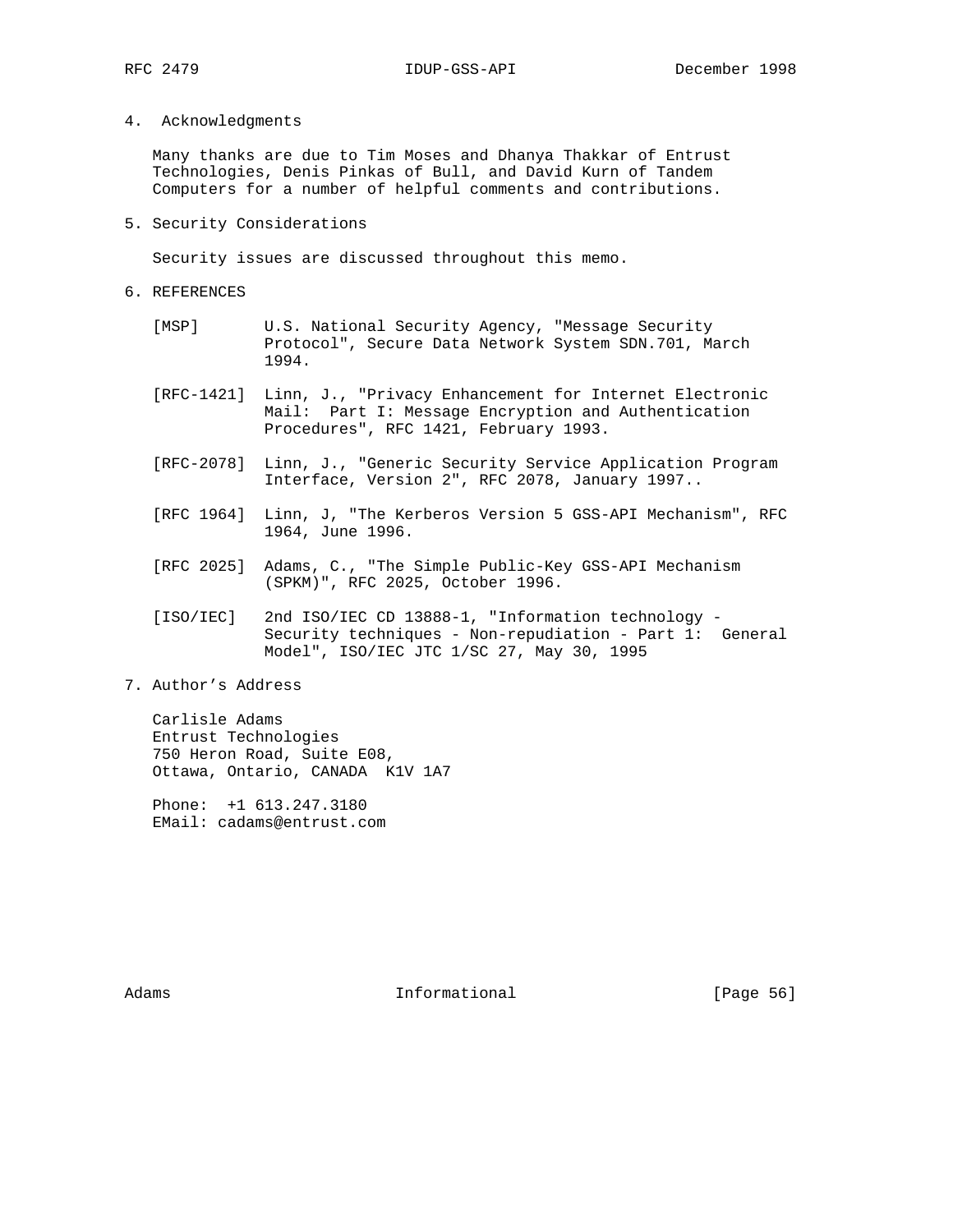## 4. Acknowledgments

Many thanks are due to Tim Moses and Dhanya Thakkar of Entrust Technologies, Denis Pinkas of Bull, and David Kurn of Tandem Computers for a number of helpful comments and contributions.

## 5. Security Considerations

Security issues are discussed throughout this memo.

## 6. REFERENCES

[MSP] U.S. National Security Agency, "Message Security Protocol", Secure Data Network System SDN.701, March 1994.

[RFC-1421] Linn, J., "Privacy Enhancement for Internet Electronic Mail: Part I: Message Encryption and Authentication Procedures", RFC 1421, February 1993.

[RFC-2078] Linn, J., "Generic Security Service Application Program Interface, Version 2", RFC 2078, January 1997..

[RFC 1964] Linn, J, "The Kerberos Version 5 GSS-API Mechanism", RFC 1964, June 1996.

[RFC 2025] Adams, C., "The Simple Public-Key GSS-API Mechanism (SPKM)", RFC 2025, October 1996.

[ISO/IEC] 2nd ISO/IEC CD 13888-1, "Information technology - Security techniques - Non-repudiation - Part 1: General Model", ISO/IEC JTC 1/SC 27, May 30, 1995

## 7. Author's Address

Carlisle Adams
Entrust Technologies
750 Heron Road, Suite E08,
Ottawa, Ontario, CANADA K1V 1A7

Phone: +1 613.247.3180
EMail: cadams@entrust.com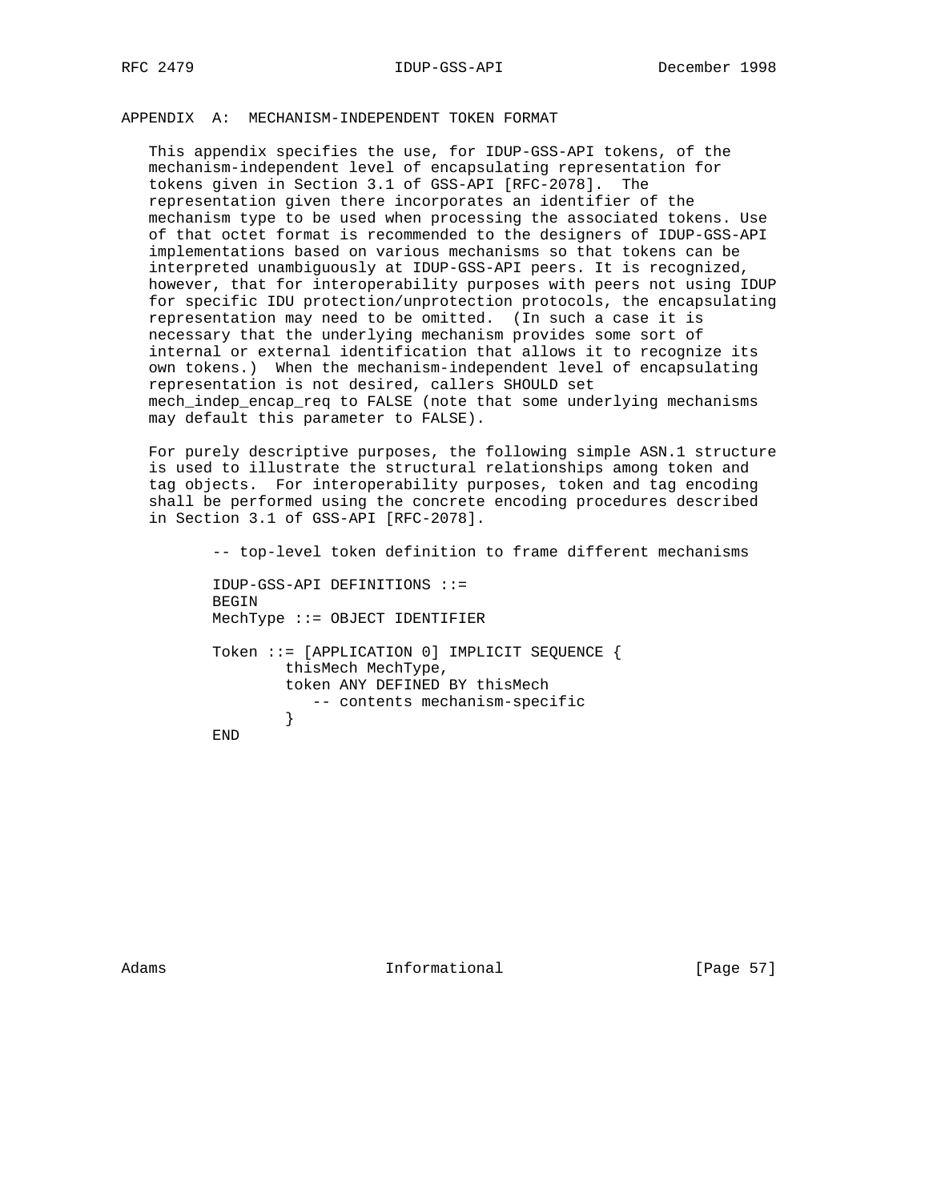## APPENDIX A: MECHANISM-INDEPENDENT TOKEN FORMAT

This appendix specifies the use, for IDUP-GSS-API tokens, of the mechanism-independent level of encapsulating representation for tokens given in Section 3.1 of GSS-API [RFC-2078]. The representation given there incorporates an identifier of the mechanism type to be used when processing the associated tokens. Use of that octet format is recommended to the designers of IDUP-GSS-API implementations based on various mechanisms so that tokens can be interpreted unambiguously at IDUP-GSS-API peers. It is recognized, however, that for interoperability purposes with peers not using IDUP for specific IDU protection/unprotection protocols, the encapsulating representation may need to be omitted. (In such a case it is necessary that the underlying mechanism provides some sort of internal or external identification that allows it to recognize its own tokens.) When the mechanism-independent level of encapsulating representation is not desired, callers SHOULD set mech_indep_encap_req to FALSE (note that some underlying mechanisms may default this parameter to FALSE).

For purely descriptive purposes, the following simple ASN.1 structure is used to illustrate the structural relationships among token and tag objects. For interoperability purposes, token and tag encoding shall be performed using the concrete encoding procedures described in Section 3.1 of GSS-API [RFC-2078].

```
-- top-level token definition to frame different mechanisms

IDUP-GSS-API DEFINITIONS ::=
BEGIN
MechType ::= OBJECT IDENTIFIER

Token ::= [APPLICATION 0] IMPLICIT SEQUENCE {
        thisMech MechType,
        token ANY DEFINED BY thisMech
           -- contents mechanism-specific
        }
END
```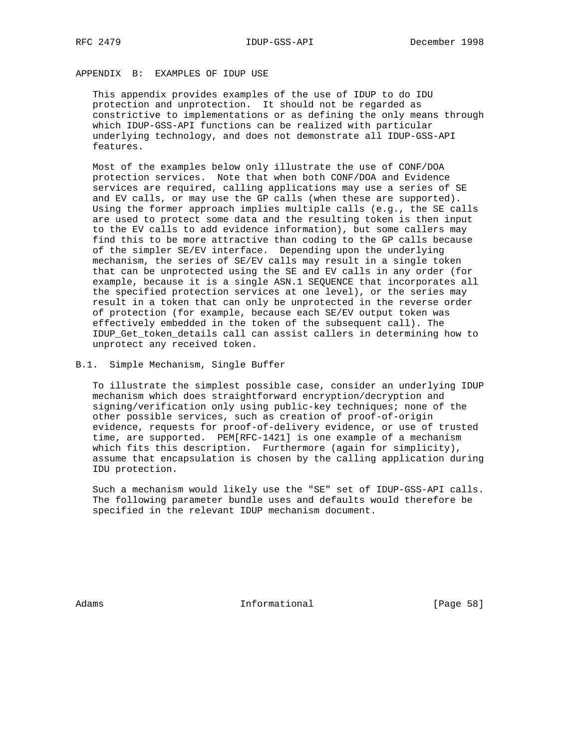## APPENDIX B: EXAMPLES OF IDUP USE

This appendix provides examples of the use of IDUP to do IDU protection and unprotection. It should not be regarded as constrictive to implementations or as defining the only means through which IDUP-GSS-API functions can be realized with particular underlying technology, and does not demonstrate all IDUP-GSS-API features.

Most of the examples below only illustrate the use of CONF/DOA protection services. Note that when both CONF/DOA and Evidence services are required, calling applications may use a series of SE and EV calls, or may use the GP calls (when these are supported). Using the former approach implies multiple calls (e.g., the SE calls are used to protect some data and the resulting token is then input to the EV calls to add evidence information), but some callers may find this to be more attractive than coding to the GP calls because of the simpler SE/EV interface. Depending upon the underlying mechanism, the series of SE/EV calls may result in a single token that can be unprotected using the SE and EV calls in any order (for example, because it is a single ASN.1 SEQUENCE that incorporates all the specified protection services at one level), or the series may result in a token that can only be unprotected in the reverse order of protection (for example, because each SE/EV output token was effectively embedded in the token of the subsequent call). The IDUP_Get_token_details call can assist callers in determining how to unprotect any received token.

### B.1. Simple Mechanism, Single Buffer

To illustrate the simplest possible case, consider an underlying IDUP mechanism which does straightforward encryption/decryption and signing/verification only using public-key techniques; none of the other possible services, such as creation of proof-of-origin evidence, requests for proof-of-delivery evidence, or use of trusted time, are supported. PEM[RFC-1421] is one example of a mechanism which fits this description. Furthermore (again for simplicity), assume that encapsulation is chosen by the calling application during IDU protection.

Such a mechanism would likely use the "SE" set of IDUP-GSS-API calls. The following parameter bundle uses and defaults would therefore be specified in the relevant IDUP mechanism document.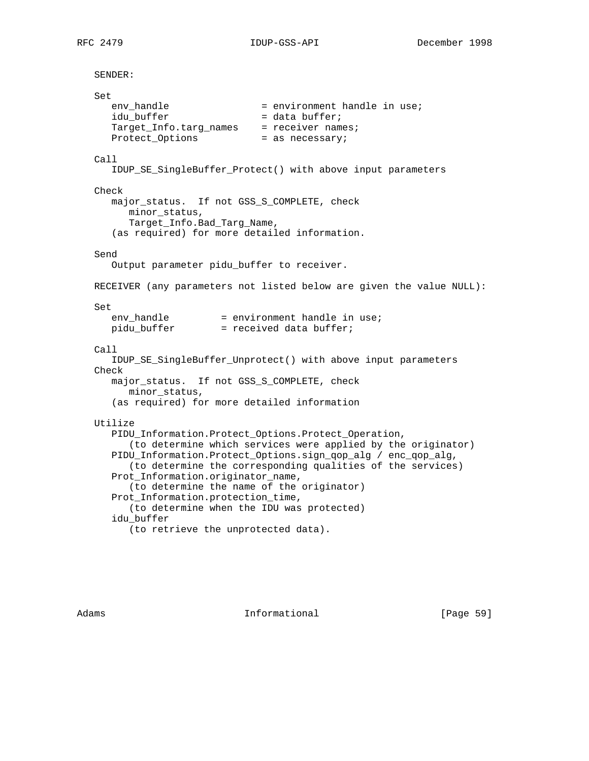```
SENDER:

Set
   env_handle                = environment handle in use;
   idu_buffer                = data buffer;
   Target_Info.targ_names    = receiver names;
   Protect_Options           = as necessary;

Call
   IDUP_SE_SingleBuffer_Protect() with above input parameters

Check
   major_status.  If not GSS_S_COMPLETE, check
      minor_status,
      Target_Info.Bad_Targ_Name,
   (as required) for more detailed information.

Send
   Output parameter pidu_buffer to receiver.

RECEIVER (any parameters not listed below are given the value NULL):

Set
   env_handle         = environment handle in use;
   pidu_buffer        = received data buffer;

Call
   IDUP_SE_SingleBuffer_Unprotect() with above input parameters
Check
   major_status.  If not GSS_S_COMPLETE, check
      minor_status,
   (as required) for more detailed information

Utilize
   PIDU_Information.Protect_Options.Protect_Operation,
      (to determine which services were applied by the originator)
   PIDU_Information.Protect_Options.sign_qop_alg / enc_qop_alg,
      (to determine the corresponding qualities of the services)
   Prot_Information.originator_name,
      (to determine the name of the originator)
   Prot_Information.protection_time,
      (to determine when the IDU was protected)
   idu_buffer
      (to retrieve the unprotected data).
```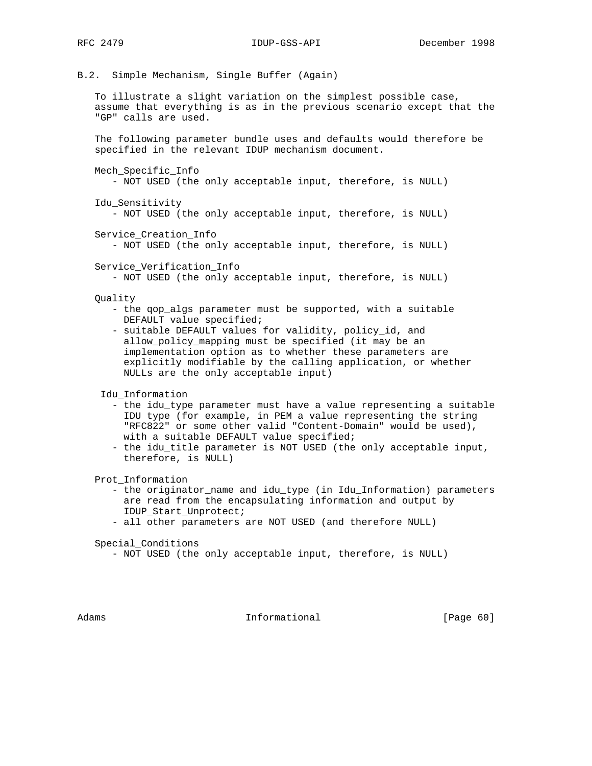## B.2. Simple Mechanism, Single Buffer (Again)

To illustrate a slight variation on the simplest possible case, assume that everything is as in the previous scenario except that the "GP" calls are used.

The following parameter bundle uses and defaults would therefore be specified in the relevant IDUP mechanism document.

Mech_Specific_Info
- NOT USED (the only acceptable input, therefore, is NULL)

Idu_Sensitivity
- NOT USED (the only acceptable input, therefore, is NULL)

Service_Creation_Info
- NOT USED (the only acceptable input, therefore, is NULL)

Service_Verification_Info
- NOT USED (the only acceptable input, therefore, is NULL)

Quality
- the qop_algs parameter must be supported, with a suitable DEFAULT value specified;
- suitable DEFAULT values for validity, policy_id, and allow_policy_mapping must be specified (it may be an implementation option as to whether these parameters are explicitly modifiable by the calling application, or whether NULLs are the only acceptable input)

Idu_Information
- the idu_type parameter must have a value representing a suitable IDU type (for example, in PEM a value representing the string "RFC822" or some other valid "Content-Domain" would be used), with a suitable DEFAULT value specified;
- the idu_title parameter is NOT USED (the only acceptable input, therefore, is NULL)

Prot_Information
- the originator_name and idu_type (in Idu_Information) parameters are read from the encapsulating information and output by IDUP_Start_Unprotect;
- all other parameters are NOT USED (and therefore NULL)

Special_Conditions
- NOT USED (the only acceptable input, therefore, is NULL)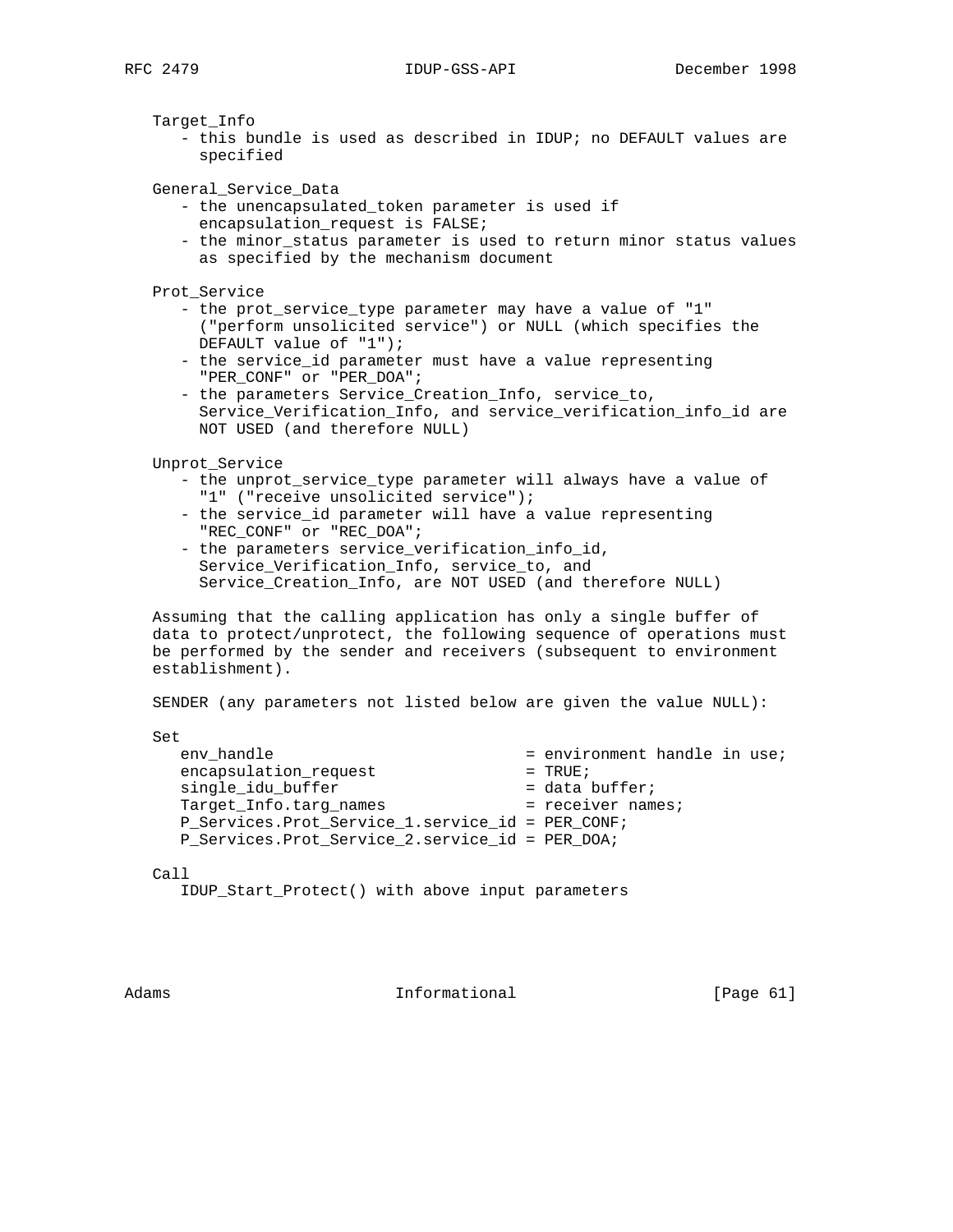Target_Info
- this bundle is used as described in IDUP; no DEFAULT values are specified

General_Service_Data
- the unencapsulated_token parameter is used if encapsulation_request is FALSE;
- the minor_status parameter is used to return minor status values as specified by the mechanism document

Prot_Service
- the prot_service_type parameter may have a value of "1" ("perform unsolicited service") or NULL (which specifies the DEFAULT value of "1");
- the service_id parameter must have a value representing "PER_CONF" or "PER_DOA";
- the parameters Service_Creation_Info, service_to, Service_Verification_Info, and service_verification_info_id are NOT USED (and therefore NULL)

Unprot_Service
- the unprot_service_type parameter will always have a value of "1" ("receive unsolicited service");
- the service_id parameter will have a value representing "REC_CONF" or "REC_DOA";
- the parameters service_verification_info_id, Service_Verification_Info, service_to, and Service_Creation_Info, are NOT USED (and therefore NULL)

Assuming that the calling application has only a single buffer of data to protect/unprotect, the following sequence of operations must be performed by the sender and receivers (subsequent to environment establishment).

SENDER (any parameters not listed below are given the value NULL):

Set
```
   env_handle                         = environment handle in use;
   encapsulation_request              = TRUE;
   single_idu_buffer                  = data buffer;
   Target_Info.targ_names             = receiver names;
   P_Services.Prot_Service_1.service_id = PER_CONF;
   P_Services.Prot_Service_2.service_id = PER_DOA;
```

Call
```
   IDUP_Start_Protect() with above input parameters
```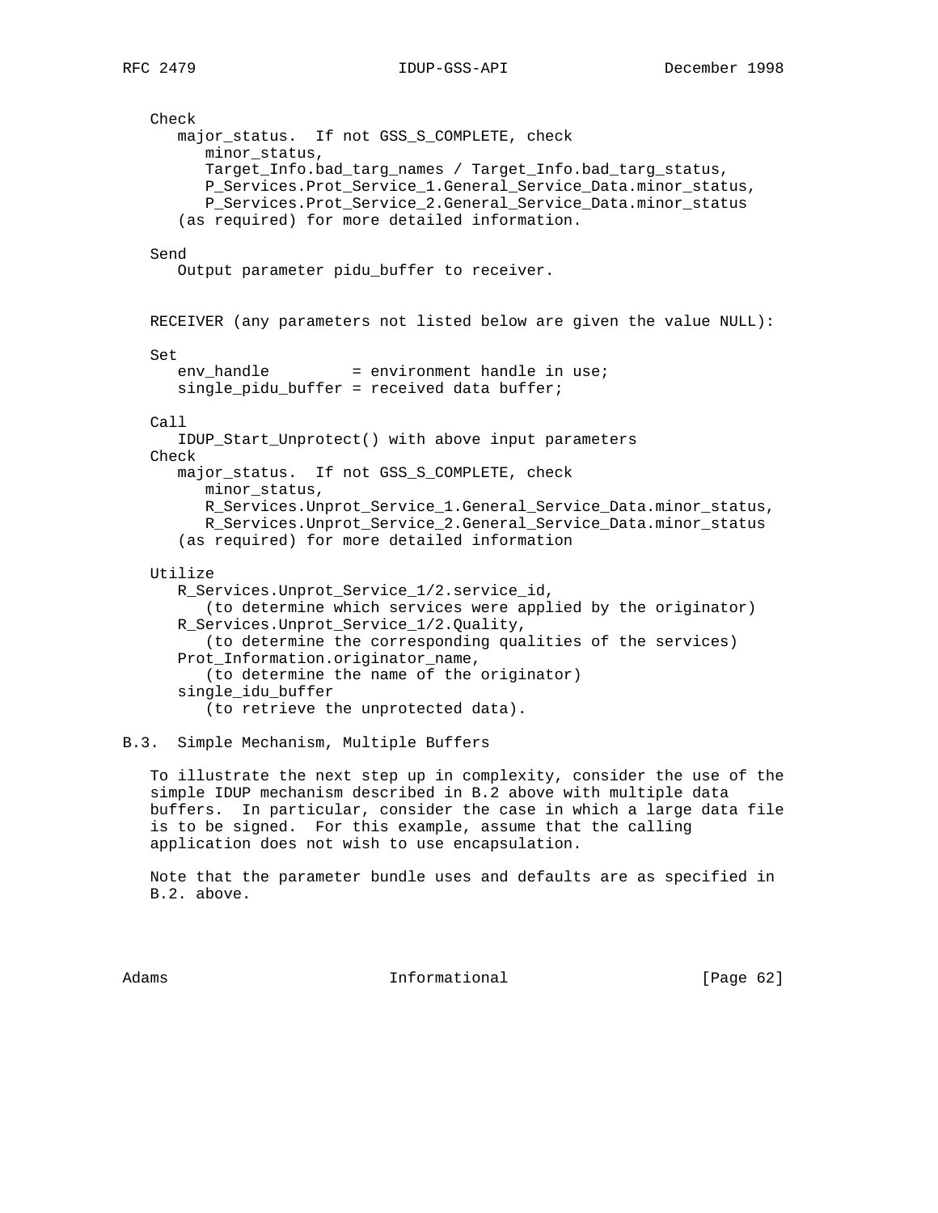```
   Check
      major_status.  If not GSS_S_COMPLETE, check
         minor_status,
         Target_Info.bad_targ_names / Target_Info.bad_targ_status,
         P_Services.Prot_Service_1.General_Service_Data.minor_status,
         P_Services.Prot_Service_2.General_Service_Data.minor_status
      (as required) for more detailed information.

   Send
      Output parameter pidu_buffer to receiver.


   RECEIVER (any parameters not listed below are given the value NULL):

   Set
      env_handle         = environment handle in use;
      single_pidu_buffer = received data buffer;

   Call
      IDUP_Start_Unprotect() with above input parameters
   Check
      major_status.  If not GSS_S_COMPLETE, check
         minor_status,
         R_Services.Unprot_Service_1.General_Service_Data.minor_status,
         R_Services.Unprot_Service_2.General_Service_Data.minor_status
      (as required) for more detailed information

   Utilize
      R_Services.Unprot_Service_1/2.service_id,
         (to determine which services were applied by the originator)
      R_Services.Unprot_Service_1/2.Quality,
         (to determine the corresponding qualities of the services)
      Prot_Information.originator_name,
         (to determine the name of the originator)
      single_idu_buffer
         (to retrieve the unprotected data).
```

## B.3. Simple Mechanism, Multiple Buffers

To illustrate the next step up in complexity, consider the use of the simple IDUP mechanism described in B.2 above with multiple data buffers. In particular, consider the case in which a large data file is to be signed. For this example, assume that the calling application does not wish to use encapsulation.

Note that the parameter bundle uses and defaults are as specified in B.2. above.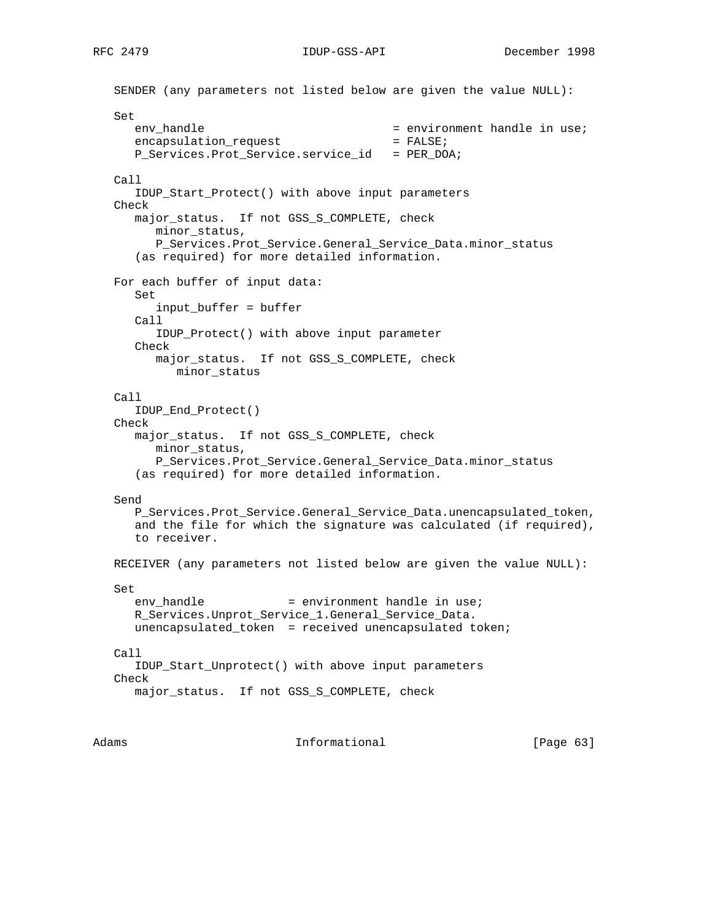```
   SENDER (any parameters not listed below are given the value NULL):

   Set
      env_handle                          = environment handle in use;
      encapsulation_request               = FALSE;
      P_Services.Prot_Service.service_id   = PER_DOA;

   Call
      IDUP_Start_Protect() with above input parameters
   Check
      major_status.  If not GSS_S_COMPLETE, check
         minor_status,
         P_Services.Prot_Service.General_Service_Data.minor_status
      (as required) for more detailed information.

   For each buffer of input data:
      Set
         input_buffer = buffer
      Call
         IDUP_Protect() with above input parameter
      Check
         major_status.  If not GSS_S_COMPLETE, check
            minor_status

   Call
      IDUP_End_Protect()
   Check
      major_status.  If not GSS_S_COMPLETE, check
         minor_status,
         P_Services.Prot_Service.General_Service_Data.minor_status
      (as required) for more detailed information.

   Send
      P_Services.Prot_Service.General_Service_Data.unencapsulated_token,
      and the file for which the signature was calculated (if required),
      to receiver.

   RECEIVER (any parameters not listed below are given the value NULL):

   Set
      env_handle            = environment handle in use;
      R_Services.Unprot_Service_1.General_Service_Data.
      unencapsulated_token  = received unencapsulated token;

   Call
      IDUP_Start_Unprotect() with above input parameters
   Check
      major_status.  If not GSS_S_COMPLETE, check
```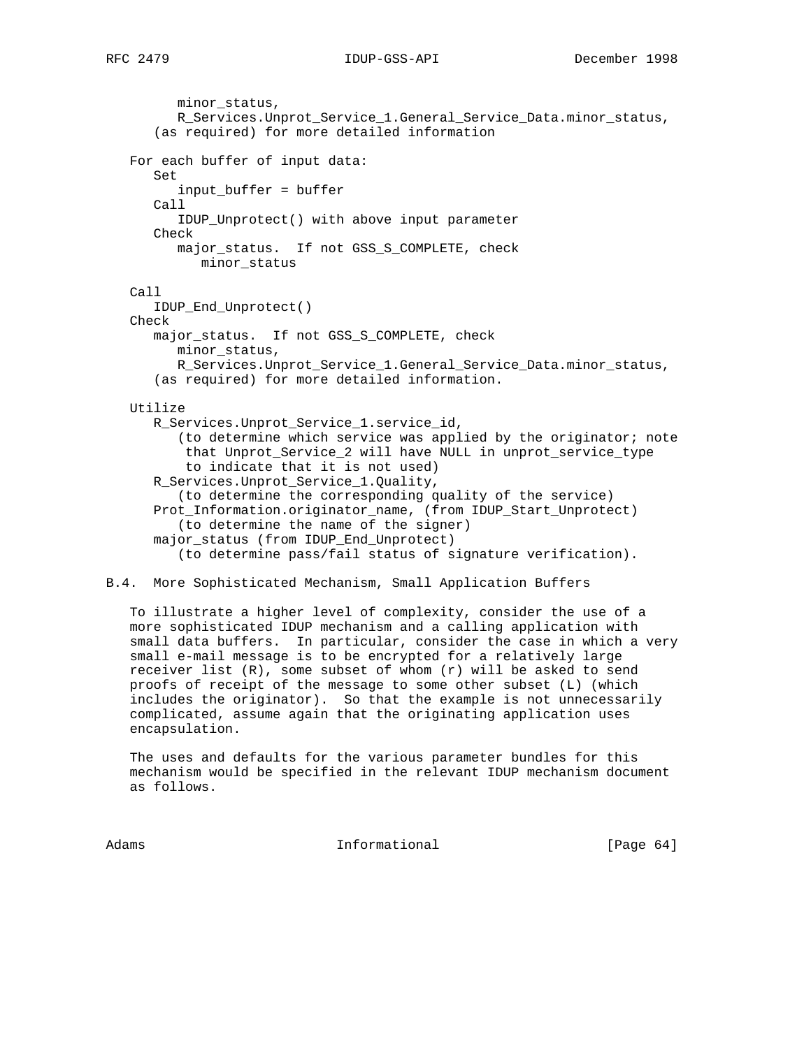```
         minor_status,
         R_Services.Unprot_Service_1.General_Service_Data.minor_status,
      (as required) for more detailed information

   For each buffer of input data:
      Set
         input_buffer = buffer
      Call
         IDUP_Unprotect() with above input parameter
      Check
         major_status.  If not GSS_S_COMPLETE, check
            minor_status

   Call
      IDUP_End_Unprotect()
   Check
      major_status.  If not GSS_S_COMPLETE, check
         minor_status,
         R_Services.Unprot_Service_1.General_Service_Data.minor_status,
      (as required) for more detailed information.

   Utilize
      R_Services.Unprot_Service_1.service_id,
         (to determine which service was applied by the originator; note
          that Unprot_Service_2 will have NULL in unprot_service_type
          to indicate that it is not used)
      R_Services.Unprot_Service_1.Quality,
         (to determine the corresponding quality of the service)
      Prot_Information.originator_name, (from IDUP_Start_Unprotect)
         (to determine the name of the signer)
      major_status (from IDUP_End_Unprotect)
         (to determine pass/fail status of signature verification).
```

## B.4. More Sophisticated Mechanism, Small Application Buffers

To illustrate a higher level of complexity, consider the use of a more sophisticated IDUP mechanism and a calling application with small data buffers. In particular, consider the case in which a very small e-mail message is to be encrypted for a relatively large receiver list (R), some subset of whom (r) will be asked to send proofs of receipt of the message to some other subset (L) (which includes the originator). So that the example is not unnecessarily complicated, assume again that the originating application uses encapsulation.

The uses and defaults for the various parameter bundles for this mechanism would be specified in the relevant IDUP mechanism document as follows.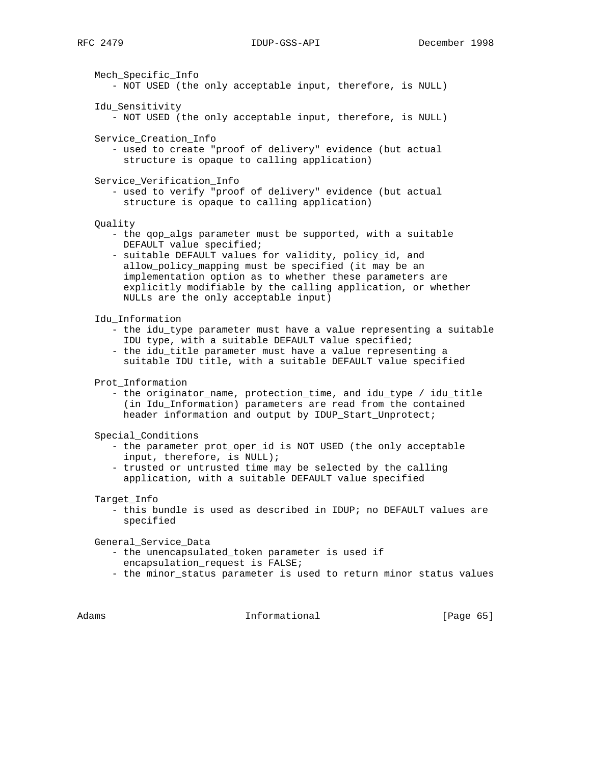Mech_Specific_Info
- NOT USED (the only acceptable input, therefore, is NULL)

Idu_Sensitivity
- NOT USED (the only acceptable input, therefore, is NULL)

Service_Creation_Info
- used to create "proof of delivery" evidence (but actual structure is opaque to calling application)

Service_Verification_Info
- used to verify "proof of delivery" evidence (but actual structure is opaque to calling application)

Quality
- the qop_algs parameter must be supported, with a suitable DEFAULT value specified;
- suitable DEFAULT values for validity, policy_id, and allow_policy_mapping must be specified (it may be an implementation option as to whether these parameters are explicitly modifiable by the calling application, or whether NULLs are the only acceptable input)

Idu_Information
- the idu_type parameter must have a value representing a suitable IDU type, with a suitable DEFAULT value specified;
- the idu_title parameter must have a value representing a suitable IDU title, with a suitable DEFAULT value specified

Prot_Information
- the originator_name, protection_time, and idu_type / idu_title (in Idu_Information) parameters are read from the contained header information and output by IDUP_Start_Unprotect;

Special_Conditions
- the parameter prot_oper_id is NOT USED (the only acceptable input, therefore, is NULL);
- trusted or untrusted time may be selected by the calling application, with a suitable DEFAULT value specified

Target_Info
- this bundle is used as described in IDUP; no DEFAULT values are specified

General_Service_Data
- the unencapsulated_token parameter is used if encapsulation_request is FALSE;
- the minor_status parameter is used to return minor status values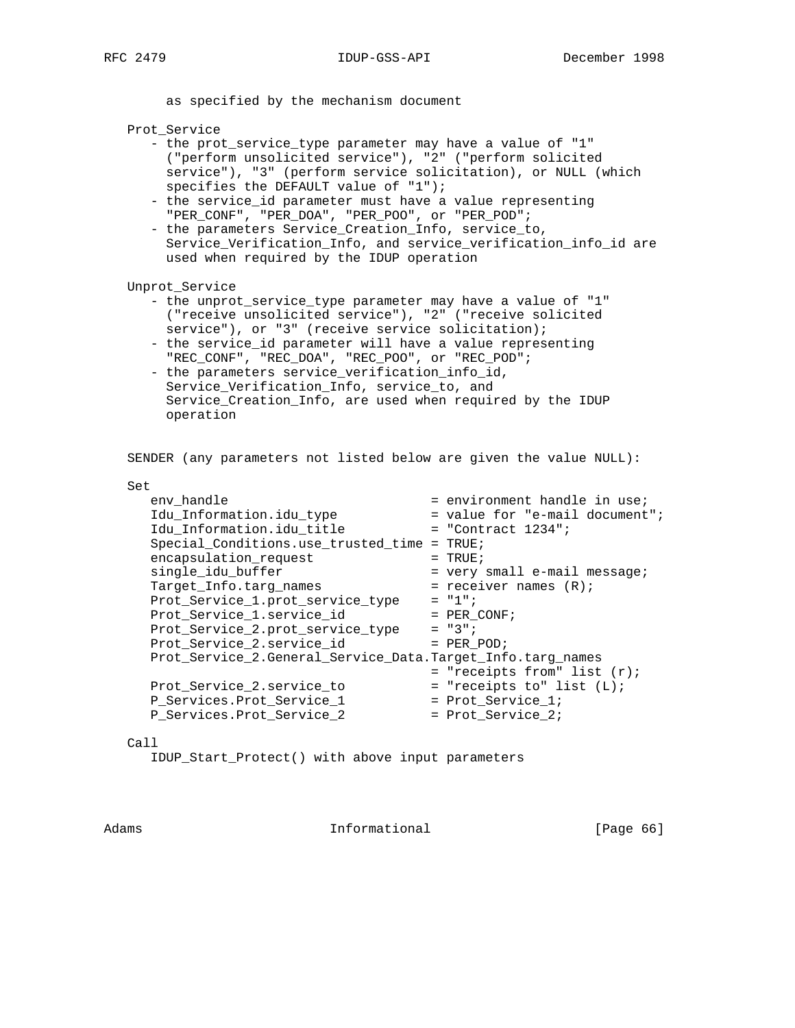```
      as specified by the mechanism document

   Prot_Service
      - the prot_service_type parameter may have a value of "1"
        ("perform unsolicited service"), "2" ("perform solicited
        service"), "3" (perform service solicitation), or NULL (which
        specifies the DEFAULT value of "1");
      - the service_id parameter must have a value representing
        "PER_CONF", "PER_DOA", "PER_POO", or "PER_POD";
      - the parameters Service_Creation_Info, service_to,
        Service_Verification_Info, and service_verification_info_id are
        used when required by the IDUP operation

   Unprot_Service
      - the unprot_service_type parameter may have a value of "1"
        ("receive unsolicited service"), "2" ("receive solicited
        service"), or "3" (receive service solicitation);
      - the service_id parameter will have a value representing
        "REC_CONF", "REC_DOA", "REC_POO", or "REC_POD";
      - the parameters service_verification_info_id,
        Service_Verification_Info, service_to, and
        Service_Creation_Info, are used when required by the IDUP
        operation


   SENDER (any parameters not listed below are given the value NULL):

   Set
      env_handle                        = environment handle in use;
      Idu_Information.idu_type          = value for "e-mail document";
      Idu_Information.idu_title         = "Contract 1234";
      Special_Conditions.use_trusted_time = TRUE;
      encapsulation_request             = TRUE;
      single_idu_buffer                 = very small e-mail message;
      Target_Info.targ_names            = receiver names (R);
      Prot_Service_1.prot_service_type  = "1";
      Prot_Service_1.service_id         = PER_CONF;
      Prot_Service_2.prot_service_type  = "3";
      Prot_Service_2.service_id         = PER_POD;
      Prot_Service_2.General_Service_Data.Target_Info.targ_names
                                        = "receipts from" list (r);
      Prot_Service_2.service_to         = "receipts to" list (L);
      P_Services.Prot_Service_1         = Prot_Service_1;
      P_Services.Prot_Service_2         = Prot_Service_2;

   Call
      IDUP_Start_Protect() with above input parameters
```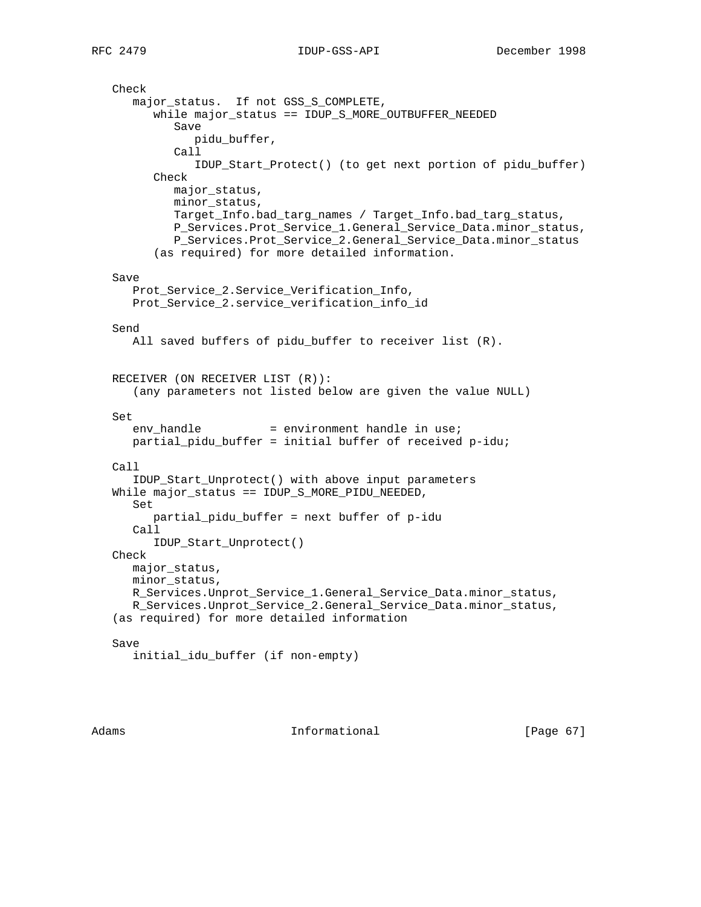```
   Check
      major_status.  If not GSS_S_COMPLETE,
         while major_status == IDUP_S_MORE_OUTBUFFER_NEEDED
            Save
               pidu_buffer,
            Call
               IDUP_Start_Protect() (to get next portion of pidu_buffer)
         Check
            major_status,
            minor_status,
            Target_Info.bad_targ_names / Target_Info.bad_targ_status,
            P_Services.Prot_Service_1.General_Service_Data.minor_status,
            P_Services.Prot_Service_2.General_Service_Data.minor_status
         (as required) for more detailed information.

   Save
      Prot_Service_2.Service_Verification_Info,
      Prot_Service_2.service_verification_info_id

   Send
      All saved buffers of pidu_buffer to receiver list (R).


   RECEIVER (ON RECEIVER LIST (R)):
      (any parameters not listed below are given the value NULL)

   Set
      env_handle          = environment handle in use;
      partial_pidu_buffer = initial buffer of received p-idu;

   Call
      IDUP_Start_Unprotect() with above input parameters
   While major_status == IDUP_S_MORE_PIDU_NEEDED,
      Set
         partial_pidu_buffer = next buffer of p-idu
      Call
         IDUP_Start_Unprotect()
   Check
      major_status,
      minor_status,
      R_Services.Unprot_Service_1.General_Service_Data.minor_status,
      R_Services.Unprot_Service_2.General_Service_Data.minor_status,
   (as required) for more detailed information

   Save
      initial_idu_buffer (if non-empty)
```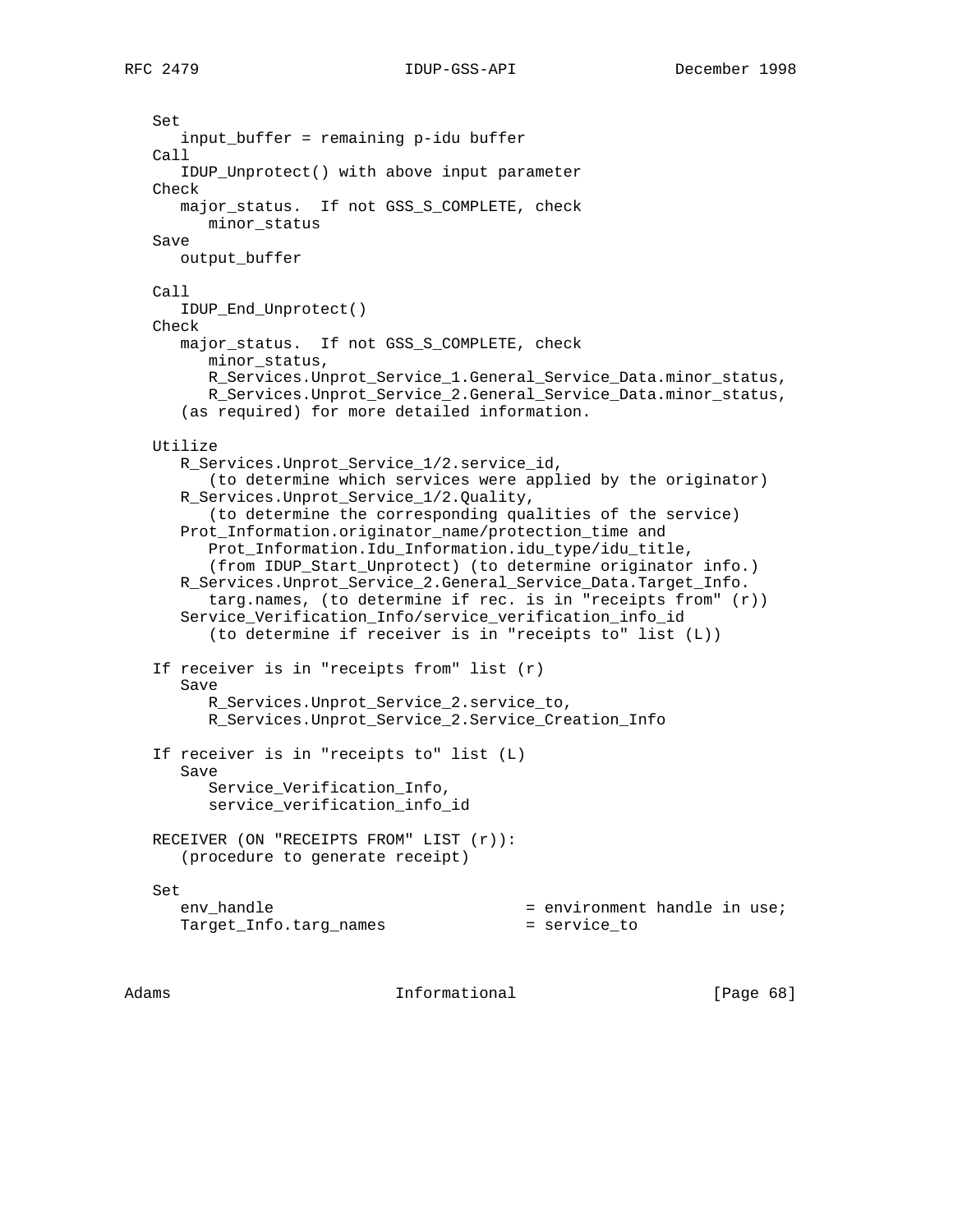```
   Set
      input_buffer = remaining p-idu buffer
   Call
      IDUP_Unprotect() with above input parameter
   Check
      major_status.  If not GSS_S_COMPLETE, check
         minor_status
   Save
      output_buffer

   Call
      IDUP_End_Unprotect()
   Check
      major_status.  If not GSS_S_COMPLETE, check
         minor_status,
         R_Services.Unprot_Service_1.General_Service_Data.minor_status,
         R_Services.Unprot_Service_2.General_Service_Data.minor_status,
      (as required) for more detailed information.

   Utilize
      R_Services.Unprot_Service_1/2.service_id,
         (to determine which services were applied by the originator)
      R_Services.Unprot_Service_1/2.Quality,
         (to determine the corresponding qualities of the service)
      Prot_Information.originator_name/protection_time and
         Prot_Information.Idu_Information.idu_type/idu_title,
         (from IDUP_Start_Unprotect) (to determine originator info.)
      R_Services.Unprot_Service_2.General_Service_Data.Target_Info.
         targ.names, (to determine if rec. is in "receipts from" (r))
      Service_Verification_Info/service_verification_info_id
         (to determine if receiver is in "receipts to" list (L))

   If receiver is in "receipts from" list (r)
      Save
         R_Services.Unprot_Service_2.service_to,
         R_Services.Unprot_Service_2.Service_Creation_Info

   If receiver is in "receipts to" list (L)
      Save
         Service_Verification_Info,
         service_verification_info_id

   RECEIVER (ON "RECEIPTS FROM" LIST (r)):
      (procedure to generate receipt)

   Set
      env_handle                          = environment handle in use;
      Target_Info.targ_names              = service_to
```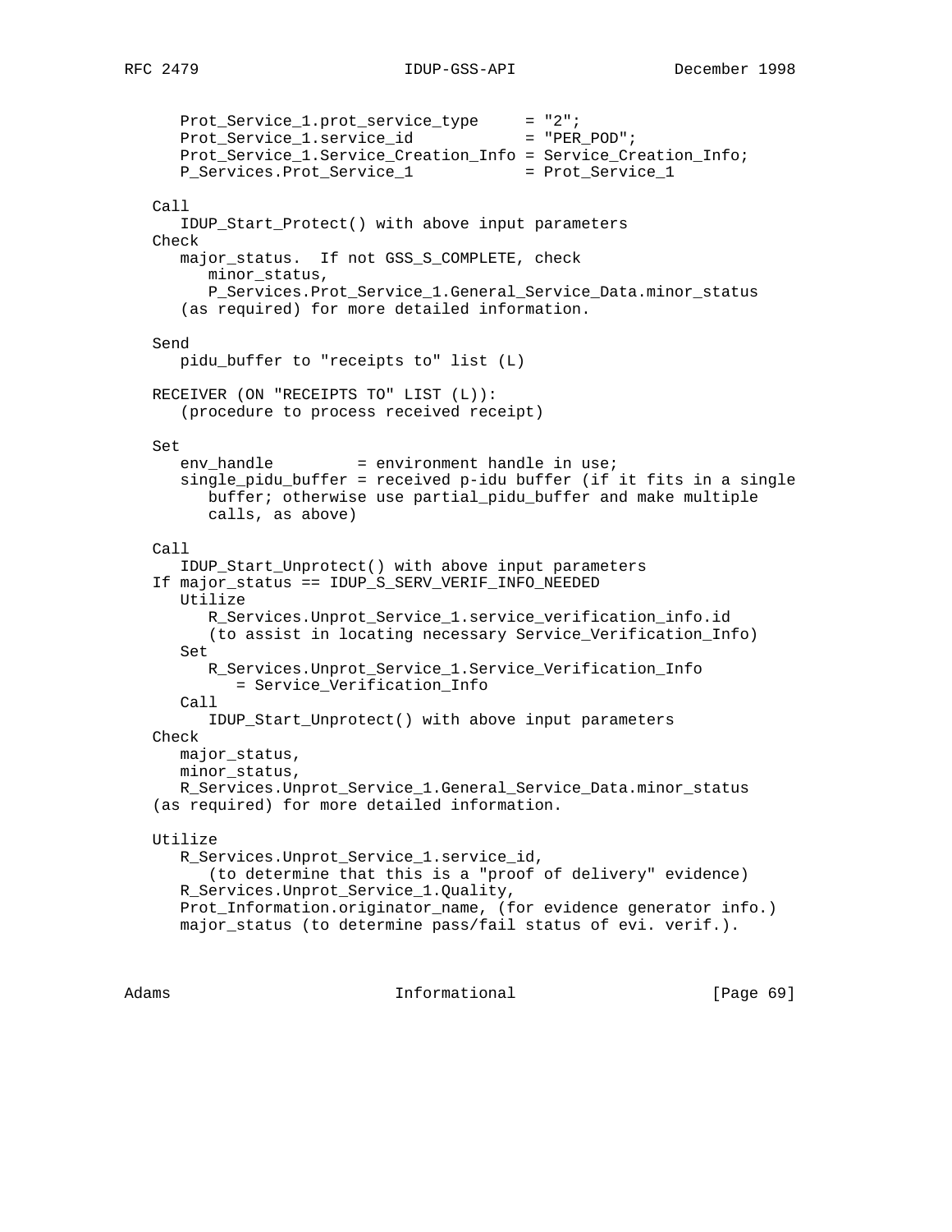```
      Prot_Service_1.prot_service_type     = "2";
      Prot_Service_1.service_id            = "PER_POD";
      Prot_Service_1.Service_Creation_Info = Service_Creation_Info;
      P_Services.Prot_Service_1            = Prot_Service_1

   Call
      IDUP_Start_Protect() with above input parameters
   Check
      major_status.  If not GSS_S_COMPLETE, check
         minor_status,
         P_Services.Prot_Service_1.General_Service_Data.minor_status
      (as required) for more detailed information.

   Send
      pidu_buffer to "receipts to" list (L)

   RECEIVER (ON "RECEIPTS TO" LIST (L)):
      (procedure to process received receipt)

   Set
      env_handle         = environment handle in use;
      single_pidu_buffer = received p-idu buffer (if it fits in a single
         buffer; otherwise use partial_pidu_buffer and make multiple
         calls, as above)

   Call
      IDUP_Start_Unprotect() with above input parameters
   If major_status == IDUP_S_SERV_VERIF_INFO_NEEDED
      Utilize
         R_Services.Unprot_Service_1.service_verification_info.id
         (to assist in locating necessary Service_Verification_Info)
      Set
         R_Services.Unprot_Service_1.Service_Verification_Info
            = Service_Verification_Info
      Call
         IDUP_Start_Unprotect() with above input parameters
   Check
      major_status,
      minor_status,
      R_Services.Unprot_Service_1.General_Service_Data.minor_status
   (as required) for more detailed information.

   Utilize
      R_Services.Unprot_Service_1.service_id,
         (to determine that this is a "proof of delivery" evidence)
      R_Services.Unprot_Service_1.Quality,
      Prot_Information.originator_name, (for evidence generator info.)
      major_status (to determine pass/fail status of evi. verif.).
```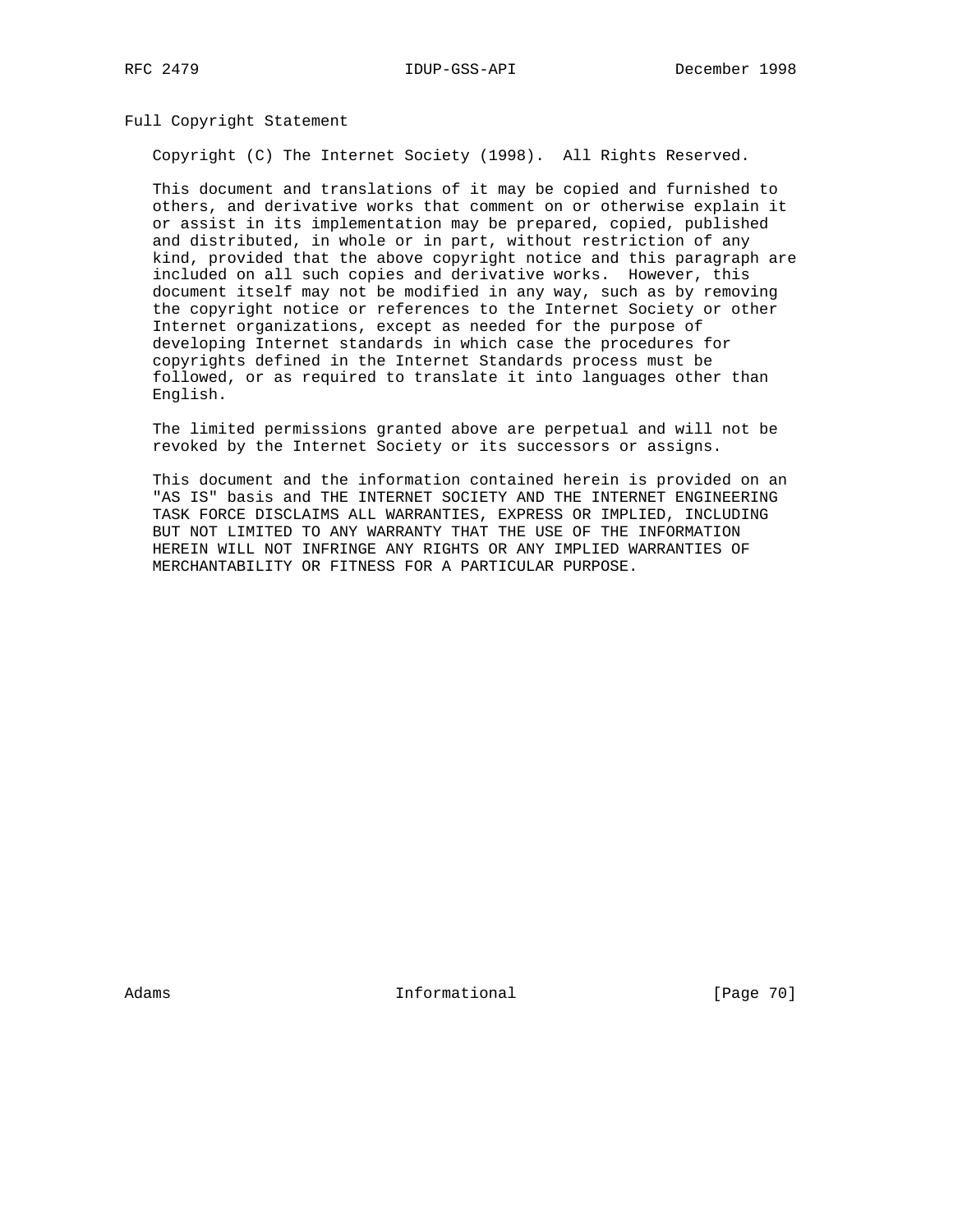## Full Copyright Statement

Copyright (C) The Internet Society (1998). All Rights Reserved.

This document and translations of it may be copied and furnished to others, and derivative works that comment on or otherwise explain it or assist in its implementation may be prepared, copied, published and distributed, in whole or in part, without restriction of any kind, provided that the above copyright notice and this paragraph are included on all such copies and derivative works. However, this document itself may not be modified in any way, such as by removing the copyright notice or references to the Internet Society or other Internet organizations, except as needed for the purpose of developing Internet standards in which case the procedures for copyrights defined in the Internet Standards process must be followed, or as required to translate it into languages other than English.

The limited permissions granted above are perpetual and will not be revoked by the Internet Society or its successors or assigns.

This document and the information contained herein is provided on an "AS IS" basis and THE INTERNET SOCIETY AND THE INTERNET ENGINEERING TASK FORCE DISCLAIMS ALL WARRANTIES, EXPRESS OR IMPLIED, INCLUDING BUT NOT LIMITED TO ANY WARRANTY THAT THE USE OF THE INFORMATION HEREIN WILL NOT INFRINGE ANY RIGHTS OR ANY IMPLIED WARRANTIES OF MERCHANTABILITY OR FITNESS FOR A PARTICULAR PURPOSE.